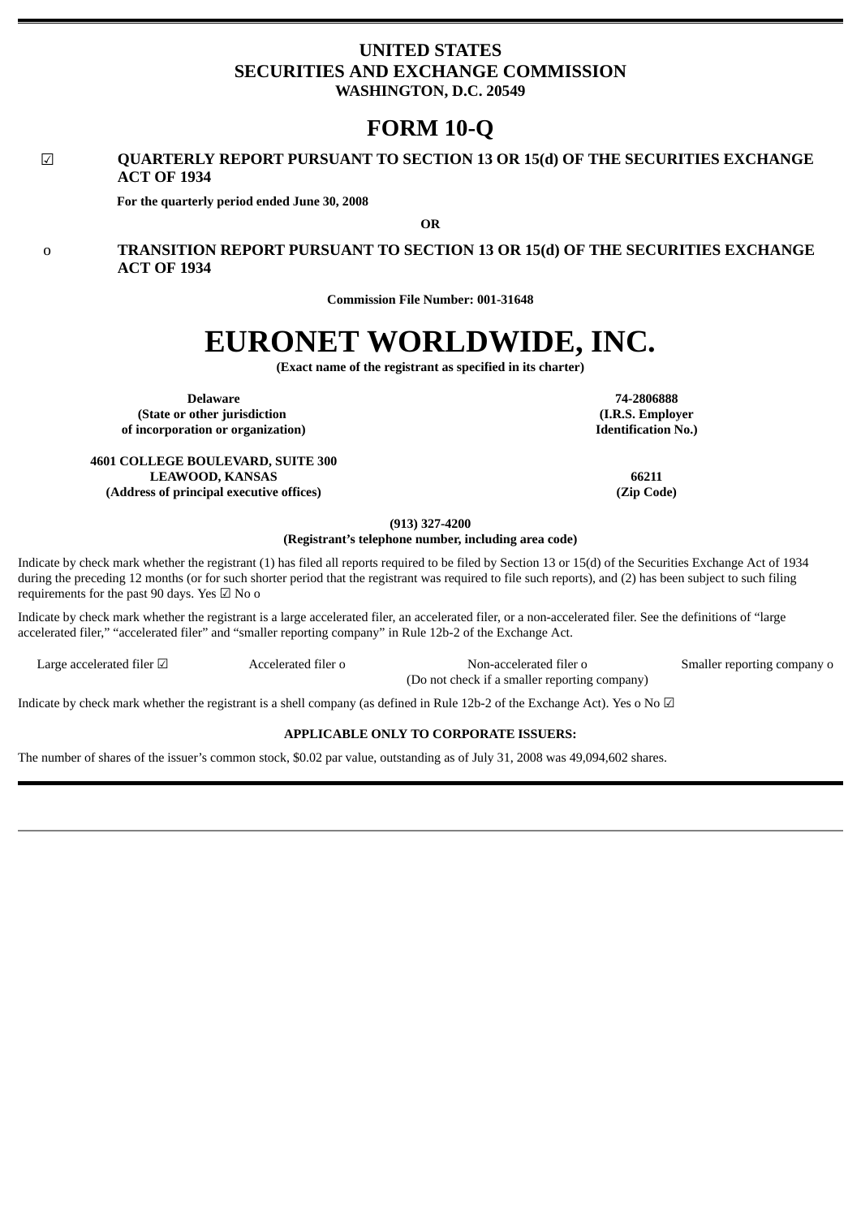# UNITED STATES
# SECURITIES AND EXCHANGE COMMISSION
**WASHINGTON, D.C. 20549**

# FORM 10-Q

☑ **QUARTERLY REPORT PURSUANT TO SECTION 13 OR 15(d) OF THE SECURITIES EXCHANGE ACT OF 1934**

**For the quarterly period ended June 30, 2008**

**OR**

o **TRANSITION REPORT PURSUANT TO SECTION 13 OR 15(d) OF THE SECURITIES EXCHANGE ACT OF 1934**

**Commission File Number: 001-31648**

# EURONET WORLDWIDE, INC.
**(Exact name of the registrant as specified in its charter)**

| | |
|---|---|
| **Delaware**<br>**(State or other jurisdiction of incorporation or organization)** | **74-2806888**<br>**(I.R.S. Employer Identification No.)** |
| **4601 COLLEGE BOULEVARD, SUITE 300**<br>**LEAWOOD, KANSAS**<br>**(Address of principal executive offices)** | **66211**<br>**(Zip Code)** |

**(913) 327-4200**
**(Registrant's telephone number, including area code)**

Indicate by check mark whether the registrant (1) has filed all reports required to be filed by Section 13 or 15(d) of the Securities Exchange Act of 1934 during the preceding 12 months (or for such shorter period that the registrant was required to file such reports), and (2) has been subject to such filing requirements for the past 90 days. Yes ☑ No o

Indicate by check mark whether the registrant is a large accelerated filer, an accelerated filer, or a non-accelerated filer. See the definitions of "large accelerated filer," "accelerated filer" and "smaller reporting company" in Rule 12b-2 of the Exchange Act.

| | | | |
|---|---|---|---|
| Large accelerated filer ☑ | Accelerated filer o | Non-accelerated filer o<br>(Do not check if a smaller reporting company) | Smaller reporting company o |

Indicate by check mark whether the registrant is a shell company (as defined in Rule 12b-2 of the Exchange Act). Yes o No ☑

**APPLICABLE ONLY TO CORPORATE ISSUERS:**

The number of shares of the issuer's common stock, $0.02 par value, outstanding as of July 31, 2008 was 49,094,602 shares.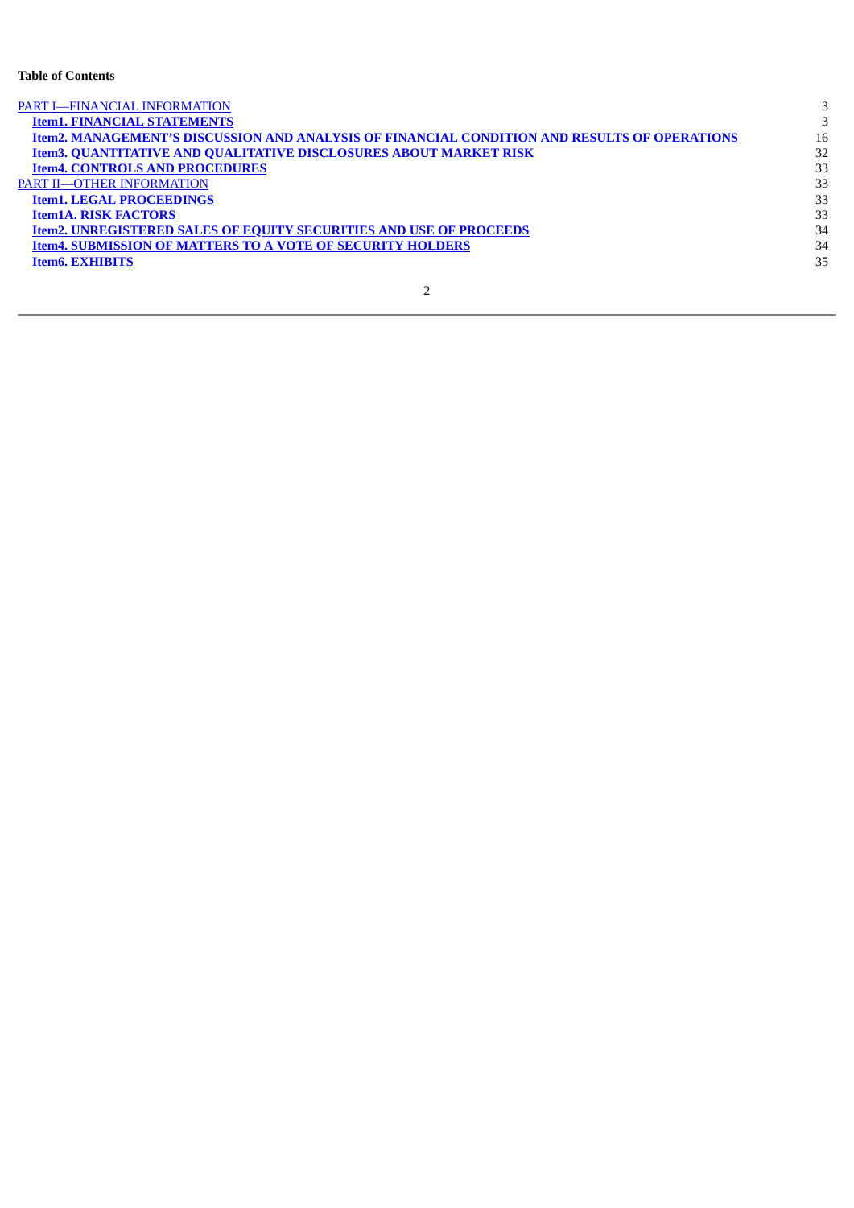**Table of Contents**

| | |
|---|---|
| PART I—FINANCIAL INFORMATION | 3 |
| **Item1. FINANCIAL STATEMENTS** | 3 |
| **Item2. MANAGEMENT'S DISCUSSION AND ANALYSIS OF FINANCIAL CONDITION AND RESULTS OF OPERATIONS** | 16 |
| **Item3. QUANTITATIVE AND QUALITATIVE DISCLOSURES ABOUT MARKET RISK** | 32 |
| **Item4. CONTROLS AND PROCEDURES** | 33 |
| PART II—OTHER INFORMATION | 33 |
| **Item1. LEGAL PROCEEDINGS** | 33 |
| **Item1A. RISK FACTORS** | 33 |
| **Item2. UNREGISTERED SALES OF EQUITY SECURITIES AND USE OF PROCEEDS** | 34 |
| **Item4. SUBMISSION OF MATTERS TO A VOTE OF SECURITY HOLDERS** | 34 |
| **Item6. EXHIBITS** | 35 |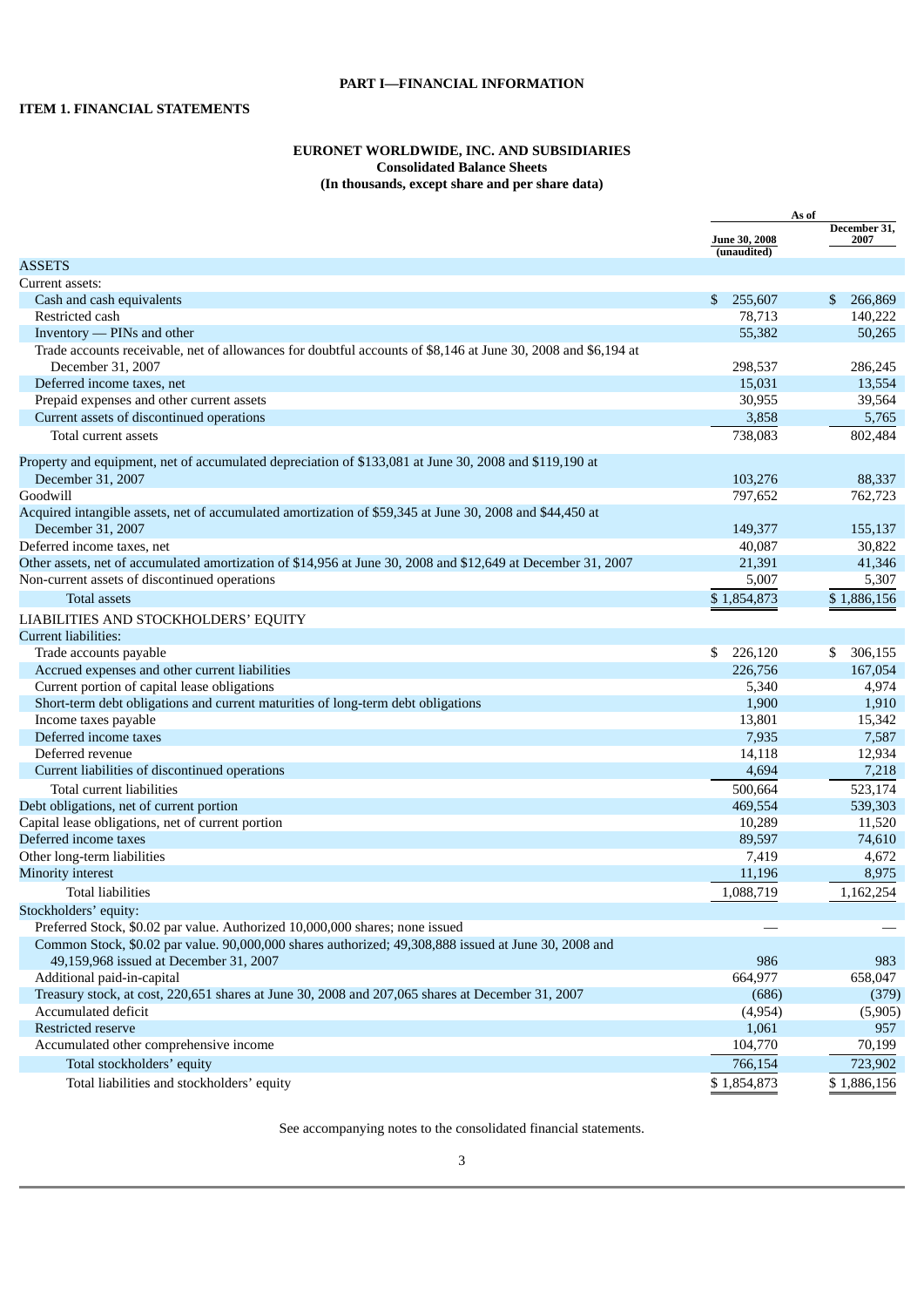**PART I—FINANCIAL INFORMATION**

**ITEM 1. FINANCIAL STATEMENTS**

**EURONET WORLDWIDE, INC. AND SUBSIDIARIES**
**Consolidated Balance Sheets**
**(In thousands, except share and per share data)**

| | As of | |
|---|---|---|
| | June 30, 2008 (unaudited) | December 31, 2007 |
| ASSETS | | |
| Current assets: | | |
| Cash and cash equivalents | $ 255,607 | $ 266,869 |
| Restricted cash | 78,713 | 140,222 |
| Inventory — PINs and other | 55,382 | 50,265 |
| Trade accounts receivable, net of allowances for doubtful accounts of $8,146 at June 30, 2008 and $6,194 at December 31, 2007 | 298,537 | 286,245 |
| Deferred income taxes, net | 15,031 | 13,554 |
| Prepaid expenses and other current assets | 30,955 | 39,564 |
| Current assets of discontinued operations | 3,858 | 5,765 |
| Total current assets | 738,083 | 802,484 |
| Property and equipment, net of accumulated depreciation of $133,081 at June 30, 2008 and $119,190 at December 31, 2007 | 103,276 | 88,337 |
| Goodwill | 797,652 | 762,723 |
| Acquired intangible assets, net of accumulated amortization of $59,345 at June 30, 2008 and $44,450 at December 31, 2007 | 149,377 | 155,137 |
| Deferred income taxes, net | 40,087 | 30,822 |
| Other assets, net of accumulated amortization of $14,956 at June 30, 2008 and $12,649 at December 31, 2007 | 21,391 | 41,346 |
| Non-current assets of discontinued operations | 5,007 | 5,307 |
| Total assets | $ 1,854,873 | $ 1,886,156 |
| LIABILITIES AND STOCKHOLDERS' EQUITY | | |
| Current liabilities: | | |
| Trade accounts payable | $ 226,120 | $ 306,155 |
| Accrued expenses and other current liabilities | 226,756 | 167,054 |
| Current portion of capital lease obligations | 5,340 | 4,974 |
| Short-term debt obligations and current maturities of long-term debt obligations | 1,900 | 1,910 |
| Income taxes payable | 13,801 | 15,342 |
| Deferred income taxes | 7,935 | 7,587 |
| Deferred revenue | 14,118 | 12,934 |
| Current liabilities of discontinued operations | 4,694 | 7,218 |
| Total current liabilities | 500,664 | 523,174 |
| Debt obligations, net of current portion | 469,554 | 539,303 |
| Capital lease obligations, net of current portion | 10,289 | 11,520 |
| Deferred income taxes | 89,597 | 74,610 |
| Other long-term liabilities | 7,419 | 4,672 |
| Minority interest | 11,196 | 8,975 |
| Total liabilities | 1,088,719 | 1,162,254 |
| Stockholders' equity: | | |
| Preferred Stock, $0.02 par value. Authorized 10,000,000 shares; none issued | — | — |
| Common Stock, $0.02 par value. 90,000,000 shares authorized; 49,308,888 issued at June 30, 2008 and 49,159,968 issued at December 31, 2007 | 986 | 983 |
| Additional paid-in-capital | 664,977 | 658,047 |
| Treasury stock, at cost, 220,651 shares at June 30, 2008 and 207,065 shares at December 31, 2007 | (686) | (379) |
| Accumulated deficit | (4,954) | (5,905) |
| Restricted reserve | 1,061 | 957 |
| Accumulated other comprehensive income | 104,770 | 70,199 |
| Total stockholders' equity | 766,154 | 723,902 |
| Total liabilities and stockholders' equity | $ 1,854,873 | $ 1,886,156 |

See accompanying notes to the consolidated financial statements.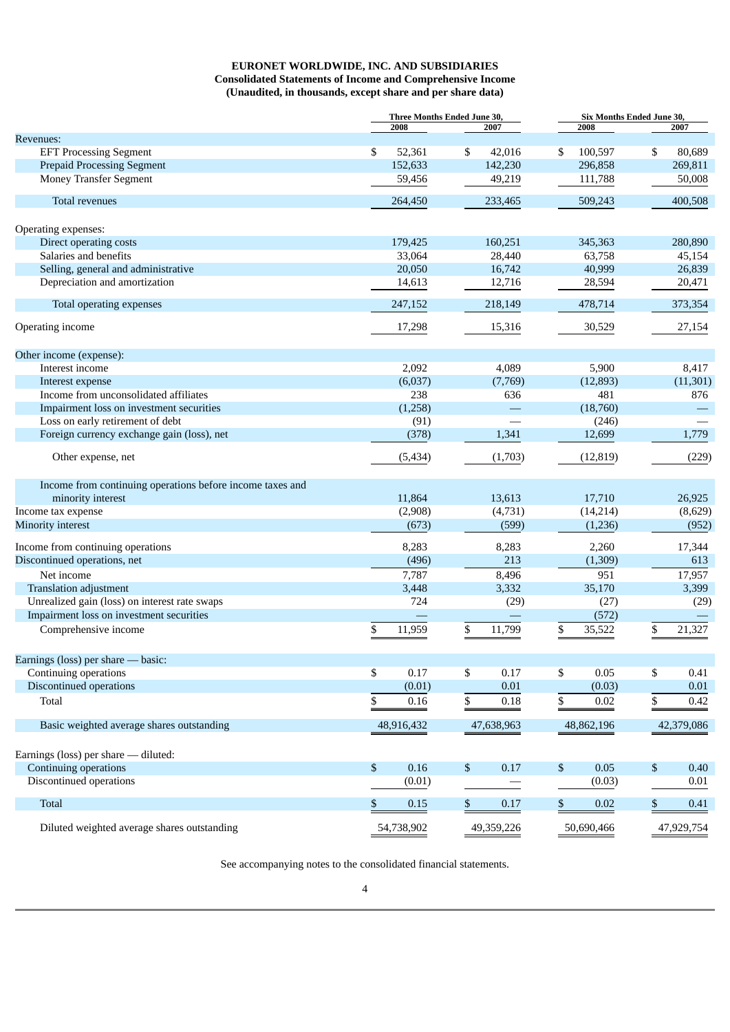**EURONET WORLDWIDE, INC. AND SUBSIDIARIES**
**Consolidated Statements of Income and Comprehensive Income**
**(Unaudited, in thousands, except share and per share data)**

| | Three Months Ended June 30, | | Six Months Ended June 30, | |
|---|---|---|---|---|
| | 2008 | 2007 | 2008 | 2007 |
| Revenues: | | | | |
| EFT Processing Segment | $ 52,361 | $ 42,016 | $ 100,597 | $ 80,689 |
| Prepaid Processing Segment | 152,633 | 142,230 | 296,858 | 269,811 |
| Money Transfer Segment | 59,456 | 49,219 | 111,788 | 50,008 |
| Total revenues | 264,450 | 233,465 | 509,243 | 400,508 |
| Operating expenses: | | | | |
| Direct operating costs | 179,425 | 160,251 | 345,363 | 280,890 |
| Salaries and benefits | 33,064 | 28,440 | 63,758 | 45,154 |
| Selling, general and administrative | 20,050 | 16,742 | 40,999 | 26,839 |
| Depreciation and amortization | 14,613 | 12,716 | 28,594 | 20,471 |
| Total operating expenses | 247,152 | 218,149 | 478,714 | 373,354 |
| Operating income | 17,298 | 15,316 | 30,529 | 27,154 |
| Other income (expense): | | | | |
| Interest income | 2,092 | 4,089 | 5,900 | 8,417 |
| Interest expense | (6,037) | (7,769) | (12,893) | (11,301) |
| Income from unconsolidated affiliates | 238 | 636 | 481 | 876 |
| Impairment loss on investment securities | (1,258) | — | (18,760) | — |
| Loss on early retirement of debt | (91) | — | (246) | — |
| Foreign currency exchange gain (loss), net | (378) | 1,341 | 12,699 | 1,779 |
| Other expense, net | (5,434) | (1,703) | (12,819) | (229) |
| Income from continuing operations before income taxes and minority interest | 11,864 | 13,613 | 17,710 | 26,925 |
| Income tax expense | (2,908) | (4,731) | (14,214) | (8,629) |
| Minority interest | (673) | (599) | (1,236) | (952) |
| Income from continuing operations | 8,283 | 8,283 | 2,260 | 17,344 |
| Discontinued operations, net | (496) | 213 | (1,309) | 613 |
| Net income | 7,787 | 8,496 | 951 | 17,957 |
| Translation adjustment | 3,448 | 3,332 | 35,170 | 3,399 |
| Unrealized gain (loss) on interest rate swaps | 724 | (29) | (27) | (29) |
| Impairment loss on investment securities | — | — | (572) | — |
| Comprehensive income | $ 11,959 | $ 11,799 | $ 35,522 | $ 21,327 |
| Earnings (loss) per share — basic: | | | | |
| Continuing operations | $ 0.17 | $ 0.17 | $ 0.05 | $ 0.41 |
| Discontinued operations | (0.01) | 0.01 | (0.03) | 0.01 |
| Total | $ 0.16 | $ 0.18 | $ 0.02 | $ 0.42 |
| Basic weighted average shares outstanding | 48,916,432 | 47,638,963 | 48,862,196 | 42,379,086 |
| Earnings (loss) per share — diluted: | | | | |
| Continuing operations | $ 0.16 | $ 0.17 | $ 0.05 | $ 0.40 |
| Discontinued operations | (0.01) | — | (0.03) | 0.01 |
| Total | $ 0.15 | $ 0.17 | $ 0.02 | $ 0.41 |
| Diluted weighted average shares outstanding | 54,738,902 | 49,359,226 | 50,690,466 | 47,929,754 |

See accompanying notes to the consolidated financial statements.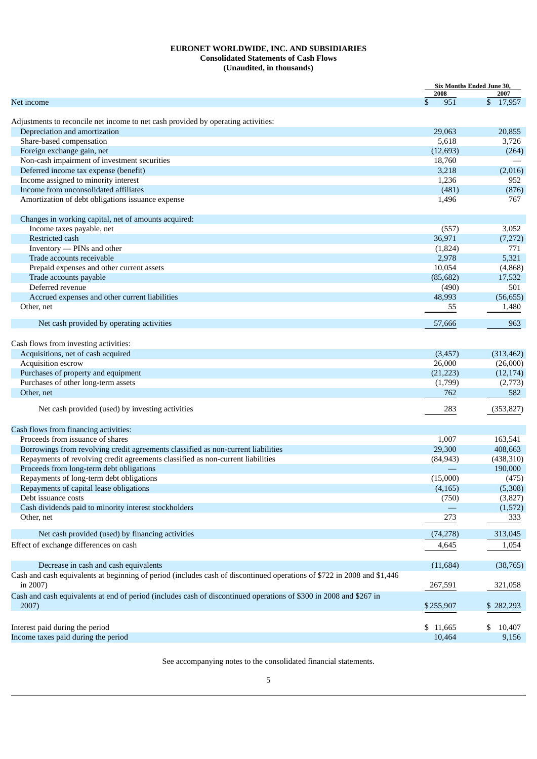**EURONET WORLDWIDE, INC. AND SUBSIDIARIES**
**Consolidated Statements of Cash Flows**
**(Unaudited, in thousands)**

| | Six Months Ended June 30, | |
|---|---|---|
| | 2008 | 2007 |
| Net income | $ 951 | $ 17,957 |
| Adjustments to reconcile net income to net cash provided by operating activities: | | |
| Depreciation and amortization | 29,063 | 20,855 |
| Share-based compensation | 5,618 | 3,726 |
| Foreign exchange gain, net | (12,693) | (264) |
| Non-cash impairment of investment securities | 18,760 | — |
| Deferred income tax expense (benefit) | 3,218 | (2,016) |
| Income assigned to minority interest | 1,236 | 952 |
| Income from unconsolidated affiliates | (481) | (876) |
| Amortization of debt obligations issuance expense | 1,496 | 767 |
| Changes in working capital, net of amounts acquired: | | |
| Income taxes payable, net | (557) | 3,052 |
| Restricted cash | 36,971 | (7,272) |
| Inventory — PINs and other | (1,824) | 771 |
| Trade accounts receivable | 2,978 | 5,321 |
| Prepaid expenses and other current assets | 10,054 | (4,868) |
| Trade accounts payable | (85,682) | 17,532 |
| Deferred revenue | (490) | 501 |
| Accrued expenses and other current liabilities | 48,993 | (56,655) |
| Other, net | 55 | 1,480 |
| Net cash provided by operating activities | 57,666 | 963 |
| Cash flows from investing activities: | | |
| Acquisitions, net of cash acquired | (3,457) | (313,462) |
| Acquisition escrow | 26,000 | (26,000) |
| Purchases of property and equipment | (21,223) | (12,174) |
| Purchases of other long-term assets | (1,799) | (2,773) |
| Other, net | 762 | 582 |
| Net cash provided (used) by investing activities | 283 | (353,827) |
| Cash flows from financing activities: | | |
| Proceeds from issuance of shares | 1,007 | 163,541 |
| Borrowings from revolving credit agreements classified as non-current liabilities | 29,300 | 408,663 |
| Repayments of revolving credit agreements classified as non-current liabilities | (84,943) | (438,310) |
| Proceeds from long-term debt obligations | — | 190,000 |
| Repayments of long-term debt obligations | (15,000) | (475) |
| Repayments of capital lease obligations | (4,165) | (5,308) |
| Debt issuance costs | (750) | (3,827) |
| Cash dividends paid to minority interest stockholders | — | (1,572) |
| Other, net | 273 | 333 |
| Net cash provided (used) by financing activities | (74,278) | 313,045 |
| Effect of exchange differences on cash | 4,645 | 1,054 |
| Decrease in cash and cash equivalents | (11,684) | (38,765) |
| Cash and cash equivalents at beginning of period (includes cash of discontinued operations of $722 in 2008 and $1,446 in 2007) | 267,591 | 321,058 |
| Cash and cash equivalents at end of period (includes cash of discontinued operations of $300 in 2008 and $267 in 2007) | $ 255,907 | $ 282,293 |
| Interest paid during the period | $ 11,665 | $ 10,407 |
| Income taxes paid during the period | 10,464 | 9,156 |

See accompanying notes to the consolidated financial statements.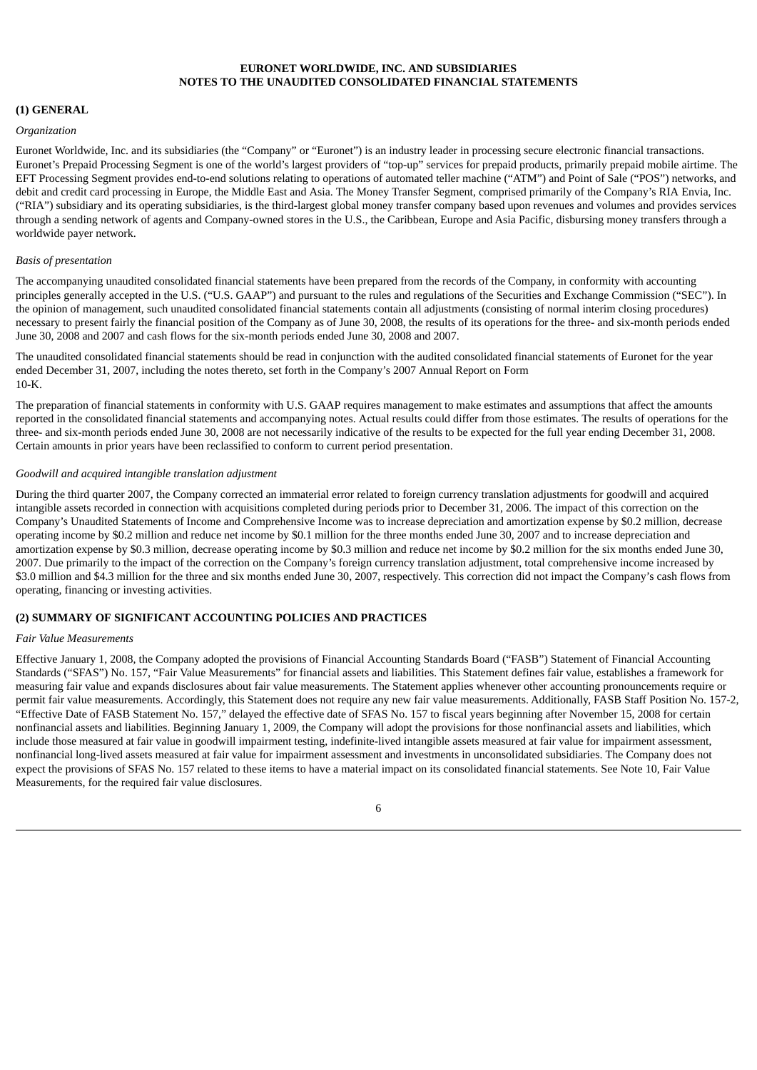**EURONET WORLDWIDE, INC. AND SUBSIDIARIES**
**NOTES TO THE UNAUDITED CONSOLIDATED FINANCIAL STATEMENTS**

## (1) GENERAL

*Organization*

Euronet Worldwide, Inc. and its subsidiaries (the "Company" or "Euronet") is an industry leader in processing secure electronic financial transactions. Euronet's Prepaid Processing Segment is one of the world's largest providers of "top-up" services for prepaid products, primarily prepaid mobile airtime. The EFT Processing Segment provides end-to-end solutions relating to operations of automated teller machine ("ATM") and Point of Sale ("POS") networks, and debit and credit card processing in Europe, the Middle East and Asia. The Money Transfer Segment, comprised primarily of the Company's RIA Envia, Inc. ("RIA") subsidiary and its operating subsidiaries, is the third-largest global money transfer company based upon revenues and volumes and provides services through a sending network of agents and Company-owned stores in the U.S., the Caribbean, Europe and Asia Pacific, disbursing money transfers through a worldwide payer network.

*Basis of presentation*

The accompanying unaudited consolidated financial statements have been prepared from the records of the Company, in conformity with accounting principles generally accepted in the U.S. ("U.S. GAAP") and pursuant to the rules and regulations of the Securities and Exchange Commission ("SEC"). In the opinion of management, such unaudited consolidated financial statements contain all adjustments (consisting of normal interim closing procedures) necessary to present fairly the financial position of the Company as of June 30, 2008, the results of its operations for the three- and six-month periods ended June 30, 2008 and 2007 and cash flows for the six-month periods ended June 30, 2008 and 2007.

The unaudited consolidated financial statements should be read in conjunction with the audited consolidated financial statements of Euronet for the year ended December 31, 2007, including the notes thereto, set forth in the Company's 2007 Annual Report on Form 10-K.

The preparation of financial statements in conformity with U.S. GAAP requires management to make estimates and assumptions that affect the amounts reported in the consolidated financial statements and accompanying notes. Actual results could differ from those estimates. The results of operations for the three- and six-month periods ended June 30, 2008 are not necessarily indicative of the results to be expected for the full year ending December 31, 2008. Certain amounts in prior years have been reclassified to conform to current period presentation.

*Goodwill and acquired intangible translation adjustment*

During the third quarter 2007, the Company corrected an immaterial error related to foreign currency translation adjustments for goodwill and acquired intangible assets recorded in connection with acquisitions completed during periods prior to December 31, 2006. The impact of this correction on the Company's Unaudited Statements of Income and Comprehensive Income was to increase depreciation and amortization expense by $0.2 million, decrease operating income by $0.2 million and reduce net income by $0.1 million for the three months ended June 30, 2007 and to increase depreciation and amortization expense by $0.3 million, decrease operating income by $0.3 million and reduce net income by $0.2 million for the six months ended June 30, 2007. Due primarily to the impact of the correction on the Company's foreign currency translation adjustment, total comprehensive income increased by $3.0 million and $4.3 million for the three and six months ended June 30, 2007, respectively. This correction did not impact the Company's cash flows from operating, financing or investing activities.

## (2) SUMMARY OF SIGNIFICANT ACCOUNTING POLICIES AND PRACTICES

*Fair Value Measurements*

Effective January 1, 2008, the Company adopted the provisions of Financial Accounting Standards Board ("FASB") Statement of Financial Accounting Standards ("SFAS") No. 157, "Fair Value Measurements" for financial assets and liabilities. This Statement defines fair value, establishes a framework for measuring fair value and expands disclosures about fair value measurements. The Statement applies whenever other accounting pronouncements require or permit fair value measurements. Accordingly, this Statement does not require any new fair value measurements. Additionally, FASB Staff Position No. 157-2, "Effective Date of FASB Statement No. 157," delayed the effective date of SFAS No. 157 to fiscal years beginning after November 15, 2008 for certain nonfinancial assets and liabilities. Beginning January 1, 2009, the Company will adopt the provisions for those nonfinancial assets and liabilities, which include those measured at fair value in goodwill impairment testing, indefinite-lived intangible assets measured at fair value for impairment assessment, nonfinancial long-lived assets measured at fair value for impairment assessment and investments in unconsolidated subsidiaries. The Company does not expect the provisions of SFAS No. 157 related to these items to have a material impact on its consolidated financial statements. See Note 10, Fair Value Measurements, for the required fair value disclosures.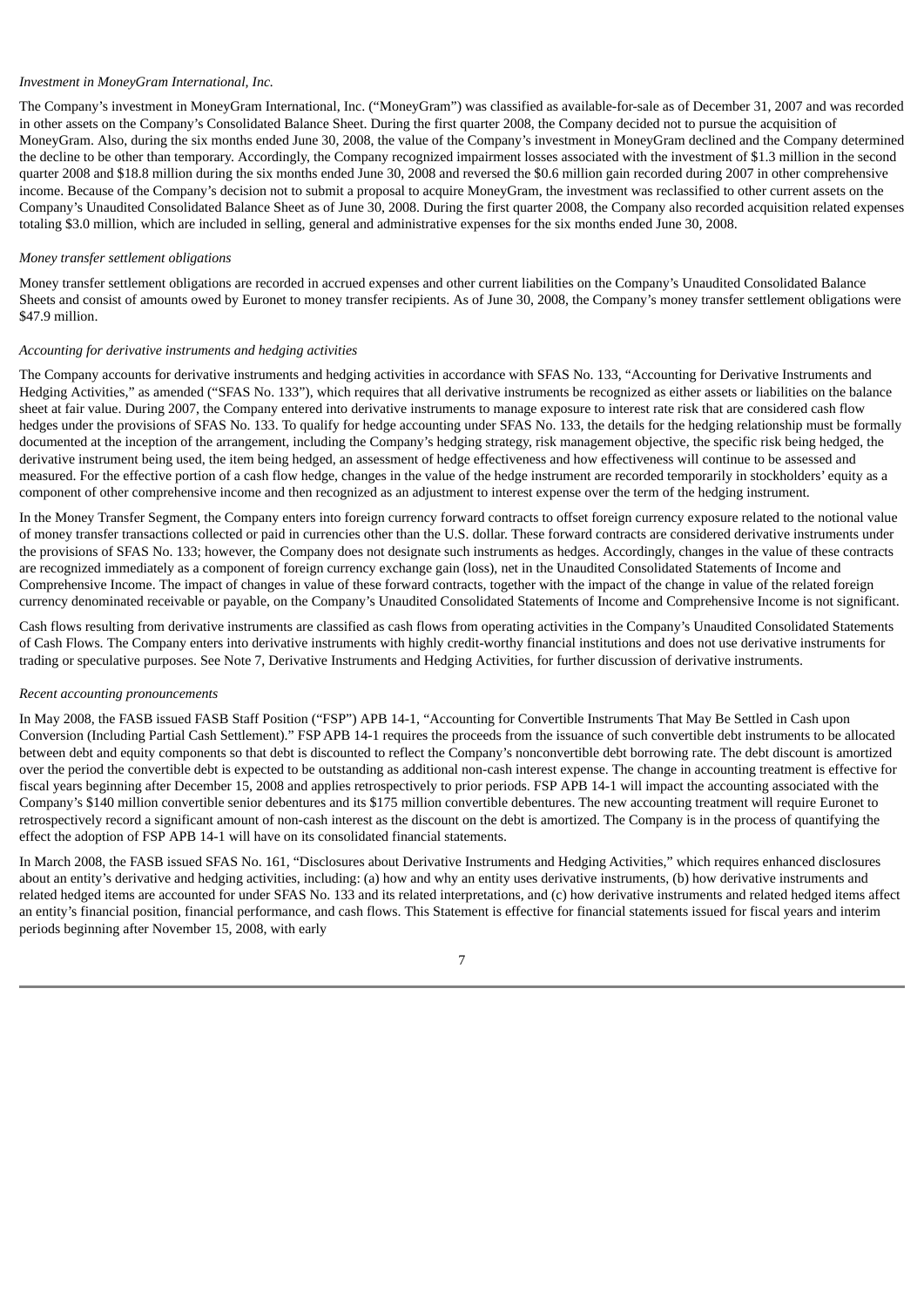*Investment in MoneyGram International, Inc.*

The Company's investment in MoneyGram International, Inc. ("MoneyGram") was classified as available-for-sale as of December 31, 2007 and was recorded in other assets on the Company's Consolidated Balance Sheet. During the first quarter 2008, the Company decided not to pursue the acquisition of MoneyGram. Also, during the six months ended June 30, 2008, the value of the Company's investment in MoneyGram declined and the Company determined the decline to be other than temporary. Accordingly, the Company recognized impairment losses associated with the investment of $1.3 million in the second quarter 2008 and $18.8 million during the six months ended June 30, 2008 and reversed the $0.6 million gain recorded during 2007 in other comprehensive income. Because of the Company's decision not to submit a proposal to acquire MoneyGram, the investment was reclassified to other current assets on the Company's Unaudited Consolidated Balance Sheet as of June 30, 2008. During the first quarter 2008, the Company also recorded acquisition related expenses totaling $3.0 million, which are included in selling, general and administrative expenses for the six months ended June 30, 2008.

*Money transfer settlement obligations*

Money transfer settlement obligations are recorded in accrued expenses and other current liabilities on the Company's Unaudited Consolidated Balance Sheets and consist of amounts owed by Euronet to money transfer recipients. As of June 30, 2008, the Company's money transfer settlement obligations were $47.9 million.

*Accounting for derivative instruments and hedging activities*

The Company accounts for derivative instruments and hedging activities in accordance with SFAS No. 133, "Accounting for Derivative Instruments and Hedging Activities," as amended ("SFAS No. 133"), which requires that all derivative instruments be recognized as either assets or liabilities on the balance sheet at fair value. During 2007, the Company entered into derivative instruments to manage exposure to interest rate risk that are considered cash flow hedges under the provisions of SFAS No. 133. To qualify for hedge accounting under SFAS No. 133, the details for the hedging relationship must be formally documented at the inception of the arrangement, including the Company's hedging strategy, risk management objective, the specific risk being hedged, the derivative instrument being used, the item being hedged, an assessment of hedge effectiveness and how effectiveness will continue to be assessed and measured. For the effective portion of a cash flow hedge, changes in the value of the hedge instrument are recorded temporarily in stockholders' equity as a component of other comprehensive income and then recognized as an adjustment to interest expense over the term of the hedging instrument.

In the Money Transfer Segment, the Company enters into foreign currency forward contracts to offset foreign currency exposure related to the notional value of money transfer transactions collected or paid in currencies other than the U.S. dollar. These forward contracts are considered derivative instruments under the provisions of SFAS No. 133; however, the Company does not designate such instruments as hedges. Accordingly, changes in the value of these contracts are recognized immediately as a component of foreign currency exchange gain (loss), net in the Unaudited Consolidated Statements of Income and Comprehensive Income. The impact of changes in value of these forward contracts, together with the impact of the change in value of the related foreign currency denominated receivable or payable, on the Company's Unaudited Consolidated Statements of Income and Comprehensive Income is not significant.

Cash flows resulting from derivative instruments are classified as cash flows from operating activities in the Company's Unaudited Consolidated Statements of Cash Flows. The Company enters into derivative instruments with highly credit-worthy financial institutions and does not use derivative instruments for trading or speculative purposes. See Note 7, Derivative Instruments and Hedging Activities, for further discussion of derivative instruments.

*Recent accounting pronouncements*

In May 2008, the FASB issued FASB Staff Position ("FSP") APB 14-1, "Accounting for Convertible Instruments That May Be Settled in Cash upon Conversion (Including Partial Cash Settlement)." FSP APB 14-1 requires the proceeds from the issuance of such convertible debt instruments to be allocated between debt and equity components so that debt is discounted to reflect the Company's nonconvertible debt borrowing rate. The debt discount is amortized over the period the convertible debt is expected to be outstanding as additional non-cash interest expense. The change in accounting treatment is effective for fiscal years beginning after December 15, 2008 and applies retrospectively to prior periods. FSP APB 14-1 will impact the accounting associated with the Company's $140 million convertible senior debentures and its $175 million convertible debentures. The new accounting treatment will require Euronet to retrospectively record a significant amount of non-cash interest as the discount on the debt is amortized. The Company is in the process of quantifying the effect the adoption of FSP APB 14-1 will have on its consolidated financial statements.

In March 2008, the FASB issued SFAS No. 161, "Disclosures about Derivative Instruments and Hedging Activities," which requires enhanced disclosures about an entity's derivative and hedging activities, including: (a) how and why an entity uses derivative instruments, (b) how derivative instruments and related hedged items are accounted for under SFAS No. 133 and its related interpretations, and (c) how derivative instruments and related hedged items affect an entity's financial position, financial performance, and cash flows. This Statement is effective for financial statements issued for fiscal years and interim periods beginning after November 15, 2008, with early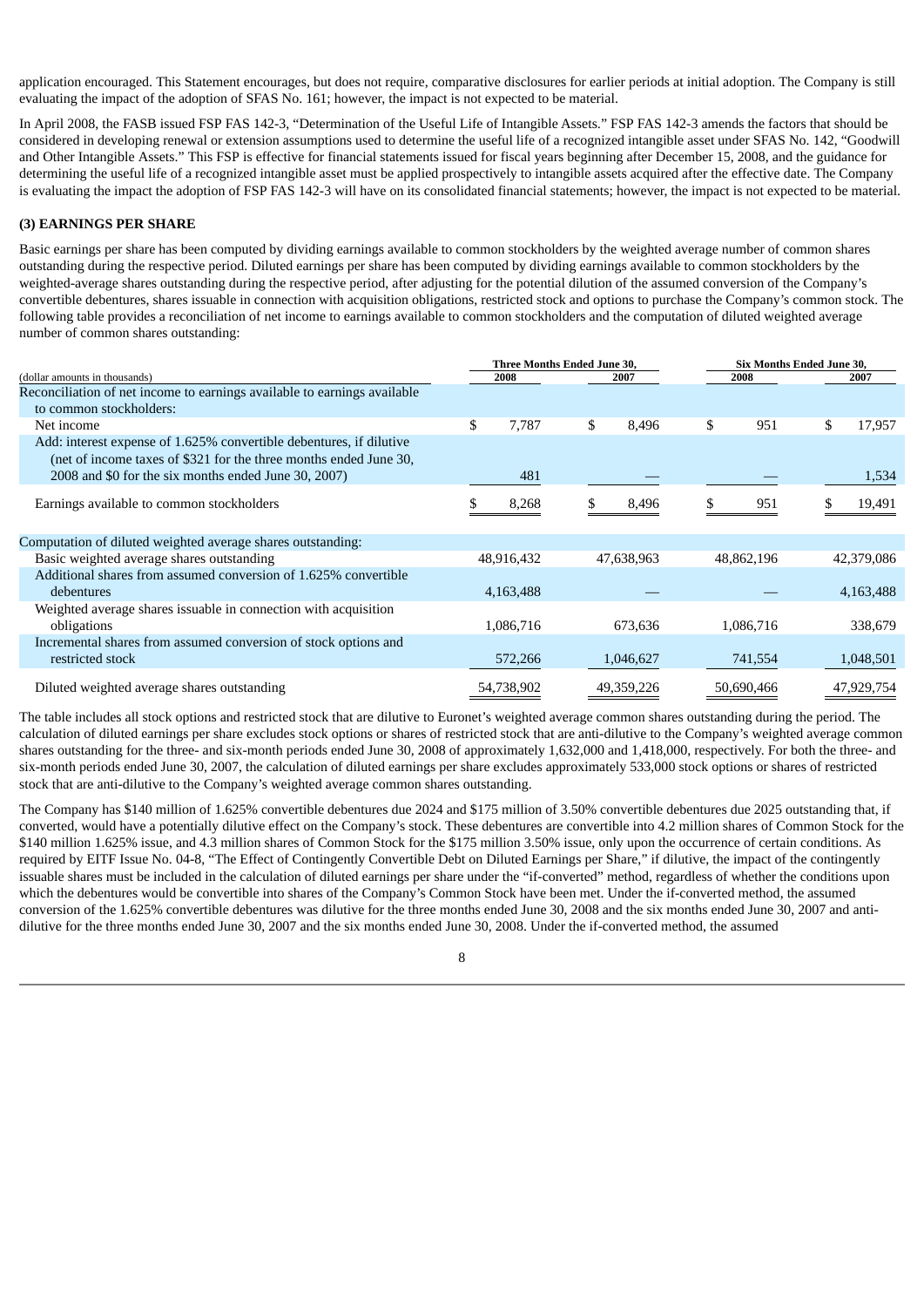application encouraged. This Statement encourages, but does not require, comparative disclosures for earlier periods at initial adoption. The Company is still evaluating the impact of the adoption of SFAS No. 161; however, the impact is not expected to be material.

In April 2008, the FASB issued FSP FAS 142-3, "Determination of the Useful Life of Intangible Assets." FSP FAS 142-3 amends the factors that should be considered in developing renewal or extension assumptions used to determine the useful life of a recognized intangible asset under SFAS No. 142, "Goodwill and Other Intangible Assets." This FSP is effective for financial statements issued for fiscal years beginning after December 15, 2008, and the guidance for determining the useful life of a recognized intangible asset must be applied prospectively to intangible assets acquired after the effective date. The Company is evaluating the impact the adoption of FSP FAS 142-3 will have on its consolidated financial statements; however, the impact is not expected to be material.

**(3) EARNINGS PER SHARE**

Basic earnings per share has been computed by dividing earnings available to common stockholders by the weighted average number of common shares outstanding during the respective period. Diluted earnings per share has been computed by dividing earnings available to common stockholders by the weighted-average shares outstanding during the respective period, after adjusting for the potential dilution of the assumed conversion of the Company's convertible debentures, shares issuable in connection with acquisition obligations, restricted stock and options to purchase the Company's common stock. The following table provides a reconciliation of net income to earnings available to common stockholders and the computation of diluted weighted average number of common shares outstanding:

| (dollar amounts in thousands) | Three Months Ended June 30, 2008 | Three Months Ended June 30, 2007 | Six Months Ended June 30, 2008 | Six Months Ended June 30, 2007 |
|---|---|---|---|---|
| Reconciliation of net income to earnings available to earnings available to common stockholders: | | | | |
| Net income | $ 7,787 | $ 8,496 | $ 951 | $ 17,957 |
| Add: interest expense of 1.625% convertible debentures, if dilutive (net of income taxes of $321 for the three months ended June 30, 2008 and $0 for the six months ended June 30, 2007) | 481 | — | — | 1,534 |
| Earnings available to common stockholders | $ 8,268 | $ 8,496 | $ 951 | $ 19,491 |
| Computation of diluted weighted average shares outstanding: | | | | |
| Basic weighted average shares outstanding | 48,916,432 | 47,638,963 | 48,862,196 | 42,379,086 |
| Additional shares from assumed conversion of 1.625% convertible debentures | 4,163,488 | — | — | 4,163,488 |
| Weighted average shares issuable in connection with acquisition obligations | 1,086,716 | 673,636 | 1,086,716 | 338,679 |
| Incremental shares from assumed conversion of stock options and restricted stock | 572,266 | 1,046,627 | 741,554 | 1,048,501 |
| Diluted weighted average shares outstanding | 54,738,902 | 49,359,226 | 50,690,466 | 47,929,754 |

The table includes all stock options and restricted stock that are dilutive to Euronet's weighted average common shares outstanding during the period. The calculation of diluted earnings per share excludes stock options or shares of restricted stock that are anti-dilutive to the Company's weighted average common shares outstanding for the three- and six-month periods ended June 30, 2008 of approximately 1,632,000 and 1,418,000, respectively. For both the three- and six-month periods ended June 30, 2007, the calculation of diluted earnings per share excludes approximately 533,000 stock options or shares of restricted stock that are anti-dilutive to the Company's weighted average common shares outstanding.

The Company has $140 million of 1.625% convertible debentures due 2024 and $175 million of 3.50% convertible debentures due 2025 outstanding that, if converted, would have a potentially dilutive effect on the Company's stock. These debentures are convertible into 4.2 million shares of Common Stock for the $140 million 1.625% issue, and 4.3 million shares of Common Stock for the $175 million 3.50% issue, only upon the occurrence of certain conditions. As required by EITF Issue No. 04-8, "The Effect of Contingently Convertible Debt on Diluted Earnings per Share," if dilutive, the impact of the contingently issuable shares must be included in the calculation of diluted earnings per share under the "if-converted" method, regardless of whether the conditions upon which the debentures would be convertible into shares of the Company's Common Stock have been met. Under the if-converted method, the assumed conversion of the 1.625% convertible debentures was dilutive for the three months ended June 30, 2008 and the six months ended June 30, 2007 and anti-dilutive for the three months ended June 30, 2007 and the six months ended June 30, 2008. Under the if-converted method, the assumed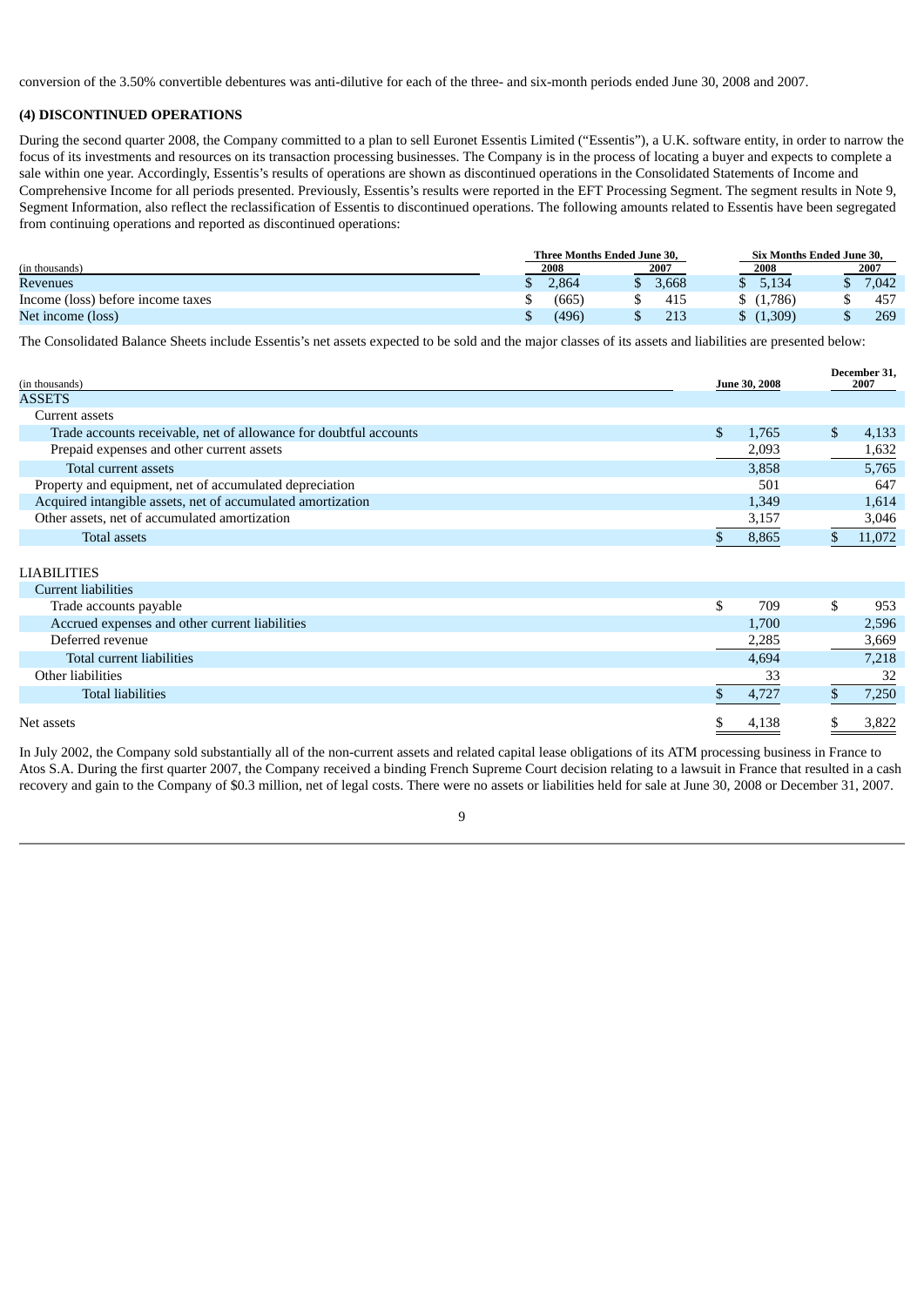conversion of the 3.50% convertible debentures was anti-dilutive for each of the three- and six-month periods ended June 30, 2008 and 2007.

**(4) DISCONTINUED OPERATIONS**

During the second quarter 2008, the Company committed to a plan to sell Euronet Essentis Limited ("Essentis"), a U.K. software entity, in order to narrow the focus of its investments and resources on its transaction processing businesses. The Company is in the process of locating a buyer and expects to complete a sale within one year. Accordingly, Essentis's results of operations are shown as discontinued operations in the Consolidated Statements of Income and Comprehensive Income for all periods presented. Previously, Essentis's results were reported in the EFT Processing Segment. The segment results in Note 9, Segment Information, also reflect the reclassification of Essentis to discontinued operations. The following amounts related to Essentis have been segregated from continuing operations and reported as discontinued operations:

| (in thousands) | Three Months Ended June 30, 2008 | Three Months Ended June 30, 2007 | Six Months Ended June 30, 2008 | Six Months Ended June 30, 2007 |
|---|---|---|---|---|
| Revenues | $ 2,864 | $ 3,668 | $ 5,134 | $ 7,042 |
| Income (loss) before income taxes | $ (665) | $ 415 | $ (1,786) | $ 457 |
| Net income (loss) | $ (496) | $ 213 | $ (1,309) | $ 269 |

The Consolidated Balance Sheets include Essentis's net assets expected to be sold and the major classes of its assets and liabilities are presented below:

| (in thousands) | June 30, 2008 | December 31, 2007 |
|---|---|---|
| ASSETS | | |
| Current assets | | |
| Trade accounts receivable, net of allowance for doubtful accounts | $ 1,765 | $ 4,133 |
| Prepaid expenses and other current assets | 2,093 | 1,632 |
| Total current assets | 3,858 | 5,765 |
| Property and equipment, net of accumulated depreciation | 501 | 647 |
| Acquired intangible assets, net of accumulated amortization | 1,349 | 1,614 |
| Other assets, net of accumulated amortization | 3,157 | 3,046 |
| Total assets | $ 8,865 | $ 11,072 |
| LIABILITIES | | |
| Current liabilities | | |
| Trade accounts payable | $ 709 | $ 953 |
| Accrued expenses and other current liabilities | 1,700 | 2,596 |
| Deferred revenue | 2,285 | 3,669 |
| Total current liabilities | 4,694 | 7,218 |
| Other liabilities | 33 | 32 |
| Total liabilities | $ 4,727 | $ 7,250 |
| Net assets | $ 4,138 | $ 3,822 |

In July 2002, the Company sold substantially all of the non-current assets and related capital lease obligations of its ATM processing business in France to Atos S.A. During the first quarter 2007, the Company received a binding French Supreme Court decision relating to a lawsuit in France that resulted in a cash recovery and gain to the Company of $0.3 million, net of legal costs. There were no assets or liabilities held for sale at June 30, 2008 or December 31, 2007.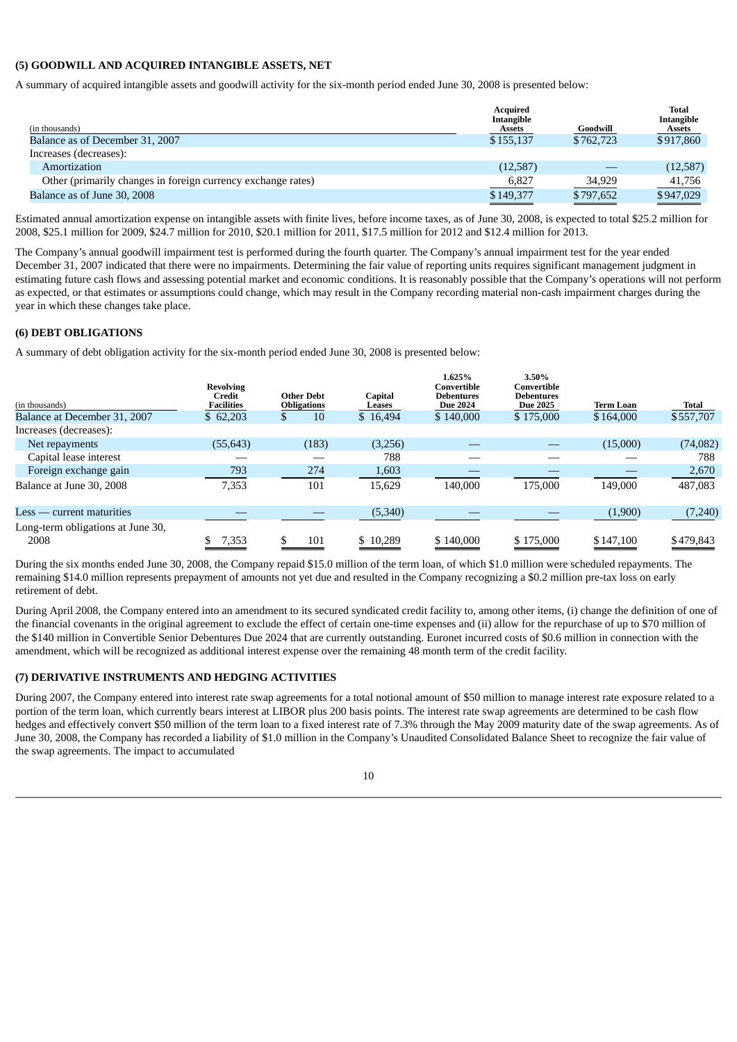### (5) GOODWILL AND ACQUIRED INTANGIBLE ASSETS, NET

A summary of acquired intangible assets and goodwill activity for the six-month period ended June 30, 2008 is presented below:

| (in thousands) | Acquired Intangible Assets | Goodwill | Total Intangible Assets |
|---|---|---|---|
| Balance as of December 31, 2007 | $155,137 | $762,723 | $917,860 |
| Increases (decreases): | | | |
| Amortization | (12,587) | — | (12,587) |
| Other (primarily changes in foreign currency exchange rates) | 6,827 | 34,929 | 41,756 |
| Balance as of June 30, 2008 | $149,377 | $797,652 | $947,029 |

Estimated annual amortization expense on intangible assets with finite lives, before income taxes, as of June 30, 2008, is expected to total $25.2 million for 2008, $25.1 million for 2009, $24.7 million for 2010, $20.1 million for 2011, $17.5 million for 2012 and $12.4 million for 2013.

The Company's annual goodwill impairment test is performed during the fourth quarter. The Company's annual impairment test for the year ended December 31, 2007 indicated that there were no impairments. Determining the fair value of reporting units requires significant management judgment in estimating future cash flows and assessing potential market and economic conditions. It is reasonably possible that the Company's operations will not perform as expected, or that estimates or assumptions could change, which may result in the Company recording material non-cash impairment charges during the year in which these changes take place.

### (6) DEBT OBLIGATIONS

A summary of debt obligation activity for the six-month period ended June 30, 2008 is presented below:

| (in thousands) | Revolving Credit Facilities | Other Debt Obligations | Capital Leases | 1.625% Convertible Debentures Due 2024 | 3.50% Convertible Debentures Due 2025 | Term Loan | Total |
|---|---|---|---|---|---|---|---|
| Balance at December 31, 2007 | $ 62,203 | $ 10 | $ 16,494 | $ 140,000 | $ 175,000 | $164,000 | $557,707 |
| Increases (decreases): | | | | | | | |
| Net repayments | (55,643) | (183) | (3,256) | — | — | (15,000) | (74,082) |
| Capital lease interest | — | — | 788 | — | — | — | 788 |
| Foreign exchange gain | 793 | 274 | 1,603 | — | — | — | 2,670 |
| Balance at June 30, 2008 | 7,353 | 101 | 15,629 | 140,000 | 175,000 | 149,000 | 487,083 |
| Less — current maturities | — | — | (5,340) | — | — | (1,900) | (7,240) |
| Long-term obligations at June 30, 2008 | $ 7,353 | $ 101 | $ 10,289 | $ 140,000 | $ 175,000 | $147,100 | $479,843 |

During the six months ended June 30, 2008, the Company repaid $15.0 million of the term loan, of which $1.0 million were scheduled repayments. The remaining $14.0 million represents prepayment of amounts not yet due and resulted in the Company recognizing a $0.2 million pre-tax loss on early retirement of debt.

During April 2008, the Company entered into an amendment to its secured syndicated credit facility to, among other items, (i) change the definition of one of the financial covenants in the original agreement to exclude the effect of certain one-time expenses and (ii) allow for the repurchase of up to $70 million of the $140 million in Convertible Senior Debentures Due 2024 that are currently outstanding. Euronet incurred costs of $0.6 million in connection with the amendment, which will be recognized as additional interest expense over the remaining 48 month term of the credit facility.

### (7) DERIVATIVE INSTRUMENTS AND HEDGING ACTIVITIES

During 2007, the Company entered into interest rate swap agreements for a total notional amount of $50 million to manage interest rate exposure related to a portion of the term loan, which currently bears interest at LIBOR plus 200 basis points. The interest rate swap agreements are determined to be cash flow hedges and effectively convert $50 million of the term loan to a fixed interest rate of 7.3% through the May 2009 maturity date of the swap agreements. As of June 30, 2008, the Company has recorded a liability of $1.0 million in the Company's Unaudited Consolidated Balance Sheet to recognize the fair value of the swap agreements. The impact to accumulated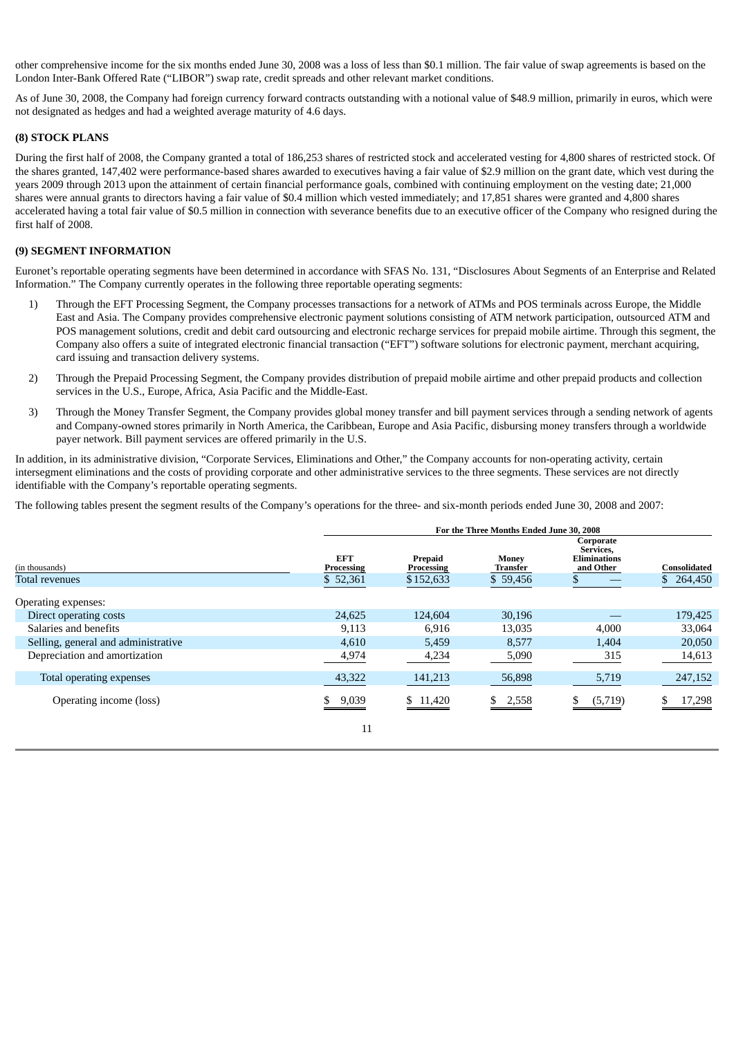other comprehensive income for the six months ended June 30, 2008 was a loss of less than $0.1 million. The fair value of swap agreements is based on the London Inter-Bank Offered Rate ("LIBOR") swap rate, credit spreads and other relevant market conditions.

As of June 30, 2008, the Company had foreign currency forward contracts outstanding with a notional value of $48.9 million, primarily in euros, which were not designated as hedges and had a weighted average maturity of 4.6 days.

### (8) STOCK PLANS

During the first half of 2008, the Company granted a total of 186,253 shares of restricted stock and accelerated vesting for 4,800 shares of restricted stock. Of the shares granted, 147,402 were performance-based shares awarded to executives having a fair value of $2.9 million on the grant date, which vest during the years 2009 through 2013 upon the attainment of certain financial performance goals, combined with continuing employment on the vesting date; 21,000 shares were annual grants to directors having a fair value of $0.4 million which vested immediately; and 17,851 shares were granted and 4,800 shares accelerated having a total fair value of $0.5 million in connection with severance benefits due to an executive officer of the Company who resigned during the first half of 2008.

### (9) SEGMENT INFORMATION

Euronet's reportable operating segments have been determined in accordance with SFAS No. 131, "Disclosures About Segments of an Enterprise and Related Information." The Company currently operates in the following three reportable operating segments:

1) Through the EFT Processing Segment, the Company processes transactions for a network of ATMs and POS terminals across Europe, the Middle East and Asia. The Company provides comprehensive electronic payment solutions consisting of ATM network participation, outsourced ATM and POS management solutions, credit and debit card outsourcing and electronic recharge services for prepaid mobile airtime. Through this segment, the Company also offers a suite of integrated electronic financial transaction ("EFT") software solutions for electronic payment, merchant acquiring, card issuing and transaction delivery systems.

2) Through the Prepaid Processing Segment, the Company provides distribution of prepaid mobile airtime and other prepaid products and collection services in the U.S., Europe, Africa, Asia Pacific and the Middle-East.

3) Through the Money Transfer Segment, the Company provides global money transfer and bill payment services through a sending network of agents and Company-owned stores primarily in North America, the Caribbean, Europe and Asia Pacific, disbursing money transfers through a worldwide payer network. Bill payment services are offered primarily in the U.S.

In addition, in its administrative division, "Corporate Services, Eliminations and Other," the Company accounts for non-operating activity, certain intersegment eliminations and the costs of providing corporate and other administrative services to the three segments. These services are not directly identifiable with the Company's reportable operating segments.

The following tables present the segment results of the Company's operations for the three- and six-month periods ended June 30, 2008 and 2007:

| | For the Three Months Ended June 30, 2008 | | | | |
|---|---|---|---|---|---|
| (in thousands) | EFT Processing | Prepaid Processing | Money Transfer | Corporate Services, Eliminations and Other | Consolidated |
| Total revenues | $ 52,361 | $ 152,633 | $ 59,456 | $ — | $ 264,450 |
| Operating expenses: | | | | | |
| Direct operating costs | 24,625 | 124,604 | 30,196 | — | 179,425 |
| Salaries and benefits | 9,113 | 6,916 | 13,035 | 4,000 | 33,064 |
| Selling, general and administrative | 4,610 | 5,459 | 8,577 | 1,404 | 20,050 |
| Depreciation and amortization | 4,974 | 4,234 | 5,090 | 315 | 14,613 |
| Total operating expenses | 43,322 | 141,213 | 56,898 | 5,719 | 247,152 |
| Operating income (loss) | $ 9,039 | $ 11,420 | $ 2,558 | $ (5,719) | $ 17,298 |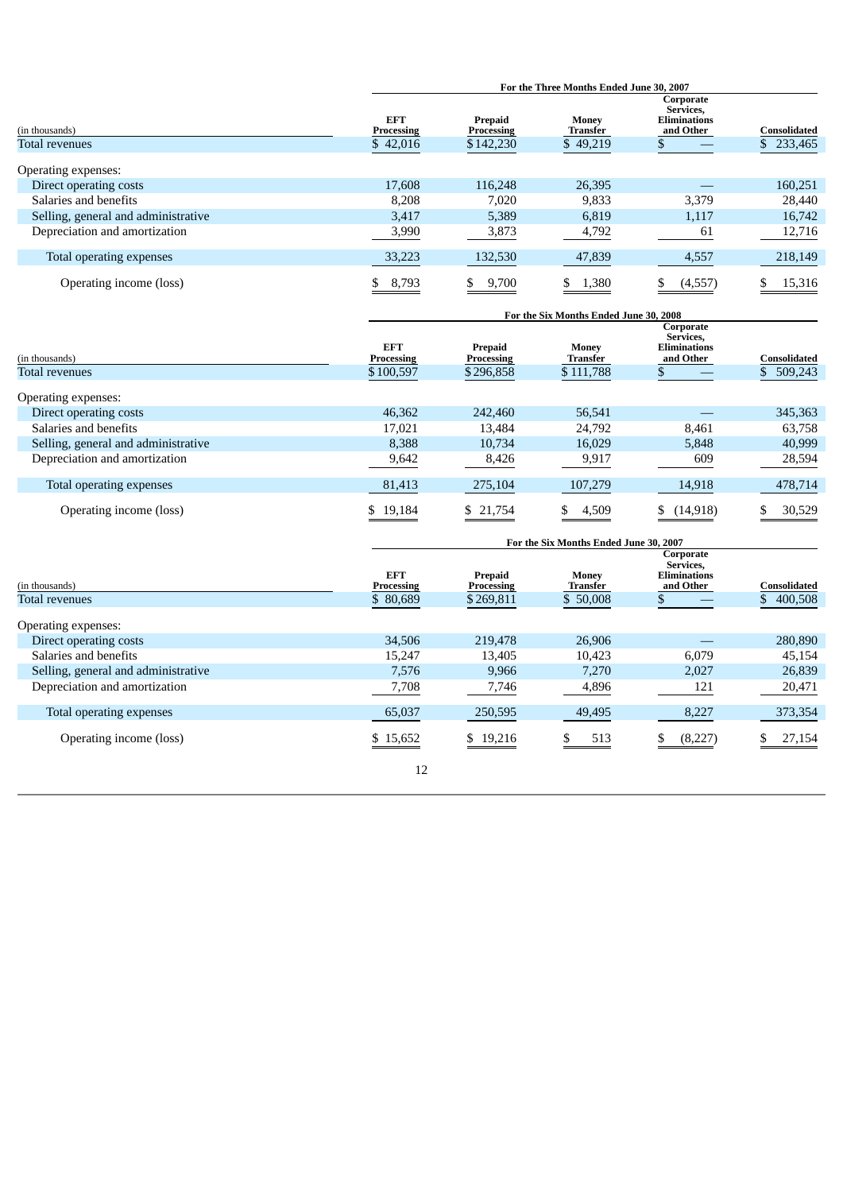| (in thousands) | For the Three Months Ended June 30, 2007 | | | | |
|---|---|---|---|---|---|
| | EFT Processing | Prepaid Processing | Money Transfer | Corporate Services, Eliminations and Other | Consolidated |
| Total revenues | $ 42,016 | $ 142,230 | $ 49,219 | $ — | $ 233,465 |
| Operating expenses: | | | | | |
| Direct operating costs | 17,608 | 116,248 | 26,395 | — | 160,251 |
| Salaries and benefits | 8,208 | 7,020 | 9,833 | 3,379 | 28,440 |
| Selling, general and administrative | 3,417 | 5,389 | 6,819 | 1,117 | 16,742 |
| Depreciation and amortization | 3,990 | 3,873 | 4,792 | 61 | 12,716 |
| Total operating expenses | 33,223 | 132,530 | 47,839 | 4,557 | 218,149 |
| Operating income (loss) | $ 8,793 | $ 9,700 | $ 1,380 | $ (4,557) | $ 15,316 |

| (in thousands) | For the Six Months Ended June 30, 2008 | | | | |
|---|---|---|---|---|---|
| | EFT Processing | Prepaid Processing | Money Transfer | Corporate Services, Eliminations and Other | Consolidated |
| Total revenues | $ 100,597 | $ 296,858 | $ 111,788 | $ — | $ 509,243 |
| Operating expenses: | | | | | |
| Direct operating costs | 46,362 | 242,460 | 56,541 | — | 345,363 |
| Salaries and benefits | 17,021 | 13,484 | 24,792 | 8,461 | 63,758 |
| Selling, general and administrative | 8,388 | 10,734 | 16,029 | 5,848 | 40,999 |
| Depreciation and amortization | 9,642 | 8,426 | 9,917 | 609 | 28,594 |
| Total operating expenses | 81,413 | 275,104 | 107,279 | 14,918 | 478,714 |
| Operating income (loss) | $ 19,184 | $ 21,754 | $ 4,509 | $ (14,918) | $ 30,529 |

| (in thousands) | For the Six Months Ended June 30, 2007 | | | | |
|---|---|---|---|---|---|
| | EFT Processing | Prepaid Processing | Money Transfer | Corporate Services, Eliminations and Other | Consolidated |
| Total revenues | $ 80,689 | $ 269,811 | $ 50,008 | $ — | $ 400,508 |
| Operating expenses: | | | | | |
| Direct operating costs | 34,506 | 219,478 | 26,906 | — | 280,890 |
| Salaries and benefits | 15,247 | 13,405 | 10,423 | 6,079 | 45,154 |
| Selling, general and administrative | 7,576 | 9,966 | 7,270 | 2,027 | 26,839 |
| Depreciation and amortization | 7,708 | 7,746 | 4,896 | 121 | 20,471 |
| Total operating expenses | 65,037 | 250,595 | 49,495 | 8,227 | 373,354 |
| Operating income (loss) | $ 15,652 | $ 19,216 | $ 513 | $ (8,227) | $ 27,154 |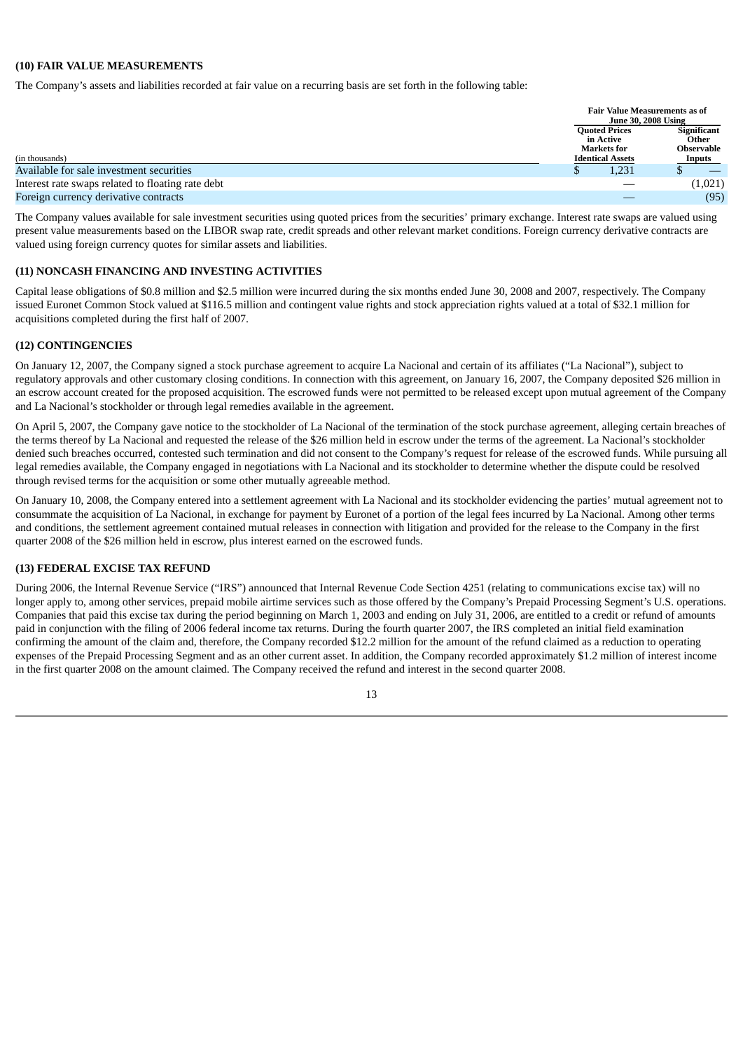### (10) FAIR VALUE MEASUREMENTS

The Company's assets and liabilities recorded at fair value on a recurring basis are set forth in the following table:

| (in thousands) | Fair Value Measurements as of June 30, 2008 Using | |
|---|---|---|
| | Quoted Prices in Active Markets for Identical Assets | Significant Other Observable Inputs |
| Available for sale investment securities | $ 1,231 | $ — |
| Interest rate swaps related to floating rate debt | — | (1,021) |
| Foreign currency derivative contracts | — | (95) |

The Company values available for sale investment securities using quoted prices from the securities' primary exchange. Interest rate swaps are valued using present value measurements based on the LIBOR swap rate, credit spreads and other relevant market conditions. Foreign currency derivative contracts are valued using foreign currency quotes for similar assets and liabilities.

### (11) NONCASH FINANCING AND INVESTING ACTIVITIES

Capital lease obligations of $0.8 million and $2.5 million were incurred during the six months ended June 30, 2008 and 2007, respectively. The Company issued Euronet Common Stock valued at $116.5 million and contingent value rights and stock appreciation rights valued at a total of $32.1 million for acquisitions completed during the first half of 2007.

### (12) CONTINGENCIES

On January 12, 2007, the Company signed a stock purchase agreement to acquire La Nacional and certain of its affiliates ("La Nacional"), subject to regulatory approvals and other customary closing conditions. In connection with this agreement, on January 16, 2007, the Company deposited $26 million in an escrow account created for the proposed acquisition. The escrowed funds were not permitted to be released except upon mutual agreement of the Company and La Nacional's stockholder or through legal remedies available in the agreement.

On April 5, 2007, the Company gave notice to the stockholder of La Nacional of the termination of the stock purchase agreement, alleging certain breaches of the terms thereof by La Nacional and requested the release of the $26 million held in escrow under the terms of the agreement. La Nacional's stockholder denied such breaches occurred, contested such termination and did not consent to the Company's request for release of the escrowed funds. While pursuing all legal remedies available, the Company engaged in negotiations with La Nacional and its stockholder to determine whether the dispute could be resolved through revised terms for the acquisition or some other mutually agreeable method.

On January 10, 2008, the Company entered into a settlement agreement with La Nacional and its stockholder evidencing the parties' mutual agreement not to consummate the acquisition of La Nacional, in exchange for payment by Euronet of a portion of the legal fees incurred by La Nacional. Among other terms and conditions, the settlement agreement contained mutual releases in connection with litigation and provided for the release to the Company in the first quarter 2008 of the $26 million held in escrow, plus interest earned on the escrowed funds.

### (13) FEDERAL EXCISE TAX REFUND

During 2006, the Internal Revenue Service ("IRS") announced that Internal Revenue Code Section 4251 (relating to communications excise tax) will no longer apply to, among other services, prepaid mobile airtime services such as those offered by the Company's Prepaid Processing Segment's U.S. operations. Companies that paid this excise tax during the period beginning on March 1, 2003 and ending on July 31, 2006, are entitled to a credit or refund of amounts paid in conjunction with the filing of 2006 federal income tax returns. During the fourth quarter 2007, the IRS completed an initial field examination confirming the amount of the claim and, therefore, the Company recorded $12.2 million for the amount of the refund claimed as a reduction to operating expenses of the Prepaid Processing Segment and as an other current asset. In addition, the Company recorded approximately $1.2 million of interest income in the first quarter 2008 on the amount claimed. The Company received the refund and interest in the second quarter 2008.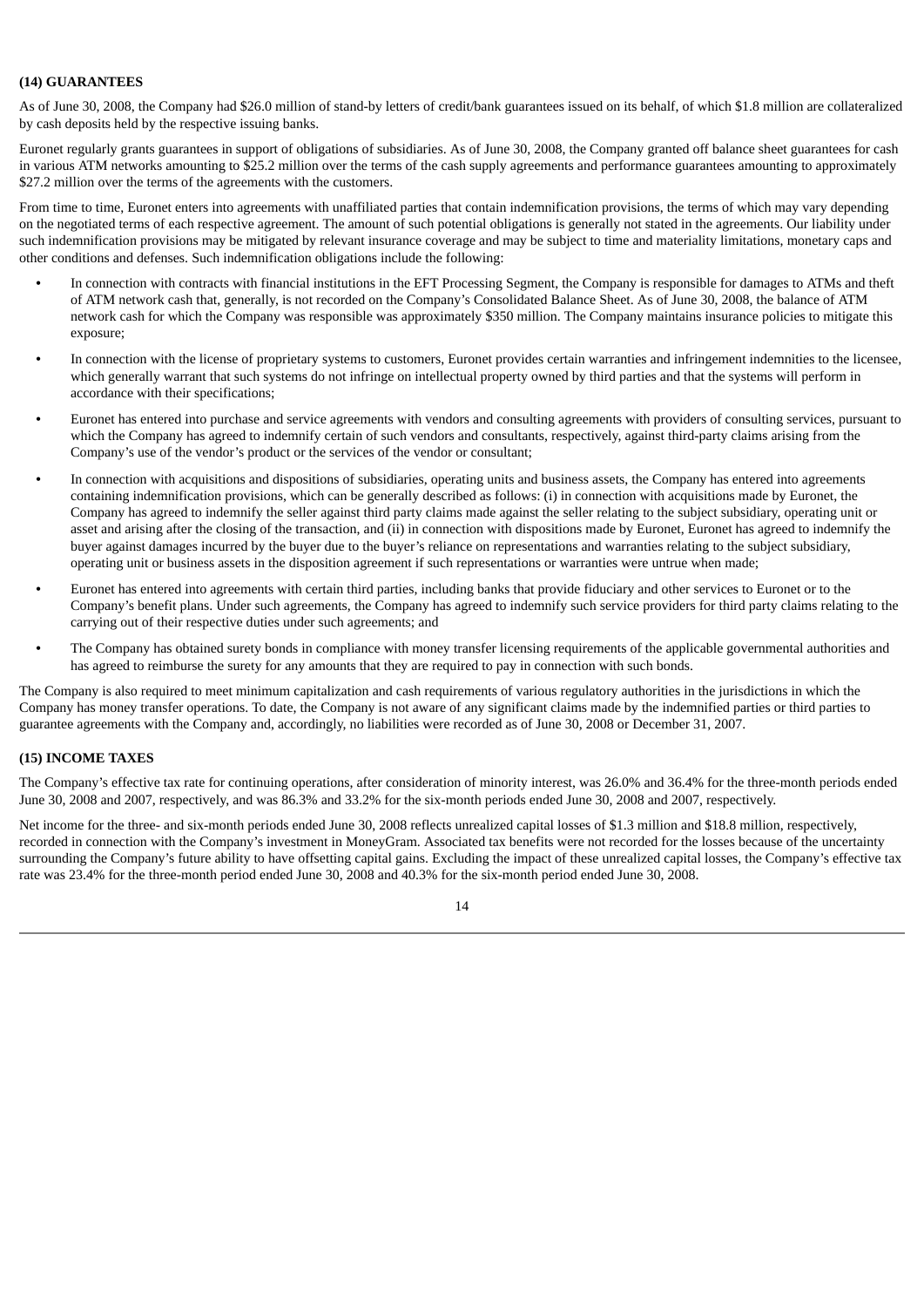## (14) GUARANTEES

As of June 30, 2008, the Company had $26.0 million of stand-by letters of credit/bank guarantees issued on its behalf, of which $1.8 million are collateralized by cash deposits held by the respective issuing banks.

Euronet regularly grants guarantees in support of obligations of subsidiaries. As of June 30, 2008, the Company granted off balance sheet guarantees for cash in various ATM networks amounting to $25.2 million over the terms of the cash supply agreements and performance guarantees amounting to approximately $27.2 million over the terms of the agreements with the customers.

From time to time, Euronet enters into agreements with unaffiliated parties that contain indemnification provisions, the terms of which may vary depending on the negotiated terms of each respective agreement. The amount of such potential obligations is generally not stated in the agreements. Our liability under such indemnification provisions may be mitigated by relevant insurance coverage and may be subject to time and materiality limitations, monetary caps and other conditions and defenses. Such indemnification obligations include the following:

- In connection with contracts with financial institutions in the EFT Processing Segment, the Company is responsible for damages to ATMs and theft of ATM network cash that, generally, is not recorded on the Company's Consolidated Balance Sheet. As of June 30, 2008, the balance of ATM network cash for which the Company was responsible was approximately $350 million. The Company maintains insurance policies to mitigate this exposure;
- In connection with the license of proprietary systems to customers, Euronet provides certain warranties and infringement indemnities to the licensee, which generally warrant that such systems do not infringe on intellectual property owned by third parties and that the systems will perform in accordance with their specifications;
- Euronet has entered into purchase and service agreements with vendors and consulting agreements with providers of consulting services, pursuant to which the Company has agreed to indemnify certain of such vendors and consultants, respectively, against third-party claims arising from the Company's use of the vendor's product or the services of the vendor or consultant;
- In connection with acquisitions and dispositions of subsidiaries, operating units and business assets, the Company has entered into agreements containing indemnification provisions, which can be generally described as follows: (i) in connection with acquisitions made by Euronet, the Company has agreed to indemnify the seller against third party claims made against the seller relating to the subject subsidiary, operating unit or asset and arising after the closing of the transaction, and (ii) in connection with dispositions made by Euronet, Euronet has agreed to indemnify the buyer against damages incurred by the buyer due to the buyer's reliance on representations and warranties relating to the subject subsidiary, operating unit or business assets in the disposition agreement if such representations or warranties were untrue when made;
- Euronet has entered into agreements with certain third parties, including banks that provide fiduciary and other services to Euronet or to the Company's benefit plans. Under such agreements, the Company has agreed to indemnify such service providers for third party claims relating to the carrying out of their respective duties under such agreements; and
- The Company has obtained surety bonds in compliance with money transfer licensing requirements of the applicable governmental authorities and has agreed to reimburse the surety for any amounts that they are required to pay in connection with such bonds.

The Company is also required to meet minimum capitalization and cash requirements of various regulatory authorities in the jurisdictions in which the Company has money transfer operations. To date, the Company is not aware of any significant claims made by the indemnified parties or third parties to guarantee agreements with the Company and, accordingly, no liabilities were recorded as of June 30, 2008 or December 31, 2007.

## (15) INCOME TAXES

The Company's effective tax rate for continuing operations, after consideration of minority interest, was 26.0% and 36.4% for the three-month periods ended June 30, 2008 and 2007, respectively, and was 86.3% and 33.2% for the six-month periods ended June 30, 2008 and 2007, respectively.

Net income for the three- and six-month periods ended June 30, 2008 reflects unrealized capital losses of $1.3 million and $18.8 million, respectively, recorded in connection with the Company's investment in MoneyGram. Associated tax benefits were not recorded for the losses because of the uncertainty surrounding the Company's future ability to have offsetting capital gains. Excluding the impact of these unrealized capital losses, the Company's effective tax rate was 23.4% for the three-month period ended June 30, 2008 and 40.3% for the six-month period ended June 30, 2008.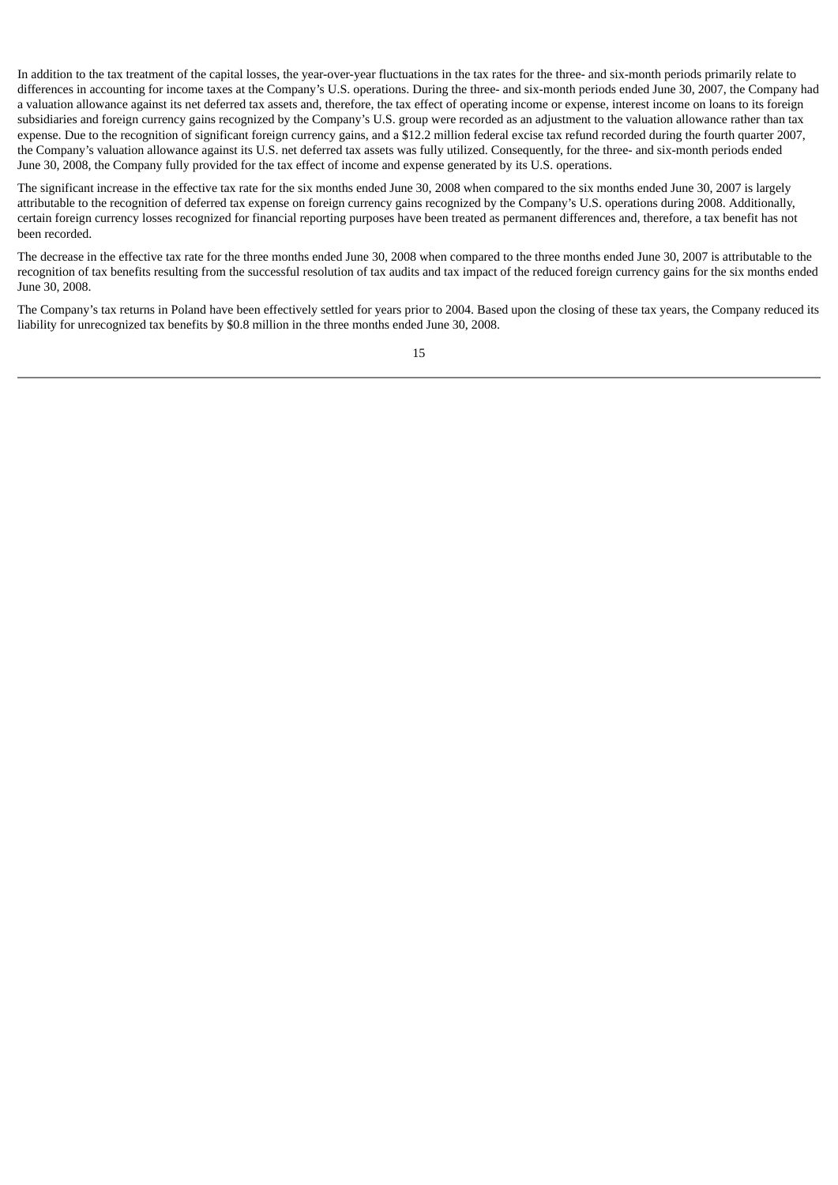In addition to the tax treatment of the capital losses, the year-over-year fluctuations in the tax rates for the three- and six-month periods primarily relate to differences in accounting for income taxes at the Company's U.S. operations. During the three- and six-month periods ended June 30, 2007, the Company had a valuation allowance against its net deferred tax assets and, therefore, the tax effect of operating income or expense, interest income on loans to its foreign subsidiaries and foreign currency gains recognized by the Company's U.S. group were recorded as an adjustment to the valuation allowance rather than tax expense. Due to the recognition of significant foreign currency gains, and a $12.2 million federal excise tax refund recorded during the fourth quarter 2007, the Company's valuation allowance against its U.S. net deferred tax assets was fully utilized. Consequently, for the three- and six-month periods ended June 30, 2008, the Company fully provided for the tax effect of income and expense generated by its U.S. operations.

The significant increase in the effective tax rate for the six months ended June 30, 2008 when compared to the six months ended June 30, 2007 is largely attributable to the recognition of deferred tax expense on foreign currency gains recognized by the Company's U.S. operations during 2008. Additionally, certain foreign currency losses recognized for financial reporting purposes have been treated as permanent differences and, therefore, a tax benefit has not been recorded.

The decrease in the effective tax rate for the three months ended June 30, 2008 when compared to the three months ended June 30, 2007 is attributable to the recognition of tax benefits resulting from the successful resolution of tax audits and tax impact of the reduced foreign currency gains for the six months ended June 30, 2008.

The Company's tax returns in Poland have been effectively settled for years prior to 2004. Based upon the closing of these tax years, the Company reduced its liability for unrecognized tax benefits by $0.8 million in the three months ended June 30, 2008.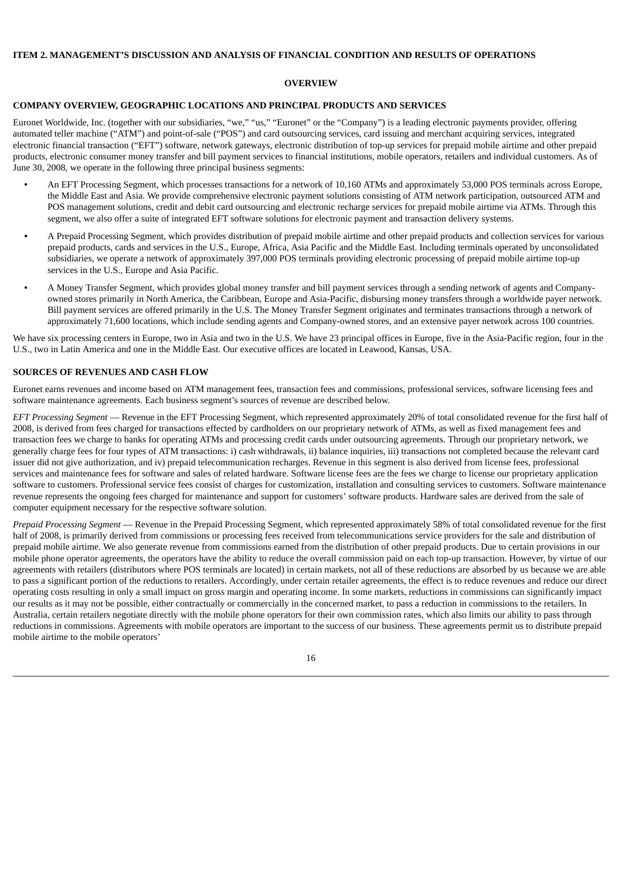## ITEM 2. MANAGEMENT'S DISCUSSION AND ANALYSIS OF FINANCIAL CONDITION AND RESULTS OF OPERATIONS

### OVERVIEW

### COMPANY OVERVIEW, GEOGRAPHIC LOCATIONS AND PRINCIPAL PRODUCTS AND SERVICES

Euronet Worldwide, Inc. (together with our subsidiaries, "we," "us," "Euronet" or the "Company") is a leading electronic payments provider, offering automated teller machine ("ATM") and point-of-sale ("POS") and card outsourcing services, card issuing and merchant acquiring services, integrated electronic financial transaction ("EFT") software, network gateways, electronic distribution of top-up services for prepaid mobile airtime and other prepaid products, electronic consumer money transfer and bill payment services to financial institutions, mobile operators, retailers and individual customers. As of June 30, 2008, we operate in the following three principal business segments:

- An EFT Processing Segment, which processes transactions for a network of 10,160 ATMs and approximately 53,000 POS terminals across Europe, the Middle East and Asia. We provide comprehensive electronic payment solutions consisting of ATM network participation, outsourced ATM and POS management solutions, credit and debit card outsourcing and electronic recharge services for prepaid mobile airtime via ATMs. Through this segment, we also offer a suite of integrated EFT software solutions for electronic payment and transaction delivery systems.
- A Prepaid Processing Segment, which provides distribution of prepaid mobile airtime and other prepaid products and collection services for various prepaid products, cards and services in the U.S., Europe, Africa, Asia Pacific and the Middle East. Including terminals operated by unconsolidated subsidiaries, we operate a network of approximately 397,000 POS terminals providing electronic processing of prepaid mobile airtime top-up services in the U.S., Europe and Asia Pacific.
- A Money Transfer Segment, which provides global money transfer and bill payment services through a sending network of agents and Company-owned stores primarily in North America, the Caribbean, Europe and Asia-Pacific, disbursing money transfers through a worldwide payer network. Bill payment services are offered primarily in the U.S. The Money Transfer Segment originates and terminates transactions through a network of approximately 71,600 locations, which include sending agents and Company-owned stores, and an extensive payer network across 100 countries.

We have six processing centers in Europe, two in Asia and two in the U.S. We have 23 principal offices in Europe, five in the Asia-Pacific region, four in the U.S., two in Latin America and one in the Middle East. Our executive offices are located in Leawood, Kansas, USA.

### SOURCES OF REVENUES AND CASH FLOW

Euronet earns revenues and income based on ATM management fees, transaction fees and commissions, professional services, software licensing fees and software maintenance agreements. Each business segment's sources of revenue are described below.

*EFT Processing Segment* — Revenue in the EFT Processing Segment, which represented approximately 20% of total consolidated revenue for the first half of 2008, is derived from fees charged for transactions effected by cardholders on our proprietary network of ATMs, as well as fixed management fees and transaction fees we charge to banks for operating ATMs and processing credit cards under outsourcing agreements. Through our proprietary network, we generally charge fees for four types of ATM transactions: i) cash withdrawals, ii) balance inquiries, iii) transactions not completed because the relevant card issuer did not give authorization, and iv) prepaid telecommunication recharges. Revenue in this segment is also derived from license fees, professional services and maintenance fees for software and sales of related hardware. Software license fees are the fees we charge to license our proprietary application software to customers. Professional service fees consist of charges for customization, installation and consulting services to customers. Software maintenance revenue represents the ongoing fees charged for maintenance and support for customers' software products. Hardware sales are derived from the sale of computer equipment necessary for the respective software solution.

*Prepaid Processing Segment* — Revenue in the Prepaid Processing Segment, which represented approximately 58% of total consolidated revenue for the first half of 2008, is primarily derived from commissions or processing fees received from telecommunications service providers for the sale and distribution of prepaid mobile airtime. We also generate revenue from commissions earned from the distribution of other prepaid products. Due to certain provisions in our mobile phone operator agreements, the operators have the ability to reduce the overall commission paid on each top-up transaction. However, by virtue of our agreements with retailers (distributors where POS terminals are located) in certain markets, not all of these reductions are absorbed by us because we are able to pass a significant portion of the reductions to retailers. Accordingly, under certain retailer agreements, the effect is to reduce revenues and reduce our direct operating costs resulting in only a small impact on gross margin and operating income. In some markets, reductions in commissions can significantly impact our results as it may not be possible, either contractually or commercially in the concerned market, to pass a reduction in commissions to the retailers. In Australia, certain retailers negotiate directly with the mobile phone operators for their own commission rates, which also limits our ability to pass through reductions in commissions. Agreements with mobile operators are important to the success of our business. These agreements permit us to distribute prepaid mobile airtime to the mobile operators'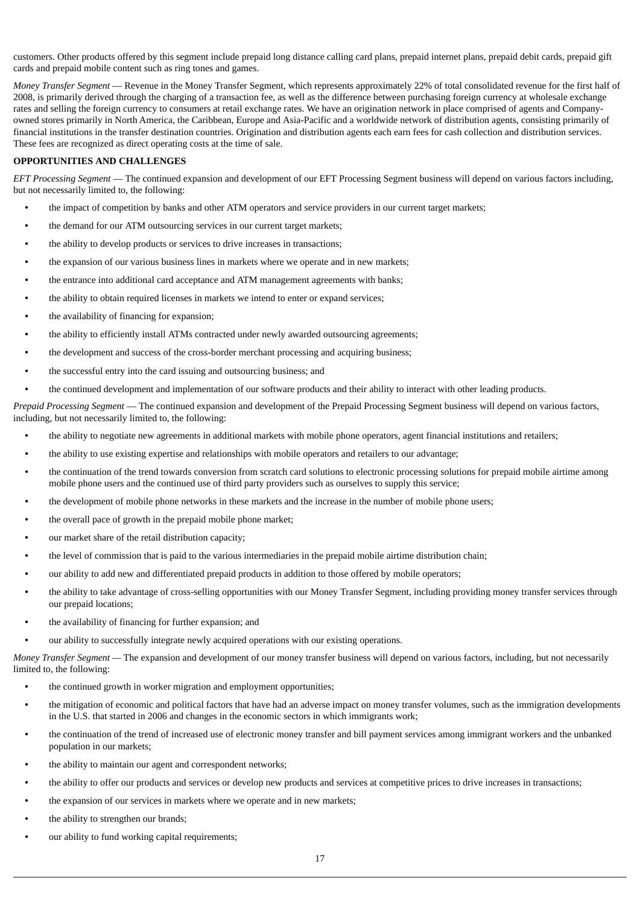customers. Other products offered by this segment include prepaid long distance calling card plans, prepaid internet plans, prepaid debit cards, prepaid gift cards and prepaid mobile content such as ring tones and games.

*Money Transfer Segment* — Revenue in the Money Transfer Segment, which represents approximately 22% of total consolidated revenue for the first half of 2008, is primarily derived through the charging of a transaction fee, as well as the difference between purchasing foreign currency at wholesale exchange rates and selling the foreign currency to consumers at retail exchange rates. We have an origination network in place comprised of agents and Company-owned stores primarily in North America, the Caribbean, Europe and Asia-Pacific and a worldwide network of distribution agents, consisting primarily of financial institutions in the transfer destination countries. Origination and distribution agents each earn fees for cash collection and distribution services. These fees are recognized as direct operating costs at the time of sale.

**OPPORTUNITIES AND CHALLENGES**

*EFT Processing Segment* — The continued expansion and development of our EFT Processing Segment business will depend on various factors including, but not necessarily limited to, the following:

- the impact of competition by banks and other ATM operators and service providers in our current target markets;
- the demand for our ATM outsourcing services in our current target markets;
- the ability to develop products or services to drive increases in transactions;
- the expansion of our various business lines in markets where we operate and in new markets;
- the entrance into additional card acceptance and ATM management agreements with banks;
- the ability to obtain required licenses in markets we intend to enter or expand services;
- the availability of financing for expansion;
- the ability to efficiently install ATMs contracted under newly awarded outsourcing agreements;
- the development and success of the cross-border merchant processing and acquiring business;
- the successful entry into the card issuing and outsourcing business; and
- the continued development and implementation of our software products and their ability to interact with other leading products.

*Prepaid Processing Segment* — The continued expansion and development of the Prepaid Processing Segment business will depend on various factors, including, but not necessarily limited to, the following:

- the ability to negotiate new agreements in additional markets with mobile phone operators, agent financial institutions and retailers;
- the ability to use existing expertise and relationships with mobile operators and retailers to our advantage;
- the continuation of the trend towards conversion from scratch card solutions to electronic processing solutions for prepaid mobile airtime among mobile phone users and the continued use of third party providers such as ourselves to supply this service;
- the development of mobile phone networks in these markets and the increase in the number of mobile phone users;
- the overall pace of growth in the prepaid mobile phone market;
- our market share of the retail distribution capacity;
- the level of commission that is paid to the various intermediaries in the prepaid mobile airtime distribution chain;
- our ability to add new and differentiated prepaid products in addition to those offered by mobile operators;
- the ability to take advantage of cross-selling opportunities with our Money Transfer Segment, including providing money transfer services through our prepaid locations;
- the availability of financing for further expansion; and
- our ability to successfully integrate newly acquired operations with our existing operations.

*Money Transfer Segment* — The expansion and development of our money transfer business will depend on various factors, including, but not necessarily limited to, the following:

- the continued growth in worker migration and employment opportunities;
- the mitigation of economic and political factors that have had an adverse impact on money transfer volumes, such as the immigration developments in the U.S. that started in 2006 and changes in the economic sectors in which immigrants work;
- the continuation of the trend of increased use of electronic money transfer and bill payment services among immigrant workers and the unbanked population in our markets;
- the ability to maintain our agent and correspondent networks;
- the ability to offer our products and services or develop new products and services at competitive prices to drive increases in transactions;
- the expansion of our services in markets where we operate and in new markets;
- the ability to strengthen our brands;
- our ability to fund working capital requirements;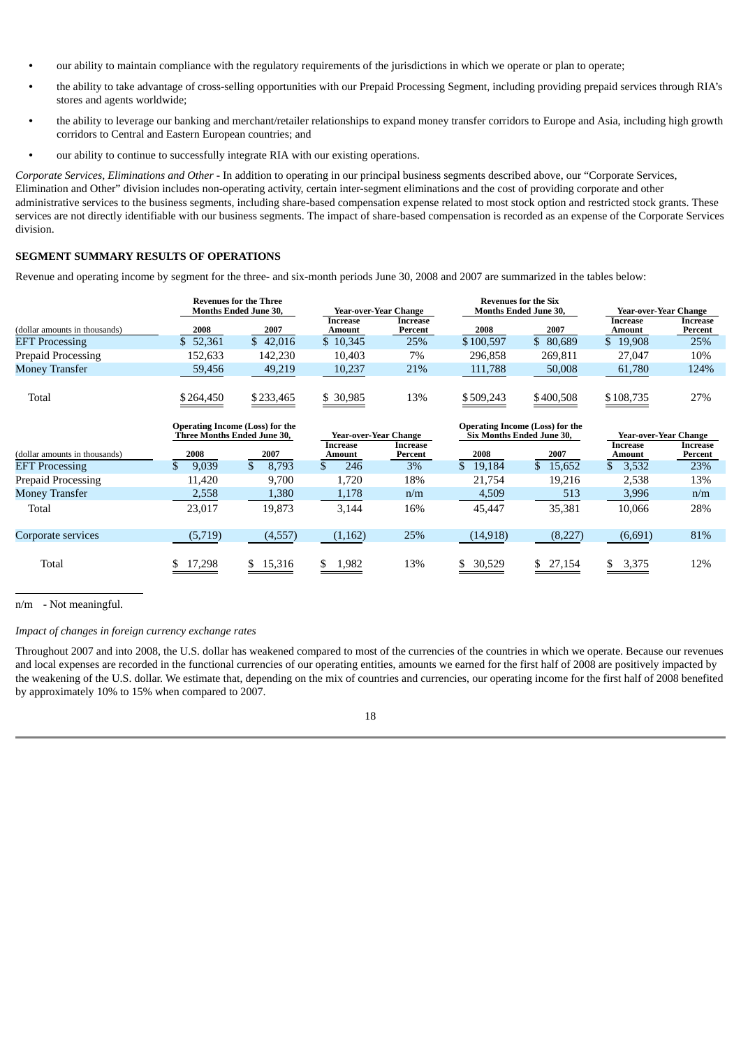- our ability to maintain compliance with the regulatory requirements of the jurisdictions in which we operate or plan to operate;
- the ability to take advantage of cross-selling opportunities with our Prepaid Processing Segment, including providing prepaid services through RIA's stores and agents worldwide;
- the ability to leverage our banking and merchant/retailer relationships to expand money transfer corridors to Europe and Asia, including high growth corridors to Central and Eastern European countries; and
- our ability to continue to successfully integrate RIA with our existing operations.

*Corporate Services, Eliminations and Other* - In addition to operating in our principal business segments described above, our "Corporate Services, Elimination and Other" division includes non-operating activity, certain inter-segment eliminations and the cost of providing corporate and other administrative services to the business segments, including share-based compensation expense related to most stock option and restricted stock grants. These services are not directly identifiable with our business segments. The impact of share-based compensation is recorded as an expense of the Corporate Services division.

## SEGMENT SUMMARY RESULTS OF OPERATIONS

Revenue and operating income by segment for the three- and six-month periods June 30, 2008 and 2007 are summarized in the tables below:

| | Revenues for the Three Months Ended June 30, | | Year-over-Year Change | | Revenues for the Six Months Ended June 30, | | Year-over-Year Change | |
|---|---|---|---|---|---|---|---|---|
| (dollar amounts in thousands) | 2008 | 2007 | Increase Amount | Increase Percent | 2008 | 2007 | Increase Amount | Increase Percent |
| EFT Processing | $ 52,361 | $ 42,016 | $ 10,345 | 25% | $100,597 | $ 80,689 | $ 19,908 | 25% |
| Prepaid Processing | 152,633 | 142,230 | 10,403 | 7% | 296,858 | 269,811 | 27,047 | 10% |
| Money Transfer | 59,456 | 49,219 | 10,237 | 21% | 111,788 | 50,008 | 61,780 | 124% |
| Total | $264,450 | $233,465 | $ 30,985 | 13% | $509,243 | $400,508 | $108,735 | 27% |

| | Operating Income (Loss) for the Three Months Ended June 30, | | Year-over-Year Change | | Operating Income (Loss) for the Six Months Ended June 30, | | Year-over-Year Change | |
|---|---|---|---|---|---|---|---|---|
| (dollar amounts in thousands) | 2008 | 2007 | Increase Amount | Increase Percent | 2008 | 2007 | Increase Amount | Increase Percent |
| EFT Processing | $ 9,039 | $ 8,793 | $ 246 | 3% | $ 19,184 | $ 15,652 | $ 3,532 | 23% |
| Prepaid Processing | 11,420 | 9,700 | 1,720 | 18% | 21,754 | 19,216 | 2,538 | 13% |
| Money Transfer | 2,558 | 1,380 | 1,178 | n/m | 4,509 | 513 | 3,996 | n/m |
| Total | 23,017 | 19,873 | 3,144 | 16% | 45,447 | 35,381 | 10,066 | 28% |
| Corporate services | (5,719) | (4,557) | (1,162) | 25% | (14,918) | (8,227) | (6,691) | 81% |
| Total | $ 17,298 | $ 15,316 | $ 1,982 | 13% | $ 30,529 | $ 27,154 | $ 3,375 | 12% |

n/m - Not meaningful.

*Impact of changes in foreign currency exchange rates*

Throughout 2007 and into 2008, the U.S. dollar has weakened compared to most of the currencies of the countries in which we operate. Because our revenues and local expenses are recorded in the functional currencies of our operating entities, amounts we earned for the first half of 2008 are positively impacted by the weakening of the U.S. dollar. We estimate that, depending on the mix of countries and currencies, our operating income for the first half of 2008 benefited by approximately 10% to 15% when compared to 2007.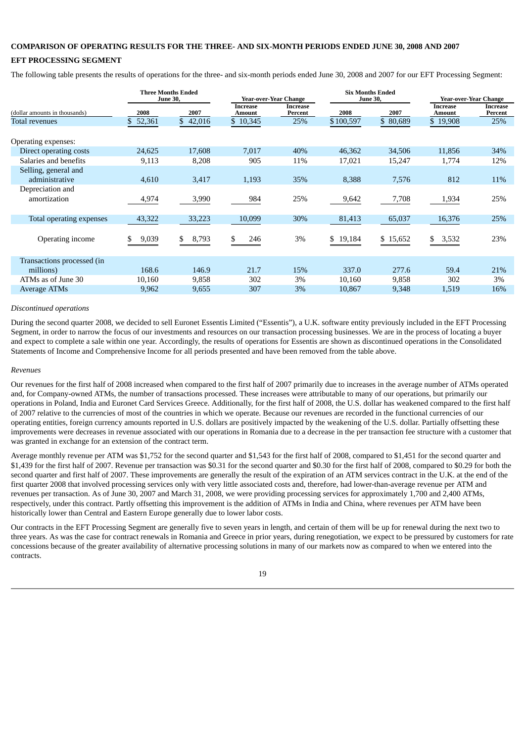## COMPARISON OF OPERATING RESULTS FOR THE THREE- AND SIX-MONTH PERIODS ENDED JUNE 30, 2008 AND 2007

### EFT PROCESSING SEGMENT

The following table presents the results of operations for the three- and six-month periods ended June 30, 2008 and 2007 for our EFT Processing Segment:

| (dollar amounts in thousands) | Three Months Ended June 30, 2008 | Three Months Ended June 30, 2007 | Year-over-Year Change Increase Amount | Year-over-Year Change Increase Percent | Six Months Ended June 30, 2008 | Six Months Ended June 30, 2007 | Year-over-Year Change Increase Amount | Year-over-Year Change Increase Percent |
|---|---|---|---|---|---|---|---|---|
| Total revenues | $ 52,361 | $ 42,016 | $ 10,345 | 25% | $ 100,597 | $ 80,689 | $ 19,908 | 25% |
| Operating expenses: | | | | | | | | |
| Direct operating costs | 24,625 | 17,608 | 7,017 | 40% | 46,362 | 34,506 | 11,856 | 34% |
| Salaries and benefits | 9,113 | 8,208 | 905 | 11% | 17,021 | 15,247 | 1,774 | 12% |
| Selling, general and administrative | 4,610 | 3,417 | 1,193 | 35% | 8,388 | 7,576 | 812 | 11% |
| Depreciation and amortization | 4,974 | 3,990 | 984 | 25% | 9,642 | 7,708 | 1,934 | 25% |
| Total operating expenses | 43,322 | 33,223 | 10,099 | 30% | 81,413 | 65,037 | 16,376 | 25% |
| Operating income | $ 9,039 | $ 8,793 | $ 246 | 3% | $ 19,184 | $ 15,652 | $ 3,532 | 23% |
| Transactions processed (in millions) | 168.6 | 146.9 | 21.7 | 15% | 337.0 | 277.6 | 59.4 | 21% |
| ATMs as of June 30 | 10,160 | 9,858 | 302 | 3% | 10,160 | 9,858 | 302 | 3% |
| Average ATMs | 9,962 | 9,655 | 307 | 3% | 10,867 | 9,348 | 1,519 | 16% |

*Discontinued operations*

During the second quarter 2008, we decided to sell Euronet Essentis Limited ("Essentis"), a U.K. software entity previously included in the EFT Processing Segment, in order to narrow the focus of our investments and resources on our transaction processing businesses. We are in the process of locating a buyer and expect to complete a sale within one year. Accordingly, the results of operations for Essentis are shown as discontinued operations in the Consolidated Statements of Income and Comprehensive Income for all periods presented and have been removed from the table above.

*Revenues*

Our revenues for the first half of 2008 increased when compared to the first half of 2007 primarily due to increases in the average number of ATMs operated and, for Company-owned ATMs, the number of transactions processed. These increases were attributable to many of our operations, but primarily our operations in Poland, India and Euronet Card Services Greece. Additionally, for the first half of 2008, the U.S. dollar has weakened compared to the first half of 2007 relative to the currencies of most of the countries in which we operate. Because our revenues are recorded in the functional currencies of our operating entities, foreign currency amounts reported in U.S. dollars are positively impacted by the weakening of the U.S. dollar. Partially offsetting these improvements were decreases in revenue associated with our operations in Romania due to a decrease in the per transaction fee structure with a customer that was granted in exchange for an extension of the contract term.

Average monthly revenue per ATM was $1,752 for the second quarter and $1,543 for the first half of 2008, compared to $1,451 for the second quarter and $1,439 for the first half of 2007. Revenue per transaction was $0.31 for the second quarter and $0.30 for the first half of 2008, compared to $0.29 for both the second quarter and first half of 2007. These improvements are generally the result of the expiration of an ATM services contract in the U.K. at the end of the first quarter 2008 that involved processing services only with very little associated costs and, therefore, had lower-than-average revenue per ATM and revenues per transaction. As of June 30, 2007 and March 31, 2008, we were providing processing services for approximately 1,700 and 2,400 ATMs, respectively, under this contract. Partly offsetting this improvement is the addition of ATMs in India and China, where revenues per ATM have been historically lower than Central and Eastern Europe generally due to lower labor costs.

Our contracts in the EFT Processing Segment are generally five to seven years in length, and certain of them will be up for renewal during the next two to three years. As was the case for contract renewals in Romania and Greece in prior years, during renegotiation, we expect to be pressured by customers for rate concessions because of the greater availability of alternative processing solutions in many of our markets now as compared to when we entered into the contracts.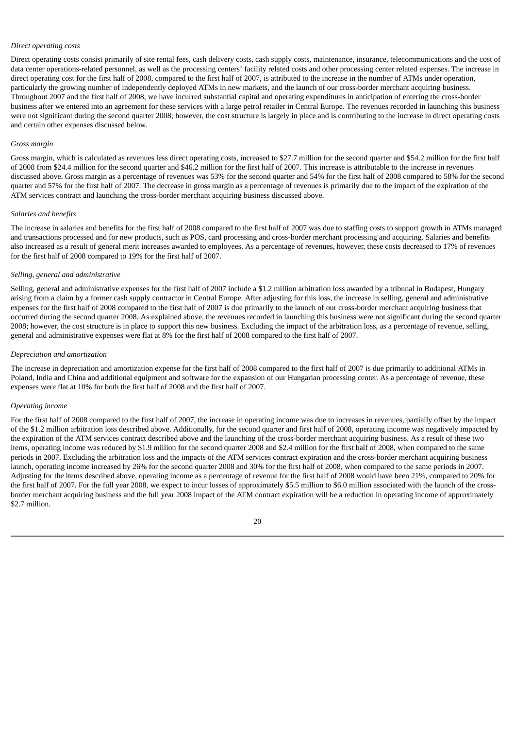*Direct operating costs*

Direct operating costs consist primarily of site rental fees, cash delivery costs, cash supply costs, maintenance, insurance, telecommunications and the cost of data center operations-related personnel, as well as the processing centers' facility related costs and other processing center related expenses. The increase in direct operating cost for the first half of 2008, compared to the first half of 2007, is attributed to the increase in the number of ATMs under operation, particularly the growing number of independently deployed ATMs in new markets, and the launch of our cross-border merchant acquiring business. Throughout 2007 and the first half of 2008, we have incurred substantial capital and operating expenditures in anticipation of entering the cross-border business after we entered into an agreement for these services with a large petrol retailer in Central Europe. The revenues recorded in launching this business were not significant during the second quarter 2008; however, the cost structure is largely in place and is contributing to the increase in direct operating costs and certain other expenses discussed below.

*Gross margin*

Gross margin, which is calculated as revenues less direct operating costs, increased to $27.7 million for the second quarter and $54.2 million for the first half of 2008 from $24.4 million for the second quarter and $46.2 million for the first half of 2007. This increase is attributable to the increase in revenues discussed above. Gross margin as a percentage of revenues was 53% for the second quarter and 54% for the first half of 2008 compared to 58% for the second quarter and 57% for the first half of 2007. The decrease in gross margin as a percentage of revenues is primarily due to the impact of the expiration of the ATM services contract and launching the cross-border merchant acquiring business discussed above.

*Salaries and benefits*

The increase in salaries and benefits for the first half of 2008 compared to the first half of 2007 was due to staffing costs to support growth in ATMs managed and transactions processed and for new products, such as POS, card processing and cross-border merchant processing and acquiring. Salaries and benefits also increased as a result of general merit increases awarded to employees. As a percentage of revenues, however, these costs decreased to 17% of revenues for the first half of 2008 compared to 19% for the first half of 2007.

*Selling, general and administrative*

Selling, general and administrative expenses for the first half of 2007 include a $1.2 million arbitration loss awarded by a tribunal in Budapest, Hungary arising from a claim by a former cash supply contractor in Central Europe. After adjusting for this loss, the increase in selling, general and administrative expenses for the first half of 2008 compared to the first half of 2007 is due primarily to the launch of our cross-border merchant acquiring business that occurred during the second quarter 2008. As explained above, the revenues recorded in launching this business were not significant during the second quarter 2008; however, the cost structure is in place to support this new business. Excluding the impact of the arbitration loss, as a percentage of revenue, selling, general and administrative expenses were flat at 8% for the first half of 2008 compared to the first half of 2007.

*Depreciation and amortization*

The increase in depreciation and amortization expense for the first half of 2008 compared to the first half of 2007 is due primarily to additional ATMs in Poland, India and China and additional equipment and software for the expansion of our Hungarian processing center. As a percentage of revenue, these expenses were flat at 10% for both the first half of 2008 and the first half of 2007.

*Operating income*

For the first half of 2008 compared to the first half of 2007, the increase in operating income was due to increases in revenues, partially offset by the impact of the $1.2 million arbitration loss described above. Additionally, for the second quarter and first half of 2008, operating income was negatively impacted by the expiration of the ATM services contract described above and the launching of the cross-border merchant acquiring business. As a result of these two items, operating income was reduced by $1.9 million for the second quarter 2008 and $2.4 million for the first half of 2008, when compared to the same periods in 2007. Excluding the arbitration loss and the impacts of the ATM services contract expiration and the cross-border merchant acquiring business launch, operating income increased by 26% for the second quarter 2008 and 30% for the first half of 2008, when compared to the same periods in 2007. Adjusting for the items described above, operating income as a percentage of revenue for the first half of 2008 would have been 21%, compared to 20% for the first half of 2007. For the full year 2008, we expect to incur losses of approximately $5.5 million to $6.0 million associated with the launch of the cross-border merchant acquiring business and the full year 2008 impact of the ATM contract expiration will be a reduction in operating income of approximately $2.7 million.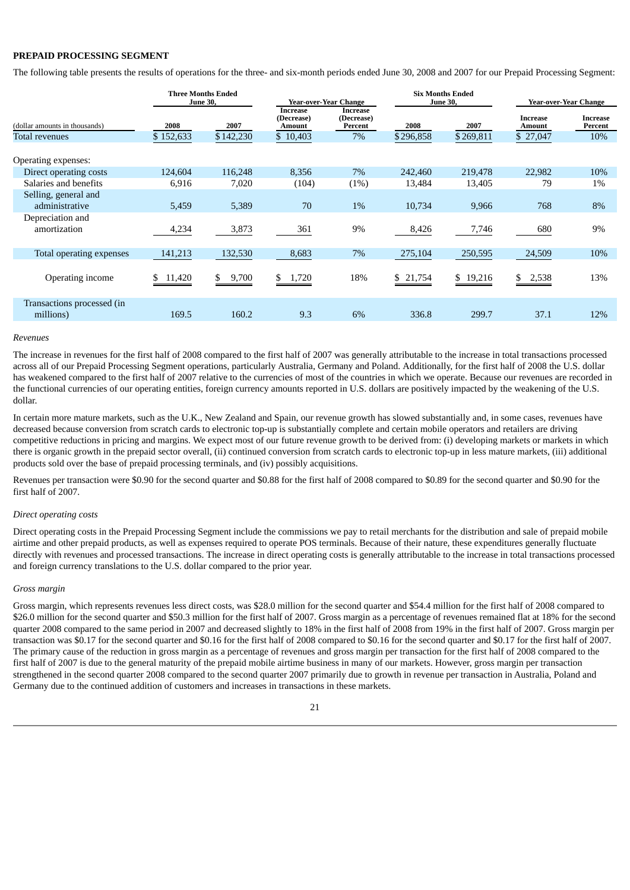**PREPAID PROCESSING SEGMENT**

The following table presents the results of operations for the three- and six-month periods ended June 30, 2008 and 2007 for our Prepaid Processing Segment:

| (dollar amounts in thousands) | Three Months Ended June 30, | | Year-over-Year Change | | Six Months Ended June 30, | | Year-over-Year Change | |
|---|---|---|---|---|---|---|---|---|
| | 2008 | 2007 | Increase (Decrease) Amount | Increase (Decrease) Percent | 2008 | 2007 | Increase Amount | Increase Percent |
| Total revenues | $ 152,633 | $ 142,230 | $ 10,403 | 7% | $ 296,858 | $ 269,811 | $ 27,047 | 10% |
| Operating expenses: | | | | | | | | |
| Direct operating costs | 124,604 | 116,248 | 8,356 | 7% | 242,460 | 219,478 | 22,982 | 10% |
| Salaries and benefits | 6,916 | 7,020 | (104) | (1%) | 13,484 | 13,405 | 79 | 1% |
| Selling, general and administrative | 5,459 | 5,389 | 70 | 1% | 10,734 | 9,966 | 768 | 8% |
| Depreciation and amortization | 4,234 | 3,873 | 361 | 9% | 8,426 | 7,746 | 680 | 9% |
| Total operating expenses | 141,213 | 132,530 | 8,683 | 7% | 275,104 | 250,595 | 24,509 | 10% |
| Operating income | $ 11,420 | $ 9,700 | $ 1,720 | 18% | $ 21,754 | $ 19,216 | $ 2,538 | 13% |
| Transactions processed (in millions) | 169.5 | 160.2 | 9.3 | 6% | 336.8 | 299.7 | 37.1 | 12% |

*Revenues*

The increase in revenues for the first half of 2008 compared to the first half of 2007 was generally attributable to the increase in total transactions processed across all of our Prepaid Processing Segment operations, particularly Australia, Germany and Poland. Additionally, for the first half of 2008 the U.S. dollar has weakened compared to the first half of 2007 relative to the currencies of most of the countries in which we operate. Because our revenues are recorded in the functional currencies of our operating entities, foreign currency amounts reported in U.S. dollars are positively impacted by the weakening of the U.S. dollar.

In certain more mature markets, such as the U.K., New Zealand and Spain, our revenue growth has slowed substantially and, in some cases, revenues have decreased because conversion from scratch cards to electronic top-up is substantially complete and certain mobile operators and retailers are driving competitive reductions in pricing and margins. We expect most of our future revenue growth to be derived from: (i) developing markets or markets in which there is organic growth in the prepaid sector overall, (ii) continued conversion from scratch cards to electronic top-up in less mature markets, (iii) additional products sold over the base of prepaid processing terminals, and (iv) possibly acquisitions.

Revenues per transaction were $0.90 for the second quarter and $0.88 for the first half of 2008 compared to $0.89 for the second quarter and $0.90 for the first half of 2007.

*Direct operating costs*

Direct operating costs in the Prepaid Processing Segment include the commissions we pay to retail merchants for the distribution and sale of prepaid mobile airtime and other prepaid products, as well as expenses required to operate POS terminals. Because of their nature, these expenditures generally fluctuate directly with revenues and processed transactions. The increase in direct operating costs is generally attributable to the increase in total transactions processed and foreign currency translations to the U.S. dollar compared to the prior year.

*Gross margin*

Gross margin, which represents revenues less direct costs, was $28.0 million for the second quarter and $54.4 million for the first half of 2008 compared to $26.0 million for the second quarter and $50.3 million for the first half of 2007. Gross margin as a percentage of revenues remained flat at 18% for the second quarter 2008 compared to the same period in 2007 and decreased slightly to 18% in the first half of 2008 from 19% in the first half of 2007. Gross margin per transaction was $0.17 for the second quarter and $0.16 for the first half of 2008 compared to $0.16 for the second quarter and $0.17 for the first half of 2007. The primary cause of the reduction in gross margin as a percentage of revenues and gross margin per transaction for the first half of 2008 compared to the first half of 2007 is due to the general maturity of the prepaid mobile airtime business in many of our markets. However, gross margin per transaction strengthened in the second quarter 2008 compared to the second quarter 2007 primarily due to growth in revenue per transaction in Australia, Poland and Germany due to the continued addition of customers and increases in transactions in these markets.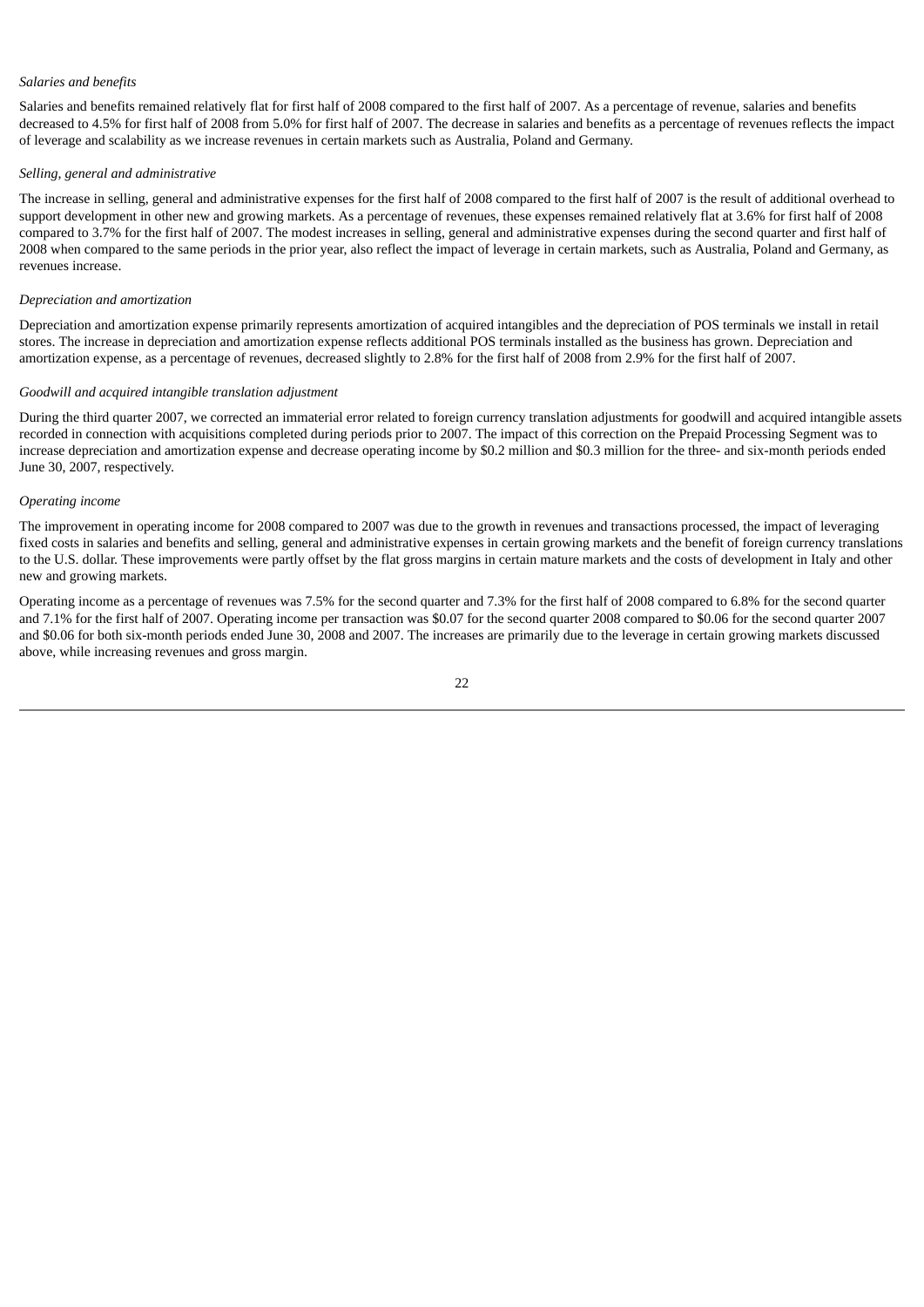*Salaries and benefits*

Salaries and benefits remained relatively flat for first half of 2008 compared to the first half of 2007. As a percentage of revenue, salaries and benefits decreased to 4.5% for first half of 2008 from 5.0% for first half of 2007. The decrease in salaries and benefits as a percentage of revenues reflects the impact of leverage and scalability as we increase revenues in certain markets such as Australia, Poland and Germany.

*Selling, general and administrative*

The increase in selling, general and administrative expenses for the first half of 2008 compared to the first half of 2007 is the result of additional overhead to support development in other new and growing markets. As a percentage of revenues, these expenses remained relatively flat at 3.6% for first half of 2008 compared to 3.7% for the first half of 2007. The modest increases in selling, general and administrative expenses during the second quarter and first half of 2008 when compared to the same periods in the prior year, also reflect the impact of leverage in certain markets, such as Australia, Poland and Germany, as revenues increase.

*Depreciation and amortization*

Depreciation and amortization expense primarily represents amortization of acquired intangibles and the depreciation of POS terminals we install in retail stores. The increase in depreciation and amortization expense reflects additional POS terminals installed as the business has grown. Depreciation and amortization expense, as a percentage of revenues, decreased slightly to 2.8% for the first half of 2008 from 2.9% for the first half of 2007.

*Goodwill and acquired intangible translation adjustment*

During the third quarter 2007, we corrected an immaterial error related to foreign currency translation adjustments for goodwill and acquired intangible assets recorded in connection with acquisitions completed during periods prior to 2007. The impact of this correction on the Prepaid Processing Segment was to increase depreciation and amortization expense and decrease operating income by $0.2 million and $0.3 million for the three- and six-month periods ended June 30, 2007, respectively.

*Operating income*

The improvement in operating income for 2008 compared to 2007 was due to the growth in revenues and transactions processed, the impact of leveraging fixed costs in salaries and benefits and selling, general and administrative expenses in certain growing markets and the benefit of foreign currency translations to the U.S. dollar. These improvements were partly offset by the flat gross margins in certain mature markets and the costs of development in Italy and other new and growing markets.

Operating income as a percentage of revenues was 7.5% for the second quarter and 7.3% for the first half of 2008 compared to 6.8% for the second quarter and 7.1% for the first half of 2007. Operating income per transaction was $0.07 for the second quarter 2008 compared to $0.06 for the second quarter 2007 and $0.06 for both six-month periods ended June 30, 2008 and 2007. The increases are primarily due to the leverage in certain growing markets discussed above, while increasing revenues and gross margin.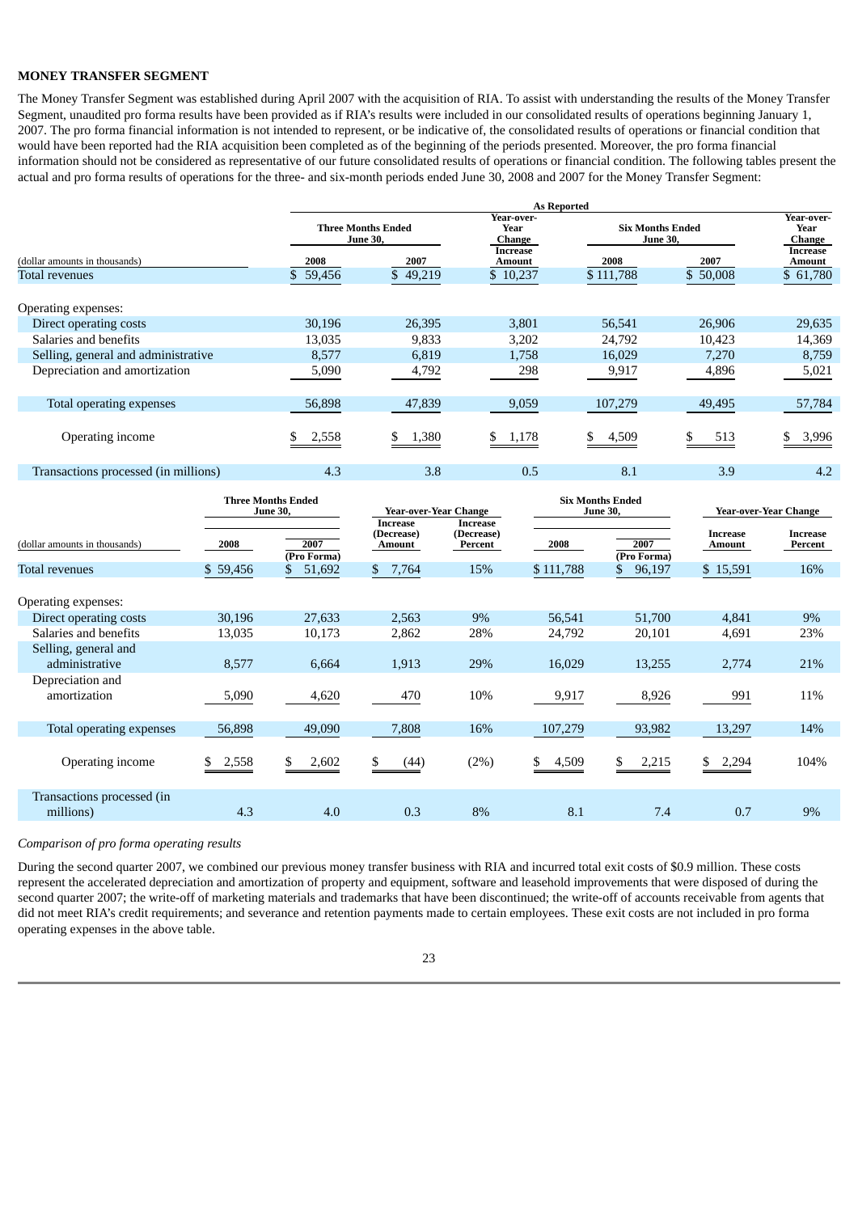**MONEY TRANSFER SEGMENT**

The Money Transfer Segment was established during April 2007 with the acquisition of RIA. To assist with understanding the results of the Money Transfer Segment, unaudited pro forma results have been provided as if RIA's results were included in our consolidated results of operations beginning January 1, 2007. The pro forma financial information is not intended to represent, or be indicative of, the consolidated results of operations or financial condition that would have been reported had the RIA acquisition been completed as of the beginning of the periods presented. Moreover, the pro forma financial information should not be considered as representative of our future consolidated results of operations or financial condition. The following tables present the actual and pro forma results of operations for the three- and six-month periods ended June 30, 2008 and 2007 for the Money Transfer Segment:

| | As Reported | | | | | |
|---|---|---|---|---|---|---|
| | Three Months Ended June 30, | | Year-over-Year Change | Six Months Ended June 30, | | Year-over-Year Change |
| (dollar amounts in thousands) | 2008 | 2007 | Increase Amount | 2008 | 2007 | Increase Amount |
| Total revenues | $ 59,456 | $ 49,219 | $ 10,237 | $ 111,788 | $ 50,008 | $ 61,780 |
| Operating expenses: | | | | | | |
| Direct operating costs | 30,196 | 26,395 | 3,801 | 56,541 | 26,906 | 29,635 |
| Salaries and benefits | 13,035 | 9,833 | 3,202 | 24,792 | 10,423 | 14,369 |
| Selling, general and administrative | 8,577 | 6,819 | 1,758 | 16,029 | 7,270 | 8,759 |
| Depreciation and amortization | 5,090 | 4,792 | 298 | 9,917 | 4,896 | 5,021 |
| Total operating expenses | 56,898 | 47,839 | 9,059 | 107,279 | 49,495 | 57,784 |
| Operating income | $ 2,558 | $ 1,380 | $ 1,178 | $ 4,509 | $ 513 | $ 3,996 |
| Transactions processed (in millions) | 4.3 | 3.8 | 0.5 | 8.1 | 3.9 | 4.2 |

| | Three Months Ended June 30, | | Year-over-Year Change | | Six Months Ended June 30, | | Year-over-Year Change | |
|---|---|---|---|---|---|---|---|---|
| (dollar amounts in thousands) | 2008 | 2007 (Pro Forma) | Increase (Decrease) Amount | Increase (Decrease) Percent | 2008 | 2007 (Pro Forma) | Increase Amount | Increase Percent |
| Total revenues | $ 59,456 | $ 51,692 | $ 7,764 | 15% | $ 111,788 | $ 96,197 | $ 15,591 | 16% |
| Operating expenses: | | | | | | | | |
| Direct operating costs | 30,196 | 27,633 | 2,563 | 9% | 56,541 | 51,700 | 4,841 | 9% |
| Salaries and benefits | 13,035 | 10,173 | 2,862 | 28% | 24,792 | 20,101 | 4,691 | 23% |
| Selling, general and administrative | 8,577 | 6,664 | 1,913 | 29% | 16,029 | 13,255 | 2,774 | 21% |
| Depreciation and amortization | 5,090 | 4,620 | 470 | 10% | 9,917 | 8,926 | 991 | 11% |
| Total operating expenses | 56,898 | 49,090 | 7,808 | 16% | 107,279 | 93,982 | 13,297 | 14% |
| Operating income | $ 2,558 | $ 2,602 | $ (44) | (2%) | $ 4,509 | $ 2,215 | $ 2,294 | 104% |
| Transactions processed (in millions) | 4.3 | 4.0 | 0.3 | 8% | 8.1 | 7.4 | 0.7 | 9% |

*Comparison of pro forma operating results*

During the second quarter 2007, we combined our previous money transfer business with RIA and incurred total exit costs of $0.9 million. These costs represent the accelerated depreciation and amortization of property and equipment, software and leasehold improvements that were disposed of during the second quarter 2007; the write-off of marketing materials and trademarks that have been discontinued; the write-off of accounts receivable from agents that did not meet RIA's credit requirements; and severance and retention payments made to certain employees. These exit costs are not included in pro forma operating expenses in the above table.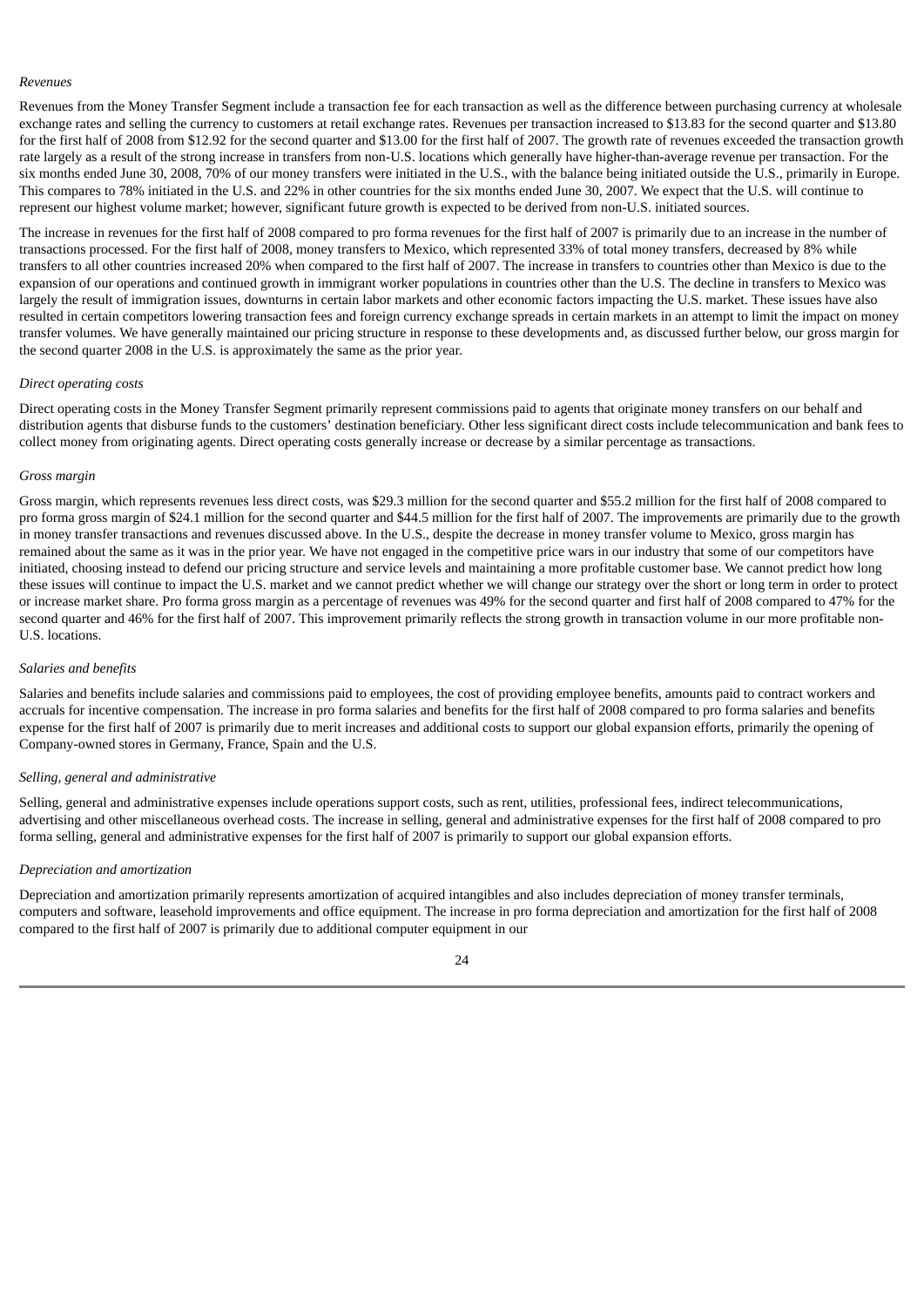*Revenues*

Revenues from the Money Transfer Segment include a transaction fee for each transaction as well as the difference between purchasing currency at wholesale exchange rates and selling the currency to customers at retail exchange rates. Revenues per transaction increased to $13.83 for the second quarter and $13.80 for the first half of 2008 from $12.92 for the second quarter and $13.00 for the first half of 2007. The growth rate of revenues exceeded the transaction growth rate largely as a result of the strong increase in transfers from non-U.S. locations which generally have higher-than-average revenue per transaction. For the six months ended June 30, 2008, 70% of our money transfers were initiated in the U.S., with the balance being initiated outside the U.S., primarily in Europe. This compares to 78% initiated in the U.S. and 22% in other countries for the six months ended June 30, 2007. We expect that the U.S. will continue to represent our highest volume market; however, significant future growth is expected to be derived from non-U.S. initiated sources.

The increase in revenues for the first half of 2008 compared to pro forma revenues for the first half of 2007 is primarily due to an increase in the number of transactions processed. For the first half of 2008, money transfers to Mexico, which represented 33% of total money transfers, decreased by 8% while transfers to all other countries increased 20% when compared to the first half of 2007. The increase in transfers to countries other than Mexico is due to the expansion of our operations and continued growth in immigrant worker populations in countries other than the U.S. The decline in transfers to Mexico was largely the result of immigration issues, downturns in certain labor markets and other economic factors impacting the U.S. market. These issues have also resulted in certain competitors lowering transaction fees and foreign currency exchange spreads in certain markets in an attempt to limit the impact on money transfer volumes. We have generally maintained our pricing structure in response to these developments and, as discussed further below, our gross margin for the second quarter 2008 in the U.S. is approximately the same as the prior year.

*Direct operating costs*

Direct operating costs in the Money Transfer Segment primarily represent commissions paid to agents that originate money transfers on our behalf and distribution agents that disburse funds to the customers' destination beneficiary. Other less significant direct costs include telecommunication and bank fees to collect money from originating agents. Direct operating costs generally increase or decrease by a similar percentage as transactions.

*Gross margin*

Gross margin, which represents revenues less direct costs, was $29.3 million for the second quarter and $55.2 million for the first half of 2008 compared to pro forma gross margin of $24.1 million for the second quarter and $44.5 million for the first half of 2007. The improvements are primarily due to the growth in money transfer transactions and revenues discussed above. In the U.S., despite the decrease in money transfer volume to Mexico, gross margin has remained about the same as it was in the prior year. We have not engaged in the competitive price wars in our industry that some of our competitors have initiated, choosing instead to defend our pricing structure and service levels and maintaining a more profitable customer base. We cannot predict how long these issues will continue to impact the U.S. market and we cannot predict whether we will change our strategy over the short or long term in order to protect or increase market share. Pro forma gross margin as a percentage of revenues was 49% for the second quarter and first half of 2008 compared to 47% for the second quarter and 46% for the first half of 2007. This improvement primarily reflects the strong growth in transaction volume in our more profitable non-U.S. locations.

*Salaries and benefits*

Salaries and benefits include salaries and commissions paid to employees, the cost of providing employee benefits, amounts paid to contract workers and accruals for incentive compensation. The increase in pro forma salaries and benefits for the first half of 2008 compared to pro forma salaries and benefits expense for the first half of 2007 is primarily due to merit increases and additional costs to support our global expansion efforts, primarily the opening of Company-owned stores in Germany, France, Spain and the U.S.

*Selling, general and administrative*

Selling, general and administrative expenses include operations support costs, such as rent, utilities, professional fees, indirect telecommunications, advertising and other miscellaneous overhead costs. The increase in selling, general and administrative expenses for the first half of 2008 compared to pro forma selling, general and administrative expenses for the first half of 2007 is primarily to support our global expansion efforts.

*Depreciation and amortization*

Depreciation and amortization primarily represents amortization of acquired intangibles and also includes depreciation of money transfer terminals, computers and software, leasehold improvements and office equipment. The increase in pro forma depreciation and amortization for the first half of 2008 compared to the first half of 2007 is primarily due to additional computer equipment in our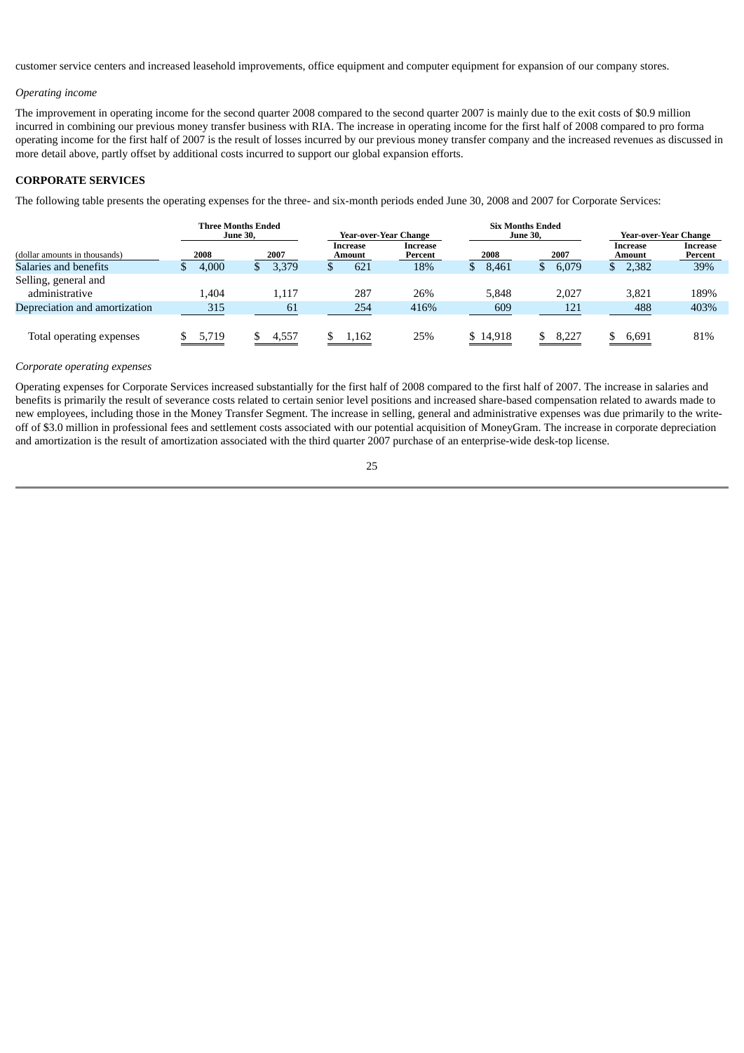customer service centers and increased leasehold improvements, office equipment and computer equipment for expansion of our company stores.

*Operating income*

The improvement in operating income for the second quarter 2008 compared to the second quarter 2007 is mainly due to the exit costs of $0.9 million incurred in combining our previous money transfer business with RIA. The increase in operating income for the first half of 2008 compared to pro forma operating income for the first half of 2007 is the result of losses incurred by our previous money transfer company and the increased revenues as discussed in more detail above, partly offset by additional costs incurred to support our global expansion efforts.

**CORPORATE SERVICES**

The following table presents the operating expenses for the three- and six-month periods ended June 30, 2008 and 2007 for Corporate Services:

| (dollar amounts in thousands) | Three Months Ended June 30, | | Year-over-Year Change | | Six Months Ended June 30, | | Year-over-Year Change | |
|---|---|---|---|---|---|---|---|---|
| | 2008 | 2007 | Increase Amount | Increase Percent | 2008 | 2007 | Increase Amount | Increase Percent |
| Salaries and benefits | $ 4,000 | $ 3,379 | $ 621 | 18% | $ 8,461 | $ 6,079 | $ 2,382 | 39% |
| Selling, general and administrative | 1,404 | 1,117 | 287 | 26% | 5,848 | 2,027 | 3,821 | 189% |
| Depreciation and amortization | 315 | 61 | 254 | 416% | 609 | 121 | 488 | 403% |
| Total operating expenses | $ 5,719 | $ 4,557 | $ 1,162 | 25% | $ 14,918 | $ 8,227 | $ 6,691 | 81% |

*Corporate operating expenses*

Operating expenses for Corporate Services increased substantially for the first half of 2008 compared to the first half of 2007. The increase in salaries and benefits is primarily the result of severance costs related to certain senior level positions and increased share-based compensation related to awards made to new employees, including those in the Money Transfer Segment. The increase in selling, general and administrative expenses was due primarily to the write-off of $3.0 million in professional fees and settlement costs associated with our potential acquisition of MoneyGram. The increase in corporate depreciation and amortization is the result of amortization associated with the third quarter 2007 purchase of an enterprise-wide desk-top license.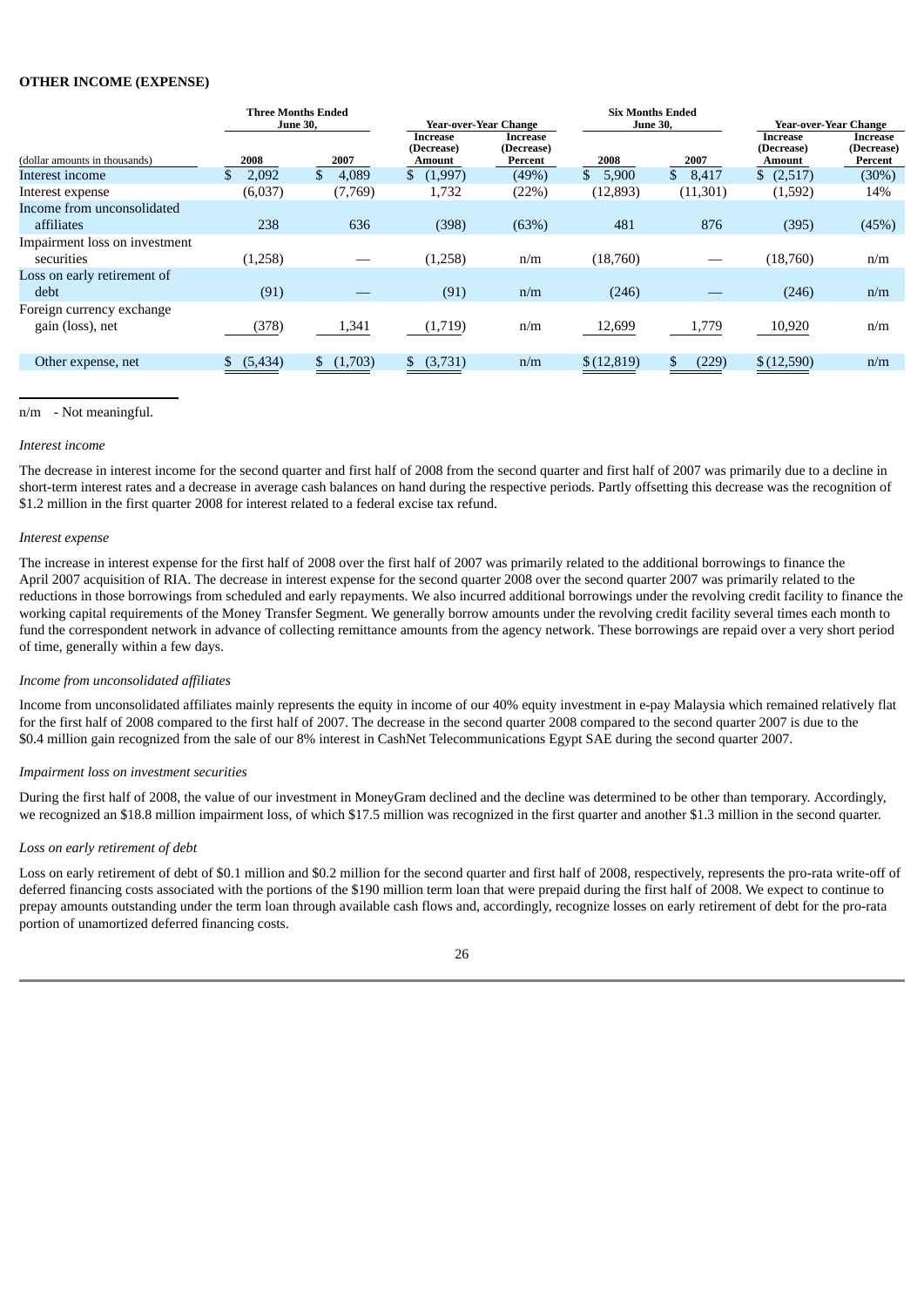**OTHER INCOME (EXPENSE)**

| (dollar amounts in thousands) | Three Months Ended June 30, | | Year-over-Year Change | | Six Months Ended June 30, | | Year-over-Year Change | |
|---|---|---|---|---|---|---|---|---|
| | 2008 | 2007 | Increase (Decrease) Amount | Increase (Decrease) Percent | 2008 | 2007 | Increase (Decrease) Amount | Increase (Decrease) Percent |
| Interest income | $ 2,092 | $ 4,089 | $ (1,997) | (49%) | $ 5,900 | $ 8,417 | $ (2,517) | (30%) |
| Interest expense | (6,037) | (7,769) | 1,732 | (22%) | (12,893) | (11,301) | (1,592) | 14% |
| Income from unconsolidated affiliates | 238 | 636 | (398) | (63%) | 481 | 876 | (395) | (45%) |
| Impairment loss on investment securities | (1,258) | — | (1,258) | n/m | (18,760) | — | (18,760) | n/m |
| Loss on early retirement of debt | (91) | — | (91) | n/m | (246) | — | (246) | n/m |
| Foreign currency exchange gain (loss), net | (378) | 1,341 | (1,719) | n/m | 12,699 | 1,779 | 10,920 | n/m |
| Other expense, net | $ (5,434) | $ (1,703) | $ (3,731) | n/m | $ (12,819) | $ (229) | $ (12,590) | n/m |

n/m - Not meaningful.

*Interest income*

The decrease in interest income for the second quarter and first half of 2008 from the second quarter and first half of 2007 was primarily due to a decline in short-term interest rates and a decrease in average cash balances on hand during the respective periods. Partly offsetting this decrease was the recognition of $1.2 million in the first quarter 2008 for interest related to a federal excise tax refund.

*Interest expense*

The increase in interest expense for the first half of 2008 over the first half of 2007 was primarily related to the additional borrowings to finance the April 2007 acquisition of RIA. The decrease in interest expense for the second quarter 2008 over the second quarter 2007 was primarily related to the reductions in those borrowings from scheduled and early repayments. We also incurred additional borrowings under the revolving credit facility to finance the working capital requirements of the Money Transfer Segment. We generally borrow amounts under the revolving credit facility several times each month to fund the correspondent network in advance of collecting remittance amounts from the agency network. These borrowings are repaid over a very short period of time, generally within a few days.

*Income from unconsolidated affiliates*

Income from unconsolidated affiliates mainly represents the equity in income of our 40% equity investment in e-pay Malaysia which remained relatively flat for the first half of 2008 compared to the first half of 2007. The decrease in the second quarter 2008 compared to the second quarter 2007 is due to the $0.4 million gain recognized from the sale of our 8% interest in CashNet Telecommunications Egypt SAE during the second quarter 2007.

*Impairment loss on investment securities*

During the first half of 2008, the value of our investment in MoneyGram declined and the decline was determined to be other than temporary. Accordingly, we recognized an $18.8 million impairment loss, of which $17.5 million was recognized in the first quarter and another $1.3 million in the second quarter.

*Loss on early retirement of debt*

Loss on early retirement of debt of $0.1 million and $0.2 million for the second quarter and first half of 2008, respectively, represents the pro-rata write-off of deferred financing costs associated with the portions of the $190 million term loan that were prepaid during the first half of 2008. We expect to continue to prepay amounts outstanding under the term loan through available cash flows and, accordingly, recognize losses on early retirement of debt for the pro-rata portion of unamortized deferred financing costs.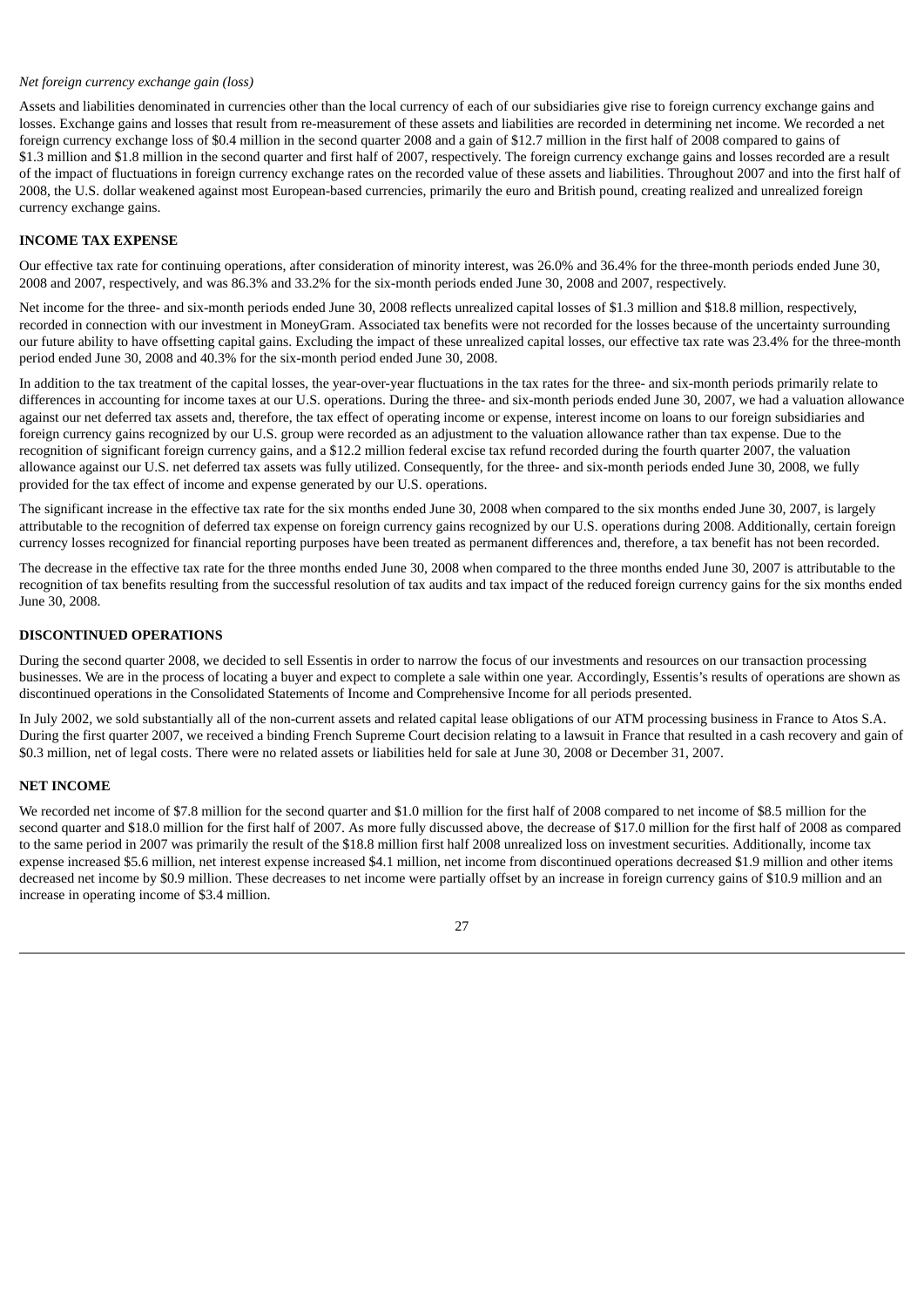*Net foreign currency exchange gain (loss)*

Assets and liabilities denominated in currencies other than the local currency of each of our subsidiaries give rise to foreign currency exchange gains and losses. Exchange gains and losses that result from re-measurement of these assets and liabilities are recorded in determining net income. We recorded a net foreign currency exchange loss of $0.4 million in the second quarter 2008 and a gain of $12.7 million in the first half of 2008 compared to gains of $1.3 million and $1.8 million in the second quarter and first half of 2007, respectively. The foreign currency exchange gains and losses recorded are a result of the impact of fluctuations in foreign currency exchange rates on the recorded value of these assets and liabilities. Throughout 2007 and into the first half of 2008, the U.S. dollar weakened against most European-based currencies, primarily the euro and British pound, creating realized and unrealized foreign currency exchange gains.

**INCOME TAX EXPENSE**

Our effective tax rate for continuing operations, after consideration of minority interest, was 26.0% and 36.4% for the three-month periods ended June 30, 2008 and 2007, respectively, and was 86.3% and 33.2% for the six-month periods ended June 30, 2008 and 2007, respectively.

Net income for the three- and six-month periods ended June 30, 2008 reflects unrealized capital losses of $1.3 million and $18.8 million, respectively, recorded in connection with our investment in MoneyGram. Associated tax benefits were not recorded for the losses because of the uncertainty surrounding our future ability to have offsetting capital gains. Excluding the impact of these unrealized capital losses, our effective tax rate was 23.4% for the three-month period ended June 30, 2008 and 40.3% for the six-month period ended June 30, 2008.

In addition to the tax treatment of the capital losses, the year-over-year fluctuations in the tax rates for the three- and six-month periods primarily relate to differences in accounting for income taxes at our U.S. operations. During the three- and six-month periods ended June 30, 2007, we had a valuation allowance against our net deferred tax assets and, therefore, the tax effect of operating income or expense, interest income on loans to our foreign subsidiaries and foreign currency gains recognized by our U.S. group were recorded as an adjustment to the valuation allowance rather than tax expense. Due to the recognition of significant foreign currency gains, and a $12.2 million federal excise tax refund recorded during the fourth quarter 2007, the valuation allowance against our U.S. net deferred tax assets was fully utilized. Consequently, for the three- and six-month periods ended June 30, 2008, we fully provided for the tax effect of income and expense generated by our U.S. operations.

The significant increase in the effective tax rate for the six months ended June 30, 2008 when compared to the six months ended June 30, 2007, is largely attributable to the recognition of deferred tax expense on foreign currency gains recognized by our U.S. operations during 2008. Additionally, certain foreign currency losses recognized for financial reporting purposes have been treated as permanent differences and, therefore, a tax benefit has not been recorded.

The decrease in the effective tax rate for the three months ended June 30, 2008 when compared to the three months ended June 30, 2007 is attributable to the recognition of tax benefits resulting from the successful resolution of tax audits and tax impact of the reduced foreign currency gains for the six months ended June 30, 2008.

**DISCONTINUED OPERATIONS**

During the second quarter 2008, we decided to sell Essentis in order to narrow the focus of our investments and resources on our transaction processing businesses. We are in the process of locating a buyer and expect to complete a sale within one year. Accordingly, Essentis's results of operations are shown as discontinued operations in the Consolidated Statements of Income and Comprehensive Income for all periods presented.

In July 2002, we sold substantially all of the non-current assets and related capital lease obligations of our ATM processing business in France to Atos S.A. During the first quarter 2007, we received a binding French Supreme Court decision relating to a lawsuit in France that resulted in a cash recovery and gain of $0.3 million, net of legal costs. There were no related assets or liabilities held for sale at June 30, 2008 or December 31, 2007.

**NET INCOME**

We recorded net income of $7.8 million for the second quarter and $1.0 million for the first half of 2008 compared to net income of $8.5 million for the second quarter and $18.0 million for the first half of 2007. As more fully discussed above, the decrease of $17.0 million for the first half of 2008 as compared to the same period in 2007 was primarily the result of the $18.8 million first half 2008 unrealized loss on investment securities. Additionally, income tax expense increased $5.6 million, net interest expense increased $4.1 million, net income from discontinued operations decreased $1.9 million and other items decreased net income by $0.9 million. These decreases to net income were partially offset by an increase in foreign currency gains of $10.9 million and an increase in operating income of $3.4 million.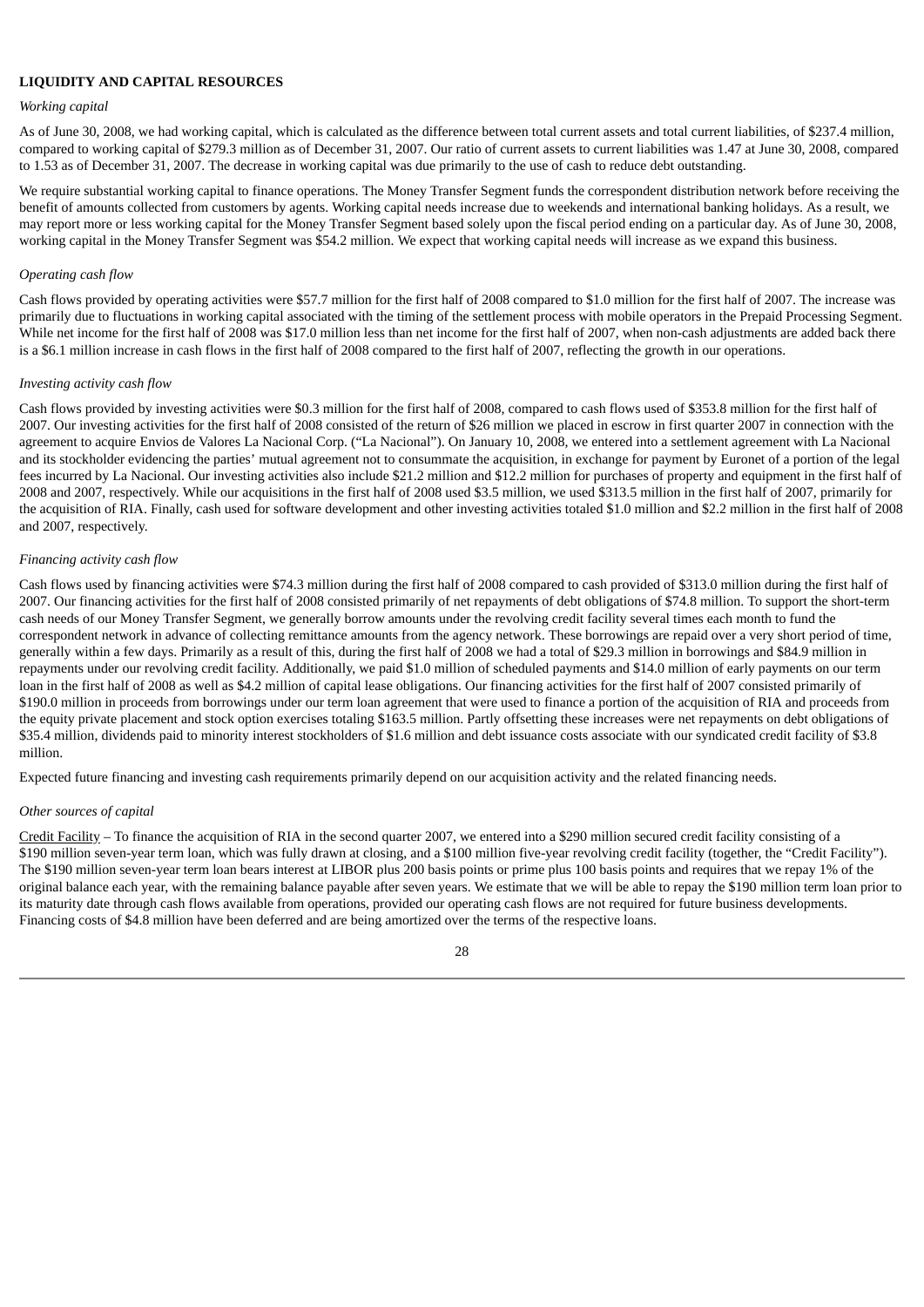**LIQUIDITY AND CAPITAL RESOURCES**

*Working capital*

As of June 30, 2008, we had working capital, which is calculated as the difference between total current assets and total current liabilities, of $237.4 million, compared to working capital of $279.3 million as of December 31, 2007. Our ratio of current assets to current liabilities was 1.47 at June 30, 2008, compared to 1.53 as of December 31, 2007. The decrease in working capital was due primarily to the use of cash to reduce debt outstanding.

We require substantial working capital to finance operations. The Money Transfer Segment funds the correspondent distribution network before receiving the benefit of amounts collected from customers by agents. Working capital needs increase due to weekends and international banking holidays. As a result, we may report more or less working capital for the Money Transfer Segment based solely upon the fiscal period ending on a particular day. As of June 30, 2008, working capital in the Money Transfer Segment was $54.2 million. We expect that working capital needs will increase as we expand this business.

*Operating cash flow*

Cash flows provided by operating activities were $57.7 million for the first half of 2008 compared to $1.0 million for the first half of 2007. The increase was primarily due to fluctuations in working capital associated with the timing of the settlement process with mobile operators in the Prepaid Processing Segment. While net income for the first half of 2008 was $17.0 million less than net income for the first half of 2007, when non-cash adjustments are added back there is a $6.1 million increase in cash flows in the first half of 2008 compared to the first half of 2007, reflecting the growth in our operations.

*Investing activity cash flow*

Cash flows provided by investing activities were $0.3 million for the first half of 2008, compared to cash flows used of $353.8 million for the first half of 2007. Our investing activities for the first half of 2008 consisted of the return of $26 million we placed in escrow in first quarter 2007 in connection with the agreement to acquire Envios de Valores La Nacional Corp. ("La Nacional"). On January 10, 2008, we entered into a settlement agreement with La Nacional and its stockholder evidencing the parties' mutual agreement not to consummate the acquisition, in exchange for payment by Euronet of a portion of the legal fees incurred by La Nacional. Our investing activities also include $21.2 million and $12.2 million for purchases of property and equipment in the first half of 2008 and 2007, respectively. While our acquisitions in the first half of 2008 used $3.5 million, we used $313.5 million in the first half of 2007, primarily for the acquisition of RIA. Finally, cash used for software development and other investing activities totaled $1.0 million and $2.2 million in the first half of 2008 and 2007, respectively.

*Financing activity cash flow*

Cash flows used by financing activities were $74.3 million during the first half of 2008 compared to cash provided of $313.0 million during the first half of 2007. Our financing activities for the first half of 2008 consisted primarily of net repayments of debt obligations of $74.8 million. To support the short-term cash needs of our Money Transfer Segment, we generally borrow amounts under the revolving credit facility several times each month to fund the correspondent network in advance of collecting remittance amounts from the agency network. These borrowings are repaid over a very short period of time, generally within a few days. Primarily as a result of this, during the first half of 2008 we had a total of $29.3 million in borrowings and $84.9 million in repayments under our revolving credit facility. Additionally, we paid $1.0 million of scheduled payments and $14.0 million of early payments on our term loan in the first half of 2008 as well as $4.2 million of capital lease obligations. Our financing activities for the first half of 2007 consisted primarily of $190.0 million in proceeds from borrowings under our term loan agreement that were used to finance a portion of the acquisition of RIA and proceeds from the equity private placement and stock option exercises totaling $163.5 million. Partly offsetting these increases were net repayments on debt obligations of $35.4 million, dividends paid to minority interest stockholders of $1.6 million and debt issuance costs associate with our syndicated credit facility of $3.8 million.

Expected future financing and investing cash requirements primarily depend on our acquisition activity and the related financing needs.

*Other sources of capital*

Credit Facility – To finance the acquisition of RIA in the second quarter 2007, we entered into a $290 million secured credit facility consisting of a $190 million seven-year term loan, which was fully drawn at closing, and a $100 million five-year revolving credit facility (together, the "Credit Facility"). The $190 million seven-year term loan bears interest at LIBOR plus 200 basis points or prime plus 100 basis points and requires that we repay 1% of the original balance each year, with the remaining balance payable after seven years. We estimate that we will be able to repay the $190 million term loan prior to its maturity date through cash flows available from operations, provided our operating cash flows are not required for future business developments. Financing costs of $4.8 million have been deferred and are being amortized over the terms of the respective loans.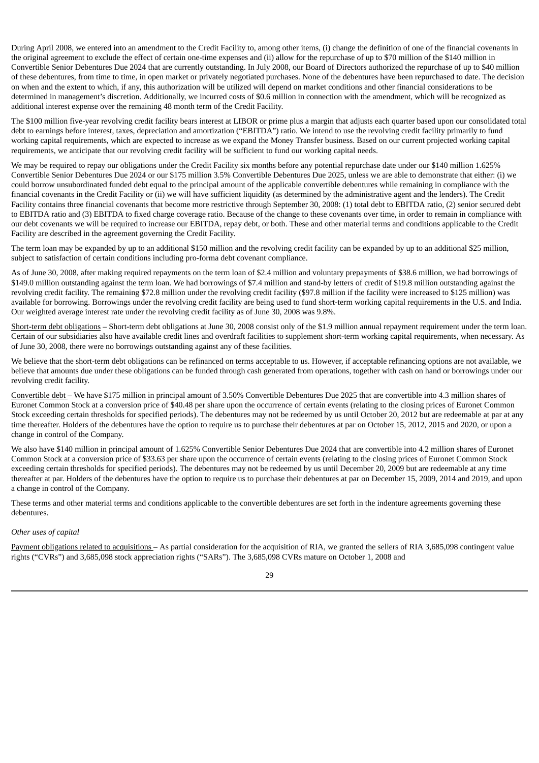During April 2008, we entered into an amendment to the Credit Facility to, among other items, (i) change the definition of one of the financial covenants in the original agreement to exclude the effect of certain one-time expenses and (ii) allow for the repurchase of up to $70 million of the $140 million in Convertible Senior Debentures Due 2024 that are currently outstanding. In July 2008, our Board of Directors authorized the repurchase of up to $40 million of these debentures, from time to time, in open market or privately negotiated purchases. None of the debentures have been repurchased to date. The decision on when and the extent to which, if any, this authorization will be utilized will depend on market conditions and other financial considerations to be determined in management's discretion. Additionally, we incurred costs of $0.6 million in connection with the amendment, which will be recognized as additional interest expense over the remaining 48 month term of the Credit Facility.

The $100 million five-year revolving credit facility bears interest at LIBOR or prime plus a margin that adjusts each quarter based upon our consolidated total debt to earnings before interest, taxes, depreciation and amortization ("EBITDA") ratio. We intend to use the revolving credit facility primarily to fund working capital requirements, which are expected to increase as we expand the Money Transfer business. Based on our current projected working capital requirements, we anticipate that our revolving credit facility will be sufficient to fund our working capital needs.

We may be required to repay our obligations under the Credit Facility six months before any potential repurchase date under our $140 million 1.625% Convertible Senior Debentures Due 2024 or our $175 million 3.5% Convertible Debentures Due 2025, unless we are able to demonstrate that either: (i) we could borrow unsubordinated funded debt equal to the principal amount of the applicable convertible debentures while remaining in compliance with the financial covenants in the Credit Facility or (ii) we will have sufficient liquidity (as determined by the administrative agent and the lenders). The Credit Facility contains three financial covenants that become more restrictive through September 30, 2008: (1) total debt to EBITDA ratio, (2) senior secured debt to EBITDA ratio and (3) EBITDA to fixed charge coverage ratio. Because of the change to these covenants over time, in order to remain in compliance with our debt covenants we will be required to increase our EBITDA, repay debt, or both. These and other material terms and conditions applicable to the Credit Facility are described in the agreement governing the Credit Facility.

The term loan may be expanded by up to an additional $150 million and the revolving credit facility can be expanded by up to an additional $25 million, subject to satisfaction of certain conditions including pro-forma debt covenant compliance.

As of June 30, 2008, after making required repayments on the term loan of $2.4 million and voluntary prepayments of $38.6 million, we had borrowings of $149.0 million outstanding against the term loan. We had borrowings of $7.4 million and stand-by letters of credit of $19.8 million outstanding against the revolving credit facility. The remaining $72.8 million under the revolving credit facility ($97.8 million if the facility were increased to $125 million) was available for borrowing. Borrowings under the revolving credit facility are being used to fund short-term working capital requirements in the U.S. and India. Our weighted average interest rate under the revolving credit facility as of June 30, 2008 was 9.8%.

Short-term debt obligations – Short-term debt obligations at June 30, 2008 consist only of the $1.9 million annual repayment requirement under the term loan. Certain of our subsidiaries also have available credit lines and overdraft facilities to supplement short-term working capital requirements, when necessary. As of June 30, 2008, there were no borrowings outstanding against any of these facilities.

We believe that the short-term debt obligations can be refinanced on terms acceptable to us. However, if acceptable refinancing options are not available, we believe that amounts due under these obligations can be funded through cash generated from operations, together with cash on hand or borrowings under our revolving credit facility.

Convertible debt – We have $175 million in principal amount of 3.50% Convertible Debentures Due 2025 that are convertible into 4.3 million shares of Euronet Common Stock at a conversion price of $40.48 per share upon the occurrence of certain events (relating to the closing prices of Euronet Common Stock exceeding certain thresholds for specified periods). The debentures may not be redeemed by us until October 20, 2012 but are redeemable at par at any time thereafter. Holders of the debentures have the option to require us to purchase their debentures at par on October 15, 2012, 2015 and 2020, or upon a change in control of the Company.

We also have $140 million in principal amount of 1.625% Convertible Senior Debentures Due 2024 that are convertible into 4.2 million shares of Euronet Common Stock at a conversion price of $33.63 per share upon the occurrence of certain events (relating to the closing prices of Euronet Common Stock exceeding certain thresholds for specified periods). The debentures may not be redeemed by us until December 20, 2009 but are redeemable at any time thereafter at par. Holders of the debentures have the option to require us to purchase their debentures at par on December 15, 2009, 2014 and 2019, and upon a change in control of the Company.

These terms and other material terms and conditions applicable to the convertible debentures are set forth in the indenture agreements governing these debentures.

*Other uses of capital*

Payment obligations related to acquisitions – As partial consideration for the acquisition of RIA, we granted the sellers of RIA 3,685,098 contingent value rights ("CVRs") and 3,685,098 stock appreciation rights ("SARs"). The 3,685,098 CVRs mature on October 1, 2008 and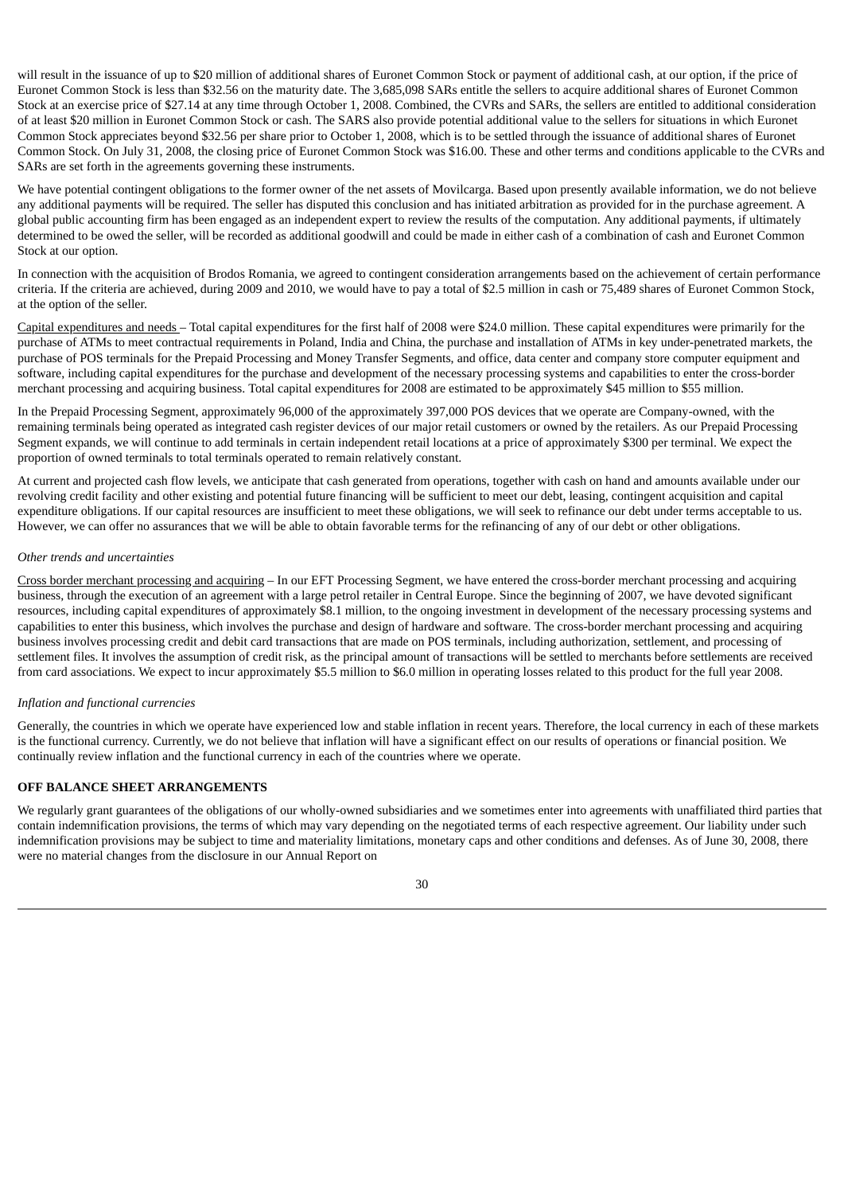will result in the issuance of up to $20 million of additional shares of Euronet Common Stock or payment of additional cash, at our option, if the price of Euronet Common Stock is less than $32.56 on the maturity date. The 3,685,098 SARs entitle the sellers to acquire additional shares of Euronet Common Stock at an exercise price of $27.14 at any time through October 1, 2008. Combined, the CVRs and SARs, the sellers are entitled to additional consideration of at least $20 million in Euronet Common Stock or cash. The SARS also provide potential additional value to the sellers for situations in which Euronet Common Stock appreciates beyond $32.56 per share prior to October 1, 2008, which is to be settled through the issuance of additional shares of Euronet Common Stock. On July 31, 2008, the closing price of Euronet Common Stock was $16.00. These and other terms and conditions applicable to the CVRs and SARs are set forth in the agreements governing these instruments.

We have potential contingent obligations to the former owner of the net assets of Movilcarga. Based upon presently available information, we do not believe any additional payments will be required. The seller has disputed this conclusion and has initiated arbitration as provided for in the purchase agreement. A global public accounting firm has been engaged as an independent expert to review the results of the computation. Any additional payments, if ultimately determined to be owed the seller, will be recorded as additional goodwill and could be made in either cash of a combination of cash and Euronet Common Stock at our option.

In connection with the acquisition of Brodos Romania, we agreed to contingent consideration arrangements based on the achievement of certain performance criteria. If the criteria are achieved, during 2009 and 2010, we would have to pay a total of $2.5 million in cash or 75,489 shares of Euronet Common Stock, at the option of the seller.

Capital expenditures and needs – Total capital expenditures for the first half of 2008 were $24.0 million. These capital expenditures were primarily for the purchase of ATMs to meet contractual requirements in Poland, India and China, the purchase and installation of ATMs in key under-penetrated markets, the purchase of POS terminals for the Prepaid Processing and Money Transfer Segments, and office, data center and company store computer equipment and software, including capital expenditures for the purchase and development of the necessary processing systems and capabilities to enter the cross-border merchant processing and acquiring business. Total capital expenditures for 2008 are estimated to be approximately $45 million to $55 million.

In the Prepaid Processing Segment, approximately 96,000 of the approximately 397,000 POS devices that we operate are Company-owned, with the remaining terminals being operated as integrated cash register devices of our major retail customers or owned by the retailers. As our Prepaid Processing Segment expands, we will continue to add terminals in certain independent retail locations at a price of approximately $300 per terminal. We expect the proportion of owned terminals to total terminals operated to remain relatively constant.

At current and projected cash flow levels, we anticipate that cash generated from operations, together with cash on hand and amounts available under our revolving credit facility and other existing and potential future financing will be sufficient to meet our debt, leasing, contingent acquisition and capital expenditure obligations. If our capital resources are insufficient to meet these obligations, we will seek to refinance our debt under terms acceptable to us. However, we can offer no assurances that we will be able to obtain favorable terms for the refinancing of any of our debt or other obligations.

*Other trends and uncertainties*

Cross border merchant processing and acquiring – In our EFT Processing Segment, we have entered the cross-border merchant processing and acquiring business, through the execution of an agreement with a large petrol retailer in Central Europe. Since the beginning of 2007, we have devoted significant resources, including capital expenditures of approximately $8.1 million, to the ongoing investment in development of the necessary processing systems and capabilities to enter this business, which involves the purchase and design of hardware and software. The cross-border merchant processing and acquiring business involves processing credit and debit card transactions that are made on POS terminals, including authorization, settlement, and processing of settlement files. It involves the assumption of credit risk, as the principal amount of transactions will be settled to merchants before settlements are received from card associations. We expect to incur approximately $5.5 million to $6.0 million in operating losses related to this product for the full year 2008.

*Inflation and functional currencies*

Generally, the countries in which we operate have experienced low and stable inflation in recent years. Therefore, the local currency in each of these markets is the functional currency. Currently, we do not believe that inflation will have a significant effect on our results of operations or financial position. We continually review inflation and the functional currency in each of the countries where we operate.

**OFF BALANCE SHEET ARRANGEMENTS**

We regularly grant guarantees of the obligations of our wholly-owned subsidiaries and we sometimes enter into agreements with unaffiliated third parties that contain indemnification provisions, the terms of which may vary depending on the negotiated terms of each respective agreement. Our liability under such indemnification provisions may be subject to time and materiality limitations, monetary caps and other conditions and defenses. As of June 30, 2008, there were no material changes from the disclosure in our Annual Report on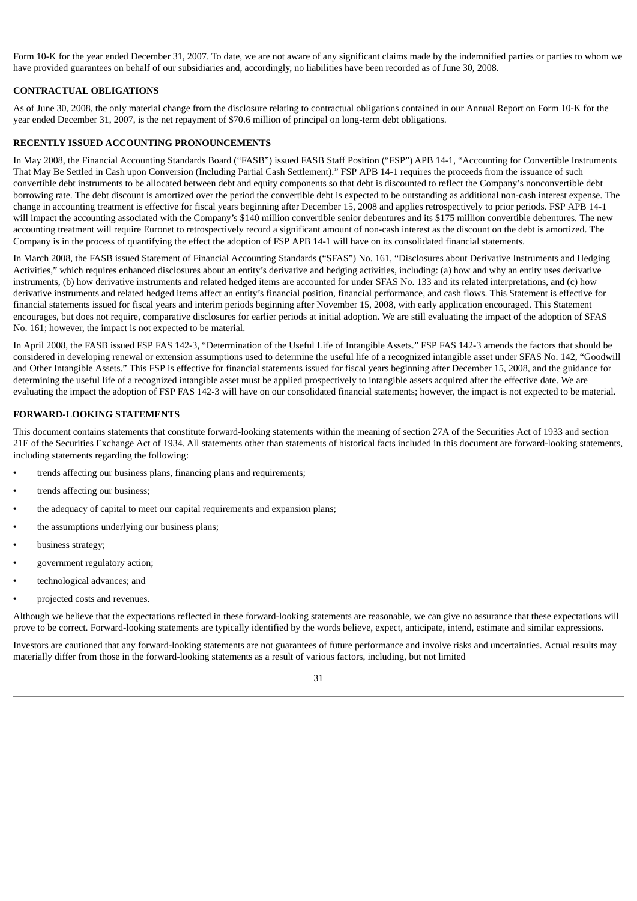Form 10-K for the year ended December 31, 2007. To date, we are not aware of any significant claims made by the indemnified parties or parties to whom we have provided guarantees on behalf of our subsidiaries and, accordingly, no liabilities have been recorded as of June 30, 2008.

## CONTRACTUAL OBLIGATIONS

As of June 30, 2008, the only material change from the disclosure relating to contractual obligations contained in our Annual Report on Form 10-K for the year ended December 31, 2007, is the net repayment of $70.6 million of principal on long-term debt obligations.

## RECENTLY ISSUED ACCOUNTING PRONOUNCEMENTS

In May 2008, the Financial Accounting Standards Board ("FASB") issued FASB Staff Position ("FSP") APB 14-1, "Accounting for Convertible Instruments That May Be Settled in Cash upon Conversion (Including Partial Cash Settlement)." FSP APB 14-1 requires the proceeds from the issuance of such convertible debt instruments to be allocated between debt and equity components so that debt is discounted to reflect the Company's nonconvertible debt borrowing rate. The debt discount is amortized over the period the convertible debt is expected to be outstanding as additional non-cash interest expense. The change in accounting treatment is effective for fiscal years beginning after December 15, 2008 and applies retrospectively to prior periods. FSP APB 14-1 will impact the accounting associated with the Company's $140 million convertible senior debentures and its $175 million convertible debentures. The new accounting treatment will require Euronet to retrospectively record a significant amount of non-cash interest as the discount on the debt is amortized. The Company is in the process of quantifying the effect the adoption of FSP APB 14-1 will have on its consolidated financial statements.

In March 2008, the FASB issued Statement of Financial Accounting Standards ("SFAS") No. 161, "Disclosures about Derivative Instruments and Hedging Activities," which requires enhanced disclosures about an entity's derivative and hedging activities, including: (a) how and why an entity uses derivative instruments, (b) how derivative instruments and related hedged items are accounted for under SFAS No. 133 and its related interpretations, and (c) how derivative instruments and related hedged items affect an entity's financial position, financial performance, and cash flows. This Statement is effective for financial statements issued for fiscal years and interim periods beginning after November 15, 2008, with early application encouraged. This Statement encourages, but does not require, comparative disclosures for earlier periods at initial adoption. We are still evaluating the impact of the adoption of SFAS No. 161; however, the impact is not expected to be material.

In April 2008, the FASB issued FSP FAS 142-3, "Determination of the Useful Life of Intangible Assets." FSP FAS 142-3 amends the factors that should be considered in developing renewal or extension assumptions used to determine the useful life of a recognized intangible asset under SFAS No. 142, "Goodwill and Other Intangible Assets." This FSP is effective for financial statements issued for fiscal years beginning after December 15, 2008, and the guidance for determining the useful life of a recognized intangible asset must be applied prospectively to intangible assets acquired after the effective date. We are evaluating the impact the adoption of FSP FAS 142-3 will have on our consolidated financial statements; however, the impact is not expected to be material.

## FORWARD-LOOKING STATEMENTS

This document contains statements that constitute forward-looking statements within the meaning of section 27A of the Securities Act of 1933 and section 21E of the Securities Exchange Act of 1934. All statements other than statements of historical facts included in this document are forward-looking statements, including statements regarding the following:

- trends affecting our business plans, financing plans and requirements;
- trends affecting our business;
- the adequacy of capital to meet our capital requirements and expansion plans;
- the assumptions underlying our business plans;
- business strategy;
- government regulatory action;
- technological advances; and
- projected costs and revenues.

Although we believe that the expectations reflected in these forward-looking statements are reasonable, we can give no assurance that these expectations will prove to be correct. Forward-looking statements are typically identified by the words believe, expect, anticipate, intend, estimate and similar expressions.

Investors are cautioned that any forward-looking statements are not guarantees of future performance and involve risks and uncertainties. Actual results may materially differ from those in the forward-looking statements as a result of various factors, including, but not limited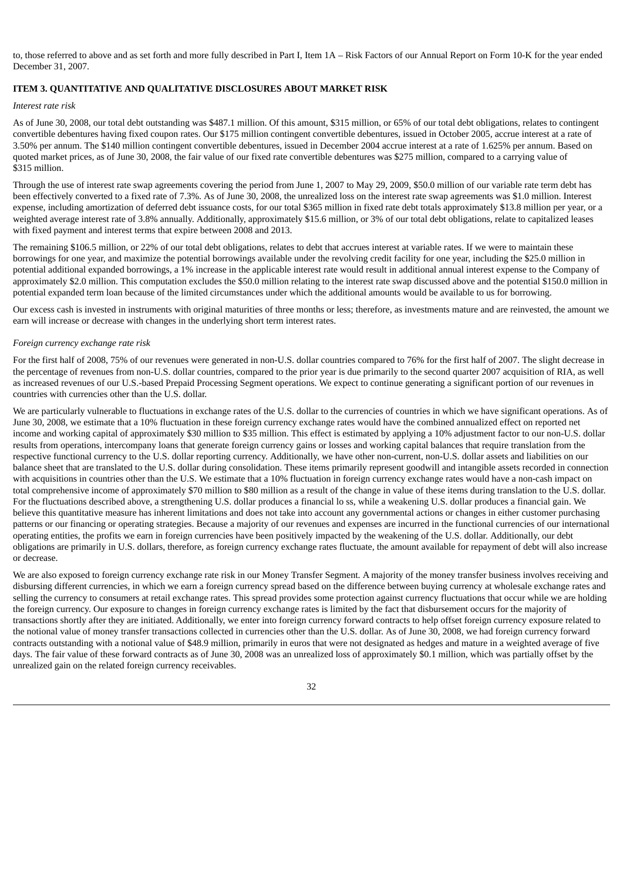to, those referred to above and as set forth and more fully described in Part I, Item 1A – Risk Factors of our Annual Report on Form 10-K for the year ended December 31, 2007.

## ITEM 3. QUANTITATIVE AND QUALITATIVE DISCLOSURES ABOUT MARKET RISK

*Interest rate risk*

As of June 30, 2008, our total debt outstanding was $487.1 million. Of this amount, $315 million, or 65% of our total debt obligations, relates to contingent convertible debentures having fixed coupon rates. Our $175 million contingent convertible debentures, issued in October 2005, accrue interest at a rate of 3.50% per annum. The $140 million contingent convertible debentures, issued in December 2004 accrue interest at a rate of 1.625% per annum. Based on quoted market prices, as of June 30, 2008, the fair value of our fixed rate convertible debentures was $275 million, compared to a carrying value of $315 million.

Through the use of interest rate swap agreements covering the period from June 1, 2007 to May 29, 2009, $50.0 million of our variable rate term debt has been effectively converted to a fixed rate of 7.3%. As of June 30, 2008, the unrealized loss on the interest rate swap agreements was $1.0 million. Interest expense, including amortization of deferred debt issuance costs, for our total $365 million in fixed rate debt totals approximately $13.8 million per year, or a weighted average interest rate of 3.8% annually. Additionally, approximately $15.6 million, or 3% of our total debt obligations, relate to capitalized leases with fixed payment and interest terms that expire between 2008 and 2013.

The remaining $106.5 million, or 22% of our total debt obligations, relates to debt that accrues interest at variable rates. If we were to maintain these borrowings for one year, and maximize the potential borrowings available under the revolving credit facility for one year, including the $25.0 million in potential additional expanded borrowings, a 1% increase in the applicable interest rate would result in additional annual interest expense to the Company of approximately $2.0 million. This computation excludes the $50.0 million relating to the interest rate swap discussed above and the potential $150.0 million in potential expanded term loan because of the limited circumstances under which the additional amounts would be available to us for borrowing.

Our excess cash is invested in instruments with original maturities of three months or less; therefore, as investments mature and are reinvested, the amount we earn will increase or decrease with changes in the underlying short term interest rates.

*Foreign currency exchange rate risk*

For the first half of 2008, 75% of our revenues were generated in non-U.S. dollar countries compared to 76% for the first half of 2007. The slight decrease in the percentage of revenues from non-U.S. dollar countries, compared to the prior year is due primarily to the second quarter 2007 acquisition of RIA, as well as increased revenues of our U.S.-based Prepaid Processing Segment operations. We expect to continue generating a significant portion of our revenues in countries with currencies other than the U.S. dollar.

We are particularly vulnerable to fluctuations in exchange rates of the U.S. dollar to the currencies of countries in which we have significant operations. As of June 30, 2008, we estimate that a 10% fluctuation in these foreign currency exchange rates would have the combined annualized effect on reported net income and working capital of approximately $30 million to $35 million. This effect is estimated by applying a 10% adjustment factor to our non-U.S. dollar results from operations, intercompany loans that generate foreign currency gains or losses and working capital balances that require translation from the respective functional currency to the U.S. dollar reporting currency. Additionally, we have other non-current, non-U.S. dollar assets and liabilities on our balance sheet that are translated to the U.S. dollar during consolidation. These items primarily represent goodwill and intangible assets recorded in connection with acquisitions in countries other than the U.S. We estimate that a 10% fluctuation in foreign currency exchange rates would have a non-cash impact on total comprehensive income of approximately $70 million to $80 million as a result of the change in value of these items during translation to the U.S. dollar. For the fluctuations described above, a strengthening U.S. dollar produces a financial lo ss, while a weakening U.S. dollar produces a financial gain. We believe this quantitative measure has inherent limitations and does not take into account any governmental actions or changes in either customer purchasing patterns or our financing or operating strategies. Because a majority of our revenues and expenses are incurred in the functional currencies of our international operating entities, the profits we earn in foreign currencies have been positively impacted by the weakening of the U.S. dollar. Additionally, our debt obligations are primarily in U.S. dollars, therefore, as foreign currency exchange rates fluctuate, the amount available for repayment of debt will also increase or decrease.

We are also exposed to foreign currency exchange rate risk in our Money Transfer Segment. A majority of the money transfer business involves receiving and disbursing different currencies, in which we earn a foreign currency spread based on the difference between buying currency at wholesale exchange rates and selling the currency to consumers at retail exchange rates. This spread provides some protection against currency fluctuations that occur while we are holding the foreign currency. Our exposure to changes in foreign currency exchange rates is limited by the fact that disbursement occurs for the majority of transactions shortly after they are initiated. Additionally, we enter into foreign currency forward contracts to help offset foreign currency exposure related to the notional value of money transfer transactions collected in currencies other than the U.S. dollar. As of June 30, 2008, we had foreign currency forward contracts outstanding with a notional value of $48.9 million, primarily in euros that were not designated as hedges and mature in a weighted average of five days. The fair value of these forward contracts as of June 30, 2008 was an unrealized loss of approximately $0.1 million, which was partially offset by the unrealized gain on the related foreign currency receivables.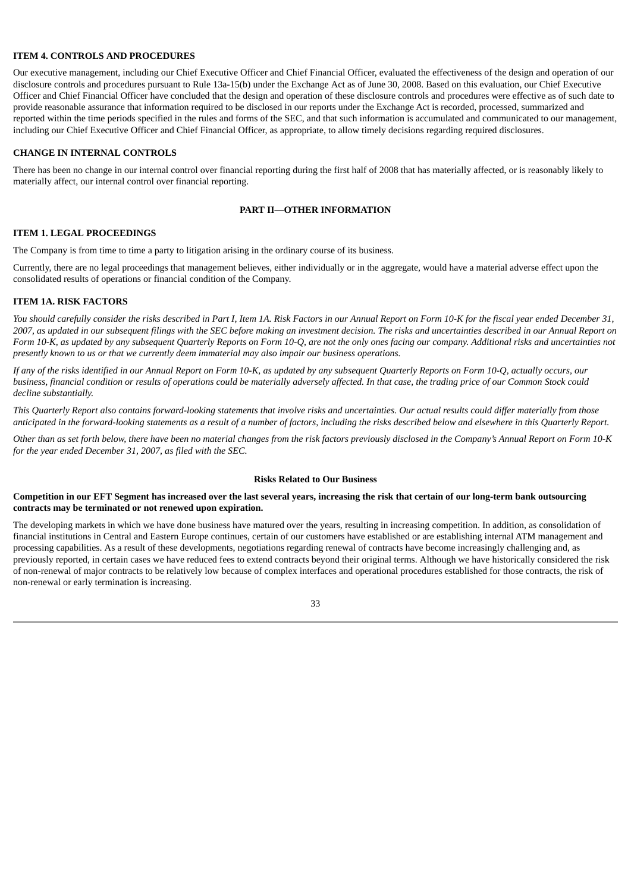## ITEM 4. CONTROLS AND PROCEDURES

Our executive management, including our Chief Executive Officer and Chief Financial Officer, evaluated the effectiveness of the design and operation of our disclosure controls and procedures pursuant to Rule 13a-15(b) under the Exchange Act as of June 30, 2008. Based on this evaluation, our Chief Executive Officer and Chief Financial Officer have concluded that the design and operation of these disclosure controls and procedures were effective as of such date to provide reasonable assurance that information required to be disclosed in our reports under the Exchange Act is recorded, processed, summarized and reported within the time periods specified in the rules and forms of the SEC, and that such information is accumulated and communicated to our management, including our Chief Executive Officer and Chief Financial Officer, as appropriate, to allow timely decisions regarding required disclosures.

## CHANGE IN INTERNAL CONTROLS

There has been no change in our internal control over financial reporting during the first half of 2008 that has materially affected, or is reasonably likely to materially affect, our internal control over financial reporting.

# PART II—OTHER INFORMATION

## ITEM 1. LEGAL PROCEEDINGS

The Company is from time to time a party to litigation arising in the ordinary course of its business.

Currently, there are no legal proceedings that management believes, either individually or in the aggregate, would have a material adverse effect upon the consolidated results of operations or financial condition of the Company.

## ITEM 1A. RISK FACTORS

*You should carefully consider the risks described in Part I, Item 1A. Risk Factors in our Annual Report on Form 10-K for the fiscal year ended December 31, 2007, as updated in our subsequent filings with the SEC before making an investment decision. The risks and uncertainties described in our Annual Report on Form 10-K, as updated by any subsequent Quarterly Reports on Form 10-Q, are not the only ones facing our company. Additional risks and uncertainties not presently known to us or that we currently deem immaterial may also impair our business operations.*

*If any of the risks identified in our Annual Report on Form 10-K, as updated by any subsequent Quarterly Reports on Form 10-Q, actually occurs, our business, financial condition or results of operations could be materially adversely affected. In that case, the trading price of our Common Stock could decline substantially.*

*This Quarterly Report also contains forward-looking statements that involve risks and uncertainties. Our actual results could differ materially from those anticipated in the forward-looking statements as a result of a number of factors, including the risks described below and elsewhere in this Quarterly Report.*

*Other than as set forth below, there have been no material changes from the risk factors previously disclosed in the Company's Annual Report on Form 10-K for the year ended December 31, 2007, as filed with the SEC.*

### Risks Related to Our Business

**Competition in our EFT Segment has increased over the last several years, increasing the risk that certain of our long-term bank outsourcing contracts may be terminated or not renewed upon expiration.**

The developing markets in which we have done business have matured over the years, resulting in increasing competition. In addition, as consolidation of financial institutions in Central and Eastern Europe continues, certain of our customers have established or are establishing internal ATM management and processing capabilities. As a result of these developments, negotiations regarding renewal of contracts have become increasingly challenging and, as previously reported, in certain cases we have reduced fees to extend contracts beyond their original terms. Although we have historically considered the risk of non-renewal of major contracts to be relatively low because of complex interfaces and operational procedures established for those contracts, the risk of non-renewal or early termination is increasing.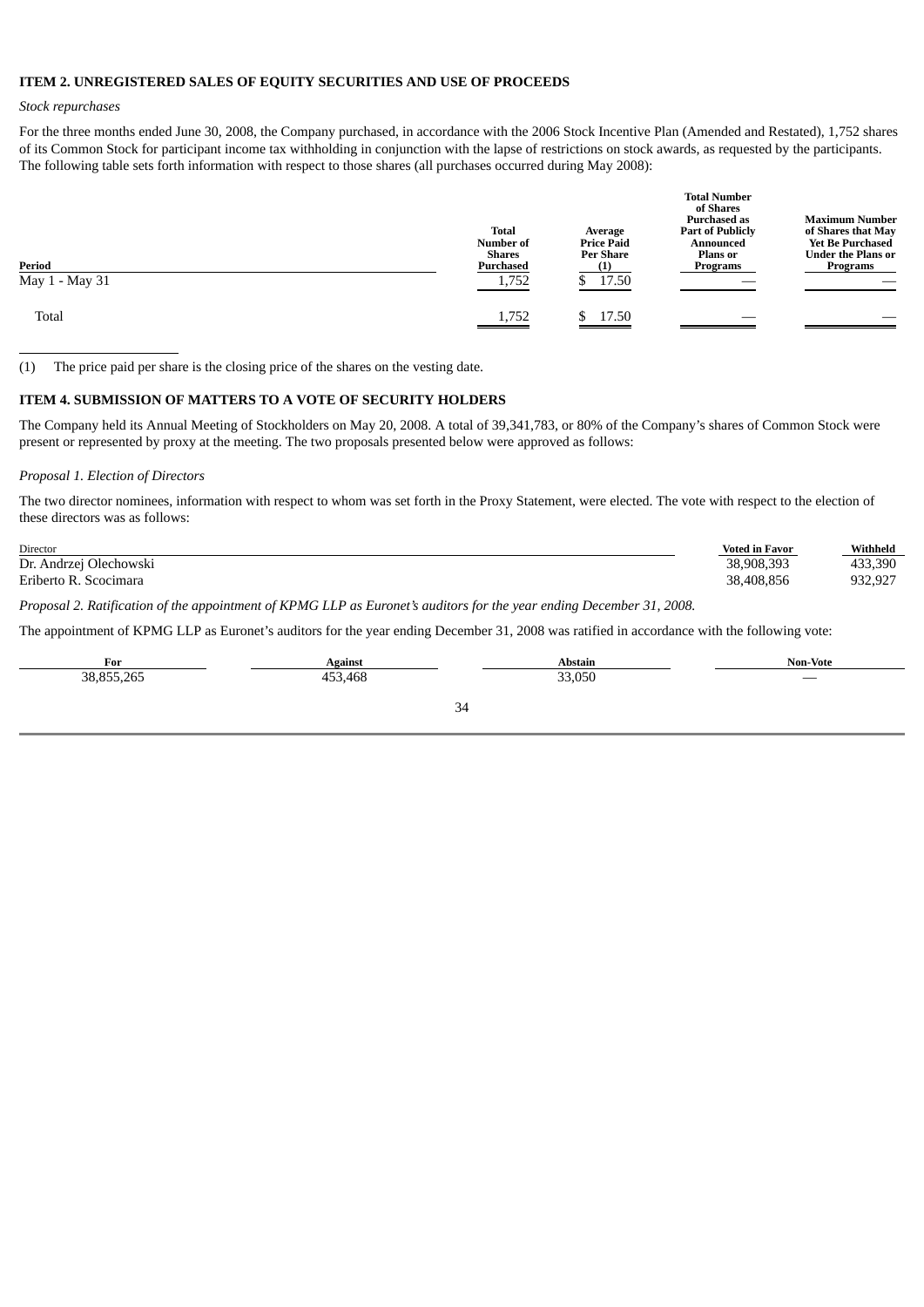## ITEM 2. UNREGISTERED SALES OF EQUITY SECURITIES AND USE OF PROCEEDS

*Stock repurchases*

For the three months ended June 30, 2008, the Company purchased, in accordance with the 2006 Stock Incentive Plan (Amended and Restated), 1,752 shares of its Common Stock for participant income tax withholding in conjunction with the lapse of restrictions on stock awards, as requested by the participants. The following table sets forth information with respect to those shares (all purchases occurred during May 2008):

| Period | Total Number of Shares Purchased | Average Price Paid Per Share (1) | Total Number of Shares Purchased as Part of Publicly Announced Plans or Programs | Maximum Number of Shares that May Yet Be Purchased Under the Plans or Programs |
|---|---|---|---|---|
| May 1 - May 31 | 1,752 | $ 17.50 | — | — |
| Total | 1,752 | $ 17.50 | — | — |

(1) The price paid per share is the closing price of the shares on the vesting date.

## ITEM 4. SUBMISSION OF MATTERS TO A VOTE OF SECURITY HOLDERS

The Company held its Annual Meeting of Stockholders on May 20, 2008. A total of 39,341,783, or 80% of the Company's shares of Common Stock were present or represented by proxy at the meeting. The two proposals presented below were approved as follows:

*Proposal 1. Election of Directors*

The two director nominees, information with respect to whom was set forth in the Proxy Statement, were elected. The vote with respect to the election of these directors was as follows:

| Director | Voted in Favor | Withheld |
|---|---|---|
| Dr. Andrzej Olechowski | 38,908,393 | 433,390 |
| Eriberto R. Scocimara | 38,408,856 | 932,927 |

*Proposal 2. Ratification of the appointment of KPMG LLP as Euronet's auditors for the year ending December 31, 2008.*

The appointment of KPMG LLP as Euronet's auditors for the year ending December 31, 2008 was ratified in accordance with the following vote:

| For | Against | Abstain | Non-Vote |
|---|---|---|---|
| 38,855,265 | 453,468 | 33,050 | — |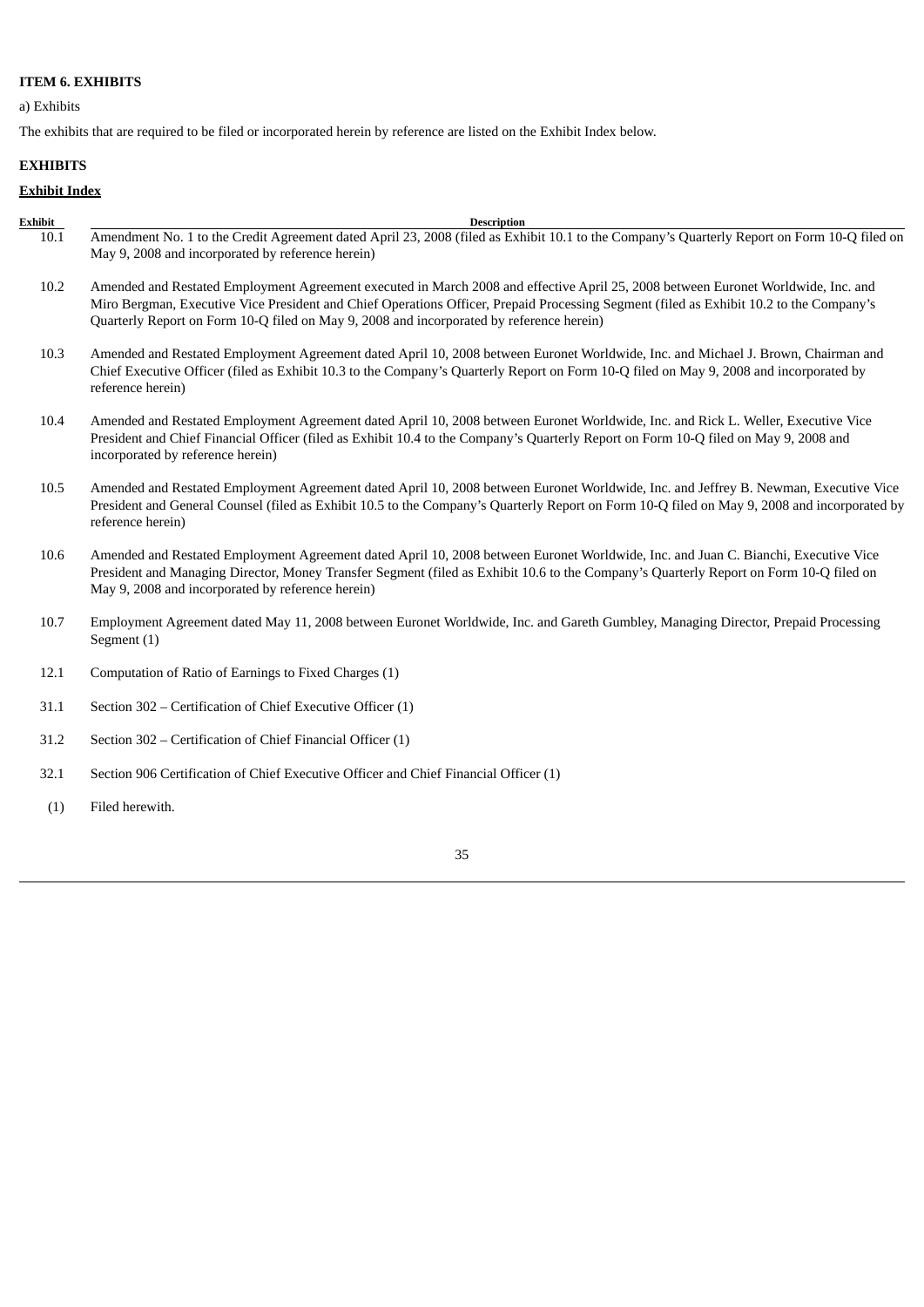**ITEM 6. EXHIBITS**

a) Exhibits

The exhibits that are required to be filed or incorporated herein by reference are listed on the Exhibit Index below.

**EXHIBITS**

**Exhibit Index**

| Exhibit | Description |
|---|---|
| 10.1 | Amendment No. 1 to the Credit Agreement dated April 23, 2008 (filed as Exhibit 10.1 to the Company's Quarterly Report on Form 10-Q filed on May 9, 2008 and incorporated by reference herein) |
| 10.2 | Amended and Restated Employment Agreement executed in March 2008 and effective April 25, 2008 between Euronet Worldwide, Inc. and Miro Bergman, Executive Vice President and Chief Operations Officer, Prepaid Processing Segment (filed as Exhibit 10.2 to the Company's Quarterly Report on Form 10-Q filed on May 9, 2008 and incorporated by reference herein) |
| 10.3 | Amended and Restated Employment Agreement dated April 10, 2008 between Euronet Worldwide, Inc. and Michael J. Brown, Chairman and Chief Executive Officer (filed as Exhibit 10.3 to the Company's Quarterly Report on Form 10-Q filed on May 9, 2008 and incorporated by reference herein) |
| 10.4 | Amended and Restated Employment Agreement dated April 10, 2008 between Euronet Worldwide, Inc. and Rick L. Weller, Executive Vice President and Chief Financial Officer (filed as Exhibit 10.4 to the Company's Quarterly Report on Form 10-Q filed on May 9, 2008 and incorporated by reference herein) |
| 10.5 | Amended and Restated Employment Agreement dated April 10, 2008 between Euronet Worldwide, Inc. and Jeffrey B. Newman, Executive Vice President and General Counsel (filed as Exhibit 10.5 to the Company's Quarterly Report on Form 10-Q filed on May 9, 2008 and incorporated by reference herein) |
| 10.6 | Amended and Restated Employment Agreement dated April 10, 2008 between Euronet Worldwide, Inc. and Juan C. Bianchi, Executive Vice President and Managing Director, Money Transfer Segment (filed as Exhibit 10.6 to the Company's Quarterly Report on Form 10-Q filed on May 9, 2008 and incorporated by reference herein) |
| 10.7 | Employment Agreement dated May 11, 2008 between Euronet Worldwide, Inc. and Gareth Gumbley, Managing Director, Prepaid Processing Segment (1) |
| 12.1 | Computation of Ratio of Earnings to Fixed Charges (1) |
| 31.1 | Section 302 – Certification of Chief Executive Officer (1) |
| 31.2 | Section 302 – Certification of Chief Financial Officer (1) |
| 32.1 | Section 906 Certification of Chief Executive Officer and Chief Financial Officer (1) |

(1) Filed herewith.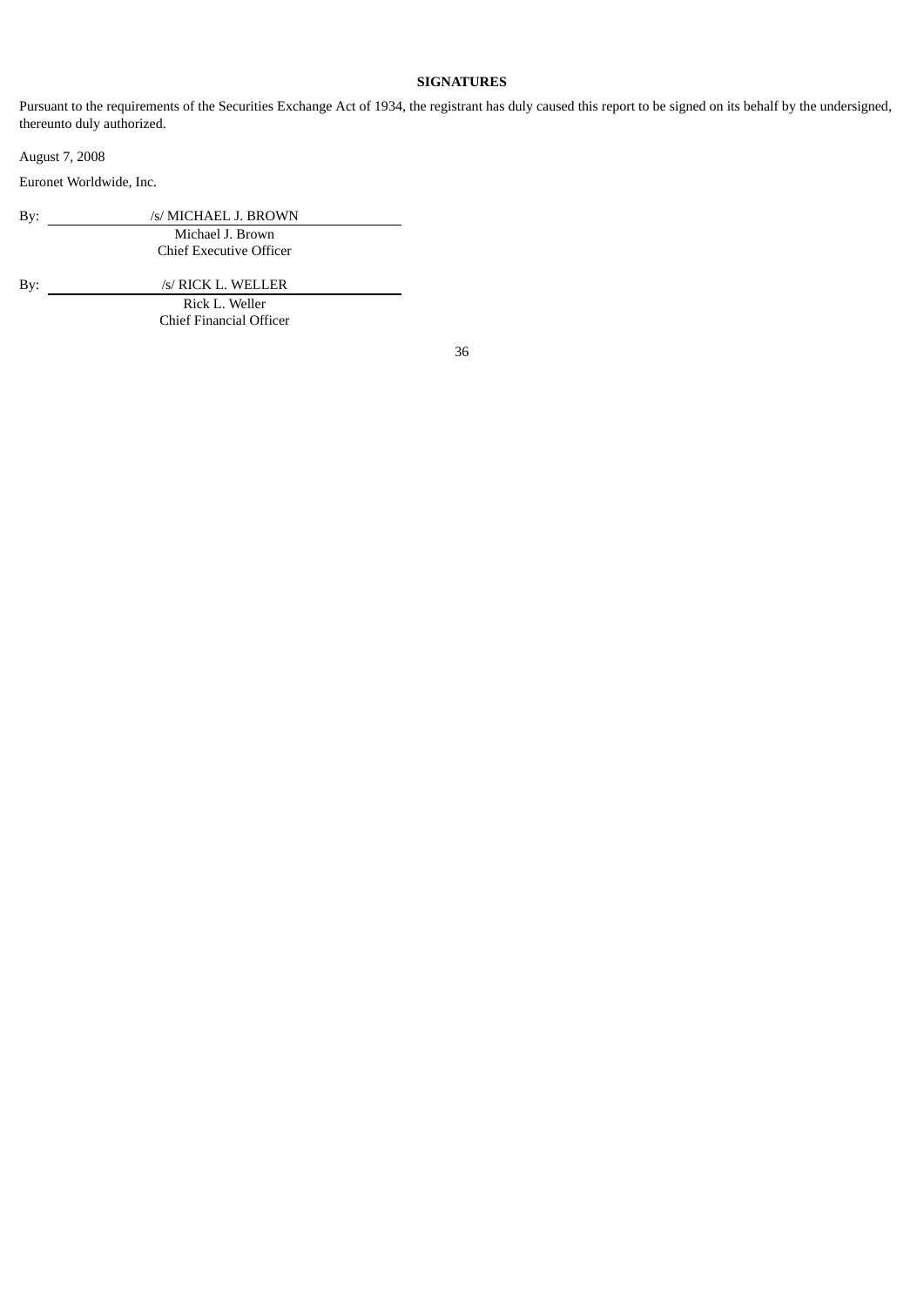## SIGNATURES

Pursuant to the requirements of the Securities Exchange Act of 1934, the registrant has duly caused this report to be signed on its behalf by the undersigned, thereunto duly authorized.

August 7, 2008

Euronet Worldwide, Inc.

By: /s/ MICHAEL J. BROWN
Michael J. Brown
Chief Executive Officer

By: /s/ RICK L. WELLER
Rick L. Weller
Chief Financial Officer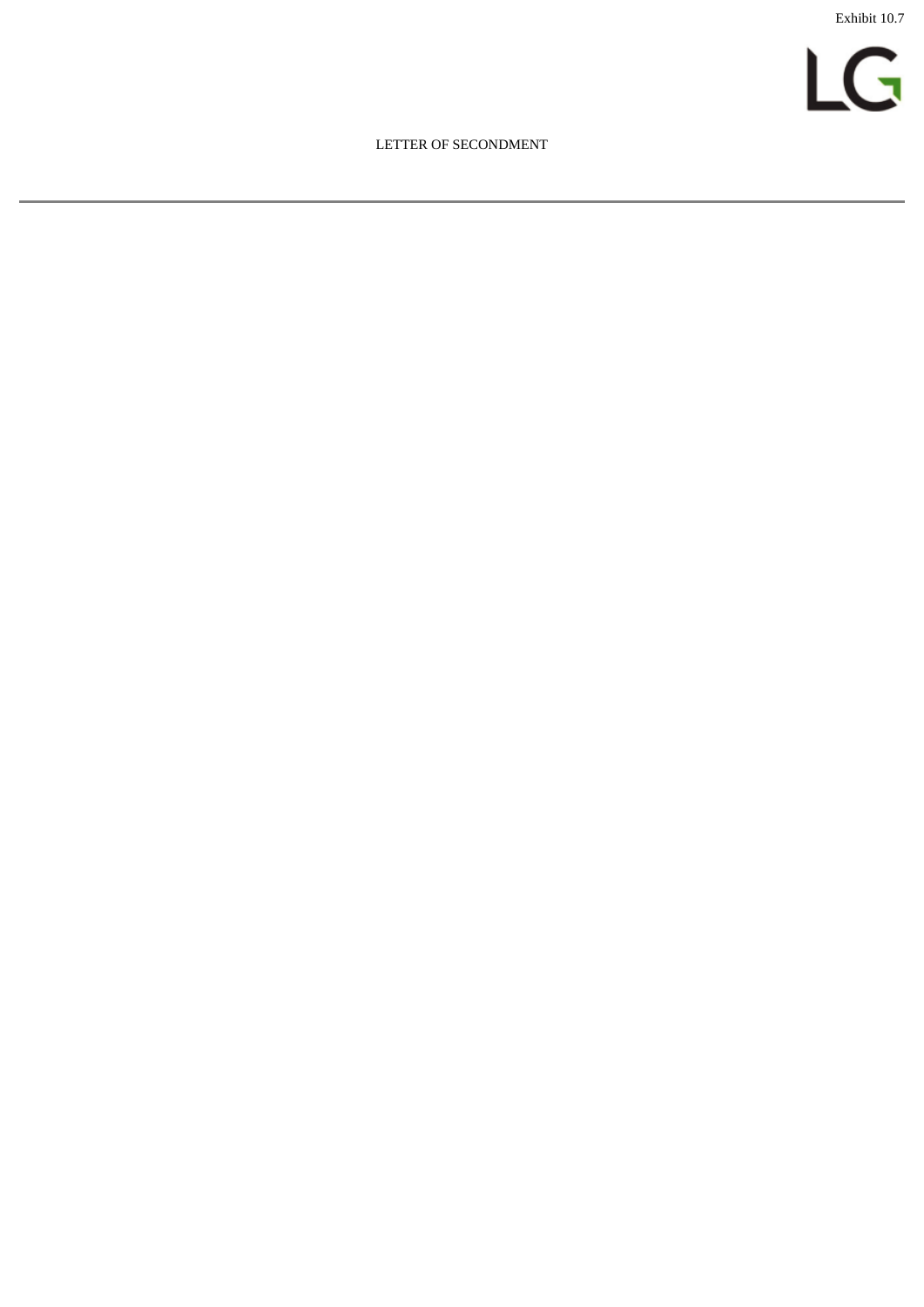Exhibit 10.7

LG

# LETTER OF SECONDMENT

---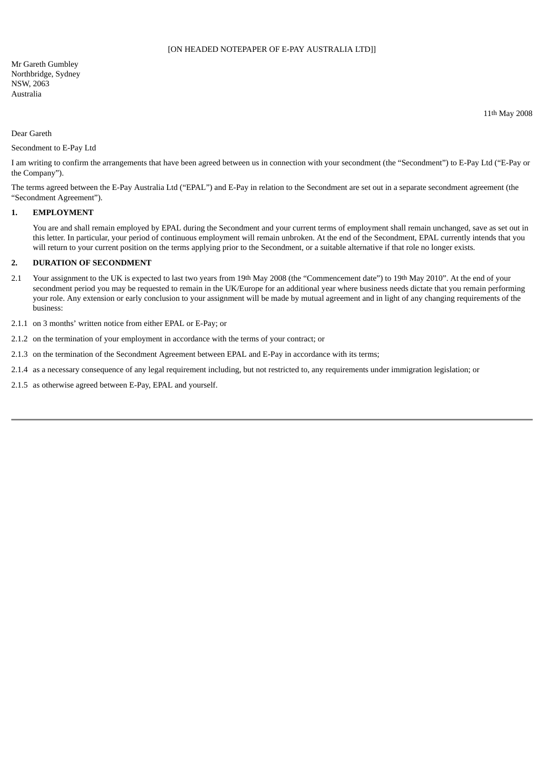[ON HEADED NOTEPAPER OF E-PAY AUSTRALIA LTD]]

Mr Gareth Gumbley
Northbridge, Sydney
NSW, 2063
Australia

11th May 2008

Dear Gareth

Secondment to E-Pay Ltd

I am writing to confirm the arrangements that have been agreed between us in connection with your secondment (the "Secondment") to E-Pay Ltd ("E-Pay or the Company").

The terms agreed between the E-Pay Australia Ltd ("EPAL") and E-Pay in relation to the Secondment are set out in a separate secondment agreement (the "Secondment Agreement").

**1. EMPLOYMENT**

You are and shall remain employed by EPAL during the Secondment and your current terms of employment shall remain unchanged, save as set out in this letter. In particular, your period of continuous employment will remain unbroken. At the end of the Secondment, EPAL currently intends that you will return to your current position on the terms applying prior to the Secondment, or a suitable alternative if that role no longer exists.

**2. DURATION OF SECONDMENT**

2.1 Your assignment to the UK is expected to last two years from 19th May 2008 (the "Commencement date") to 19th May 2010". At the end of your secondment period you may be requested to remain in the UK/Europe for an additional year where business needs dictate that you remain performing your role. Any extension or early conclusion to your assignment will be made by mutual agreement and in light of any changing requirements of the business:

2.1.1 on 3 months' written notice from either EPAL or E-Pay; or

2.1.2 on the termination of your employment in accordance with the terms of your contract; or

2.1.3 on the termination of the Secondment Agreement between EPAL and E-Pay in accordance with its terms;

2.1.4 as a necessary consequence of any legal requirement including, but not restricted to, any requirements under immigration legislation; or

2.1.5 as otherwise agreed between E-Pay, EPAL and yourself.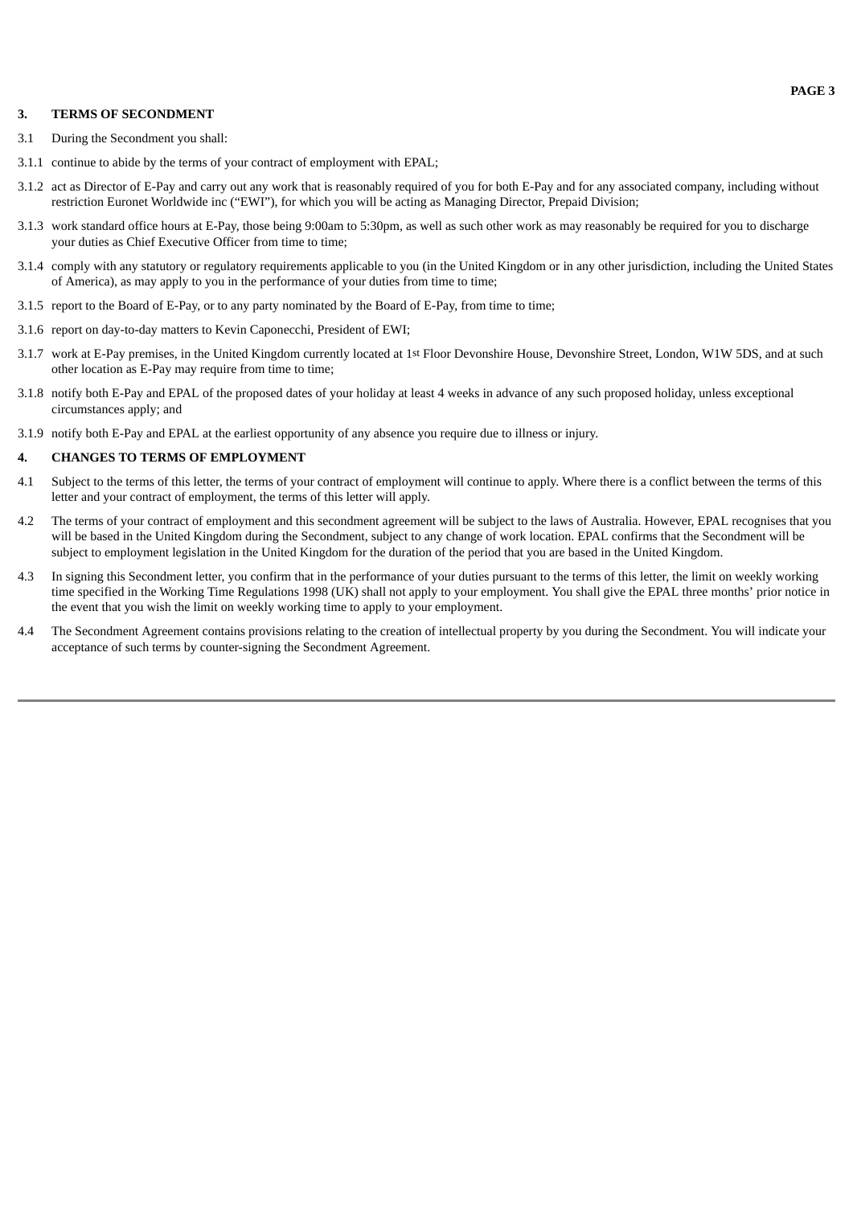## 3. TERMS OF SECONDMENT

3.1 During the Secondment you shall:

3.1.1 continue to abide by the terms of your contract of employment with EPAL;

3.1.2 act as Director of E-Pay and carry out any work that is reasonably required of you for both E-Pay and for any associated company, including without restriction Euronet Worldwide inc ("EWI"), for which you will be acting as Managing Director, Prepaid Division;

3.1.3 work standard office hours at E-Pay, those being 9:00am to 5:30pm, as well as such other work as may reasonably be required for you to discharge your duties as Chief Executive Officer from time to time;

3.1.4 comply with any statutory or regulatory requirements applicable to you (in the United Kingdom or in any other jurisdiction, including the United States of America), as may apply to you in the performance of your duties from time to time;

3.1.5 report to the Board of E-Pay, or to any party nominated by the Board of E-Pay, from time to time;

3.1.6 report on day-to-day matters to Kevin Caponecchi, President of EWI;

3.1.7 work at E-Pay premises, in the United Kingdom currently located at 1st Floor Devonshire House, Devonshire Street, London, W1W 5DS, and at such other location as E-Pay may require from time to time;

3.1.8 notify both E-Pay and EPAL of the proposed dates of your holiday at least 4 weeks in advance of any such proposed holiday, unless exceptional circumstances apply; and

3.1.9 notify both E-Pay and EPAL at the earliest opportunity of any absence you require due to illness or injury.

## 4. CHANGES TO TERMS OF EMPLOYMENT

4.1 Subject to the terms of this letter, the terms of your contract of employment will continue to apply. Where there is a conflict between the terms of this letter and your contract of employment, the terms of this letter will apply.

4.2 The terms of your contract of employment and this secondment agreement will be subject to the laws of Australia. However, EPAL recognises that you will be based in the United Kingdom during the Secondment, subject to any change of work location. EPAL confirms that the Secondment will be subject to employment legislation in the United Kingdom for the duration of the period that you are based in the United Kingdom.

4.3 In signing this Secondment letter, you confirm that in the performance of your duties pursuant to the terms of this letter, the limit on weekly working time specified in the Working Time Regulations 1998 (UK) shall not apply to your employment. You shall give the EPAL three months' prior notice in the event that you wish the limit on weekly working time to apply to your employment.

4.4 The Secondment Agreement contains provisions relating to the creation of intellectual property by you during the Secondment. You will indicate your acceptance of such terms by counter-signing the Secondment Agreement.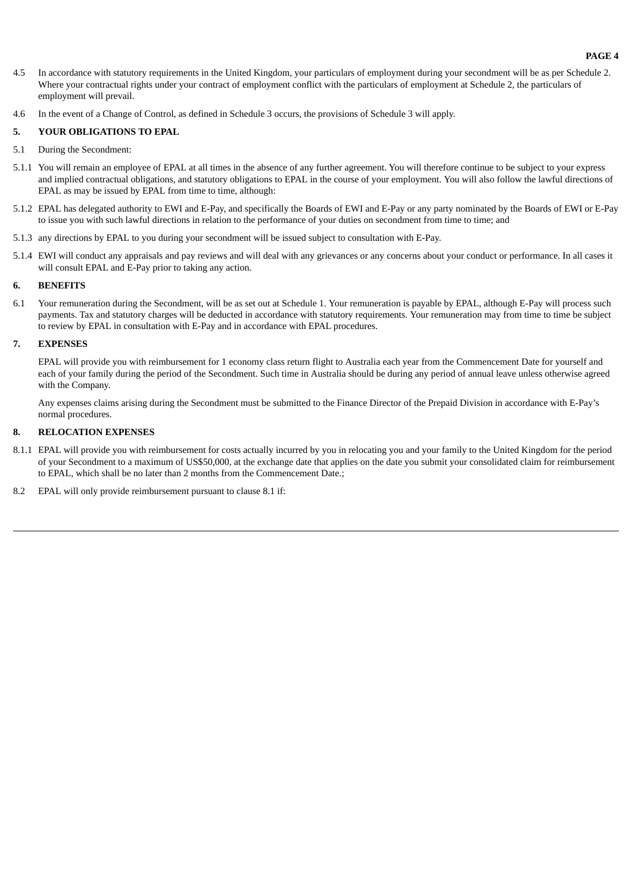4.5 In accordance with statutory requirements in the United Kingdom, your particulars of employment during your secondment will be as per Schedule 2. Where your contractual rights under your contract of employment conflict with the particulars of employment at Schedule 2, the particulars of employment will prevail.

4.6 In the event of a Change of Control, as defined in Schedule 3 occurs, the provisions of Schedule 3 will apply.

**5. YOUR OBLIGATIONS TO EPAL**

5.1 During the Secondment:

5.1.1 You will remain an employee of EPAL at all times in the absence of any further agreement. You will therefore continue to be subject to your express and implied contractual obligations, and statutory obligations to EPAL in the course of your employment. You will also follow the lawful directions of EPAL as may be issued by EPAL from time to time, although:

5.1.2 EPAL has delegated authority to EWI and E-Pay, and specifically the Boards of EWI and E-Pay or any party nominated by the Boards of EWI or E-Pay to issue you with such lawful directions in relation to the performance of your duties on secondment from time to time; and

5.1.3 any directions by EPAL to you during your secondment will be issued subject to consultation with E-Pay.

5.1.4 EWI will conduct any appraisals and pay reviews and will deal with any grievances or any concerns about your conduct or performance. In all cases it will consult EPAL and E-Pay prior to taking any action.

**6. BENEFITS**

6.1 Your remuneration during the Secondment, will be as set out at Schedule 1. Your remuneration is payable by EPAL, although E-Pay will process such payments. Tax and statutory charges will be deducted in accordance with statutory requirements. Your remuneration may from time to time be subject to review by EPAL in consultation with E-Pay and in accordance with EPAL procedures.

**7. EXPENSES**

EPAL will provide you with reimbursement for 1 economy class return flight to Australia each year from the Commencement Date for yourself and each of your family during the period of the Secondment. Such time in Australia should be during any period of annual leave unless otherwise agreed with the Company.

Any expenses claims arising during the Secondment must be submitted to the Finance Director of the Prepaid Division in accordance with E-Pay's normal procedures.

**8. RELOCATION EXPENSES**

8.1.1 EPAL will provide you with reimbursement for costs actually incurred by you in relocating you and your family to the United Kingdom for the period of your Secondment to a maximum of US$50,000, at the exchange date that applies on the date you submit your consolidated claim for reimbursement to EPAL, which shall be no later than 2 months from the Commencement Date.;

8.2 EPAL will only provide reimbursement pursuant to clause 8.1 if: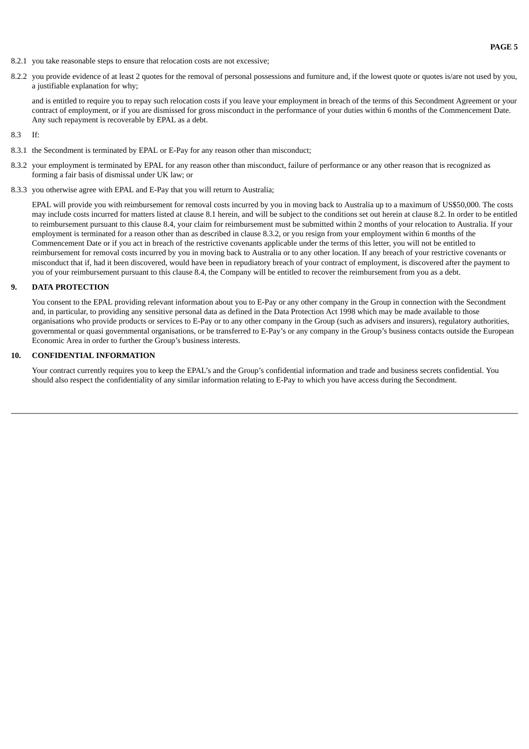8.2.1 you take reasonable steps to ensure that relocation costs are not excessive;

8.2.2 you provide evidence of at least 2 quotes for the removal of personal possessions and furniture and, if the lowest quote or quotes is/are not used by you, a justifiable explanation for why;

and is entitled to require you to repay such relocation costs if you leave your employment in breach of the terms of this Secondment Agreement or your contract of employment, or if you are dismissed for gross misconduct in the performance of your duties within 6 months of the Commencement Date. Any such repayment is recoverable by EPAL as a debt.

8.3 If:

8.3.1 the Secondment is terminated by EPAL or E-Pay for any reason other than misconduct;

8.3.2 your employment is terminated by EPAL for any reason other than misconduct, failure of performance or any other reason that is recognized as forming a fair basis of dismissal under UK law; or

8.3.3 you otherwise agree with EPAL and E-Pay that you will return to Australia;

EPAL will provide you with reimbursement for removal costs incurred by you in moving back to Australia up to a maximum of US$50,000. The costs may include costs incurred for matters listed at clause 8.1 herein, and will be subject to the conditions set out herein at clause 8.2. In order to be entitled to reimbursement pursuant to this clause 8.4, your claim for reimbursement must be submitted within 2 months of your relocation to Australia. If your employment is terminated for a reason other than as described in clause 8.3.2, or you resign from your employment within 6 months of the Commencement Date or if you act in breach of the restrictive covenants applicable under the terms of this letter, you will not be entitled to reimbursement for removal costs incurred by you in moving back to Australia or to any other location. If any breach of your restrictive covenants or misconduct that if, had it been discovered, would have been in repudiatory breach of your contract of employment, is discovered after the payment to you of your reimbursement pursuant to this clause 8.4, the Company will be entitled to recover the reimbursement from you as a debt.

## 9. DATA PROTECTION

You consent to the EPAL providing relevant information about you to E-Pay or any other company in the Group in connection with the Secondment and, in particular, to providing any sensitive personal data as defined in the Data Protection Act 1998 which may be made available to those organisations who provide products or services to E-Pay or to any other company in the Group (such as advisers and insurers), regulatory authorities, governmental or quasi governmental organisations, or be transferred to E-Pay's or any company in the Group's business contacts outside the European Economic Area in order to further the Group's business interests.

## 10. CONFIDENTIAL INFORMATION

Your contract currently requires you to keep the EPAL's and the Group's confidential information and trade and business secrets confidential. You should also respect the confidentiality of any similar information relating to E-Pay to which you have access during the Secondment.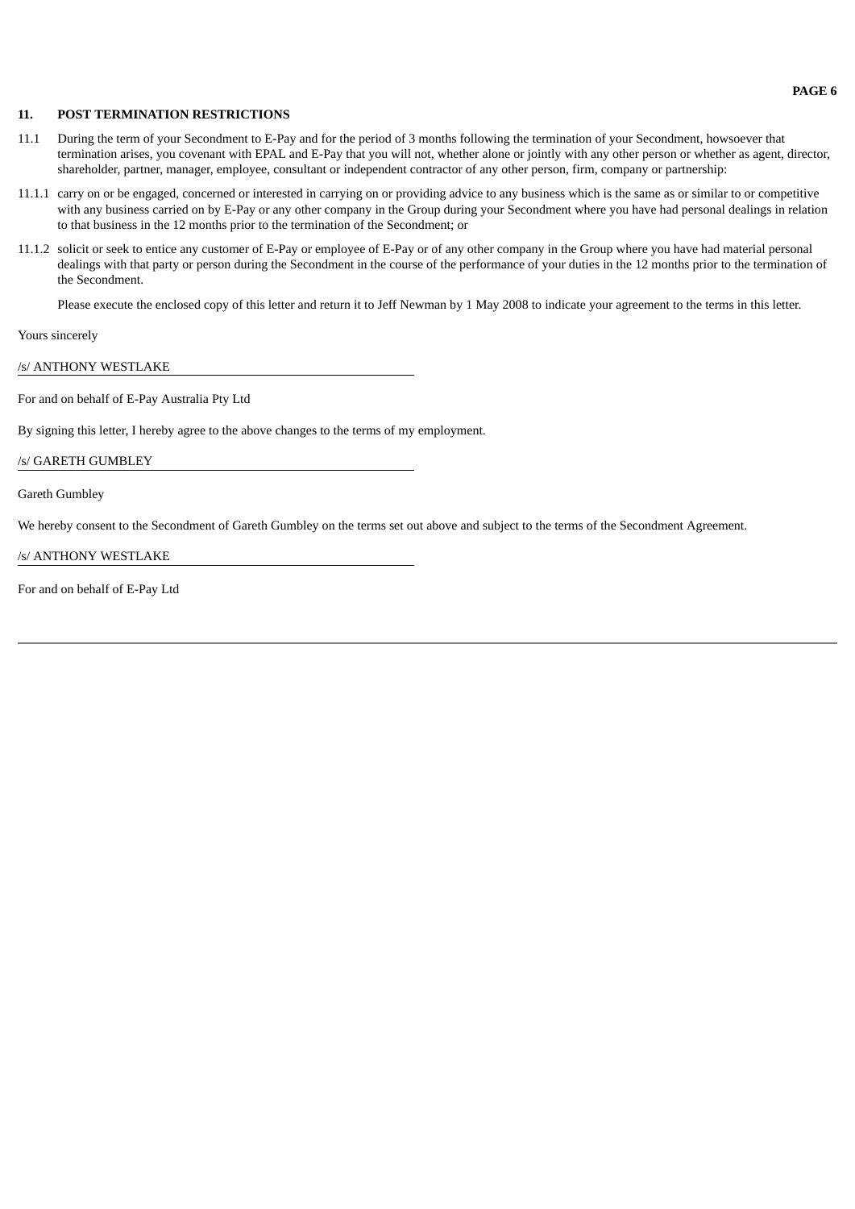## 11. POST TERMINATION RESTRICTIONS

11.1 During the term of your Secondment to E-Pay and for the period of 3 months following the termination of your Secondment, howsoever that termination arises, you covenant with EPAL and E-Pay that you will not, whether alone or jointly with any other person or whether as agent, director, shareholder, partner, manager, employee, consultant or independent contractor of any other person, firm, company or partnership:

11.1.1 carry on or be engaged, concerned or interested in carrying on or providing advice to any business which is the same as or similar to or competitive with any business carried on by E-Pay or any other company in the Group during your Secondment where you have had personal dealings in relation to that business in the 12 months prior to the termination of the Secondment; or

11.1.2 solicit or seek to entice any customer of E-Pay or employee of E-Pay or of any other company in the Group where you have had material personal dealings with that party or person during the Secondment in the course of the performance of your duties in the 12 months prior to the termination of the Secondment.

Please execute the enclosed copy of this letter and return it to Jeff Newman by 1 May 2008 to indicate your agreement to the terms in this letter.

Yours sincerely

/s/ ANTHONY WESTLAKE

For and on behalf of E-Pay Australia Pty Ltd

By signing this letter, I hereby agree to the above changes to the terms of my employment.

/s/ GARETH GUMBLEY

Gareth Gumbley

We hereby consent to the Secondment of Gareth Gumbley on the terms set out above and subject to the terms of the Secondment Agreement.

/s/ ANTHONY WESTLAKE

For and on behalf of E-Pay Ltd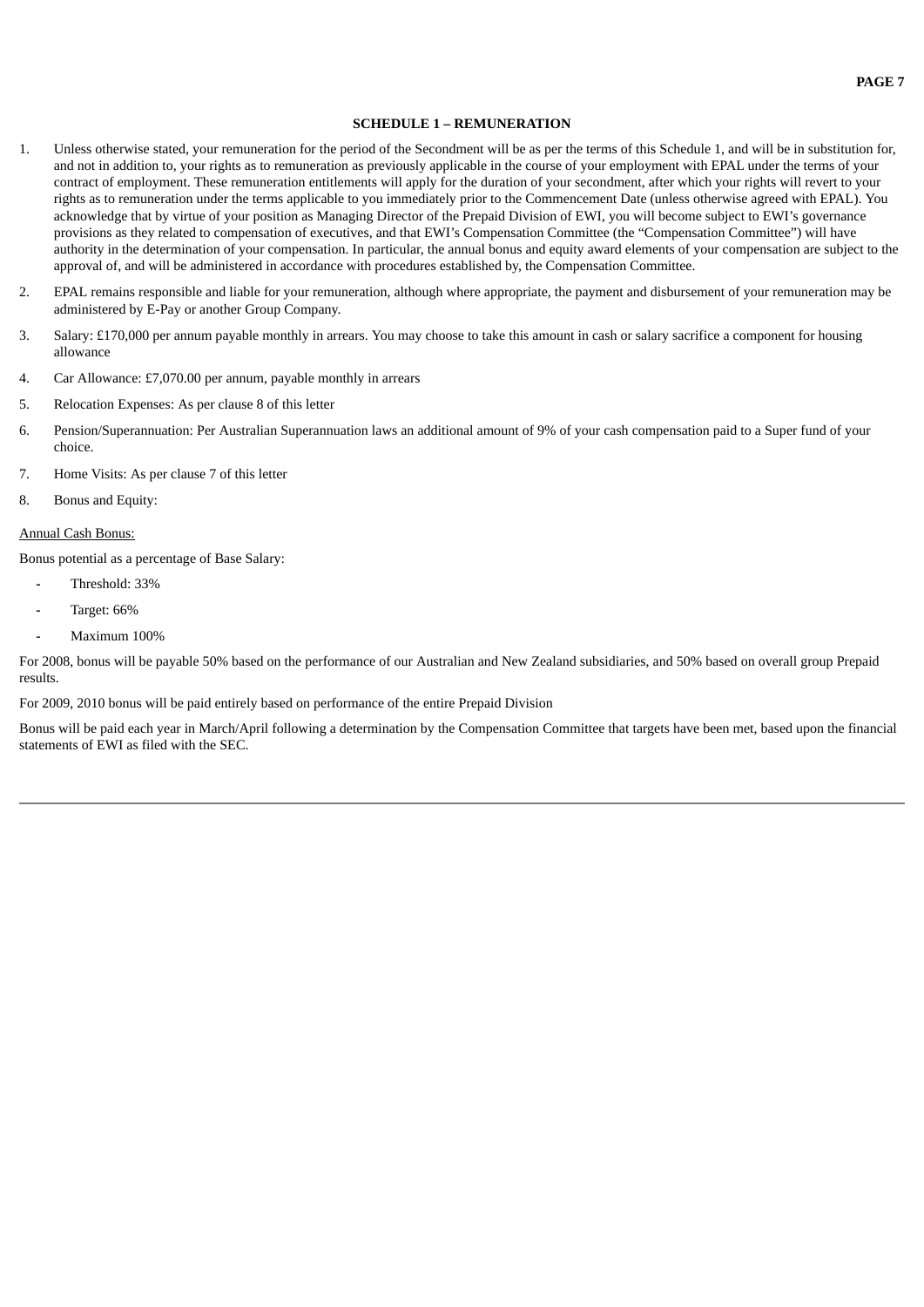## SCHEDULE 1 – REMUNERATION

1. Unless otherwise stated, your remuneration for the period of the Secondment will be as per the terms of this Schedule 1, and will be in substitution for, and not in addition to, your rights as to remuneration as previously applicable in the course of your employment with EPAL under the terms of your contract of employment. These remuneration entitlements will apply for the duration of your secondment, after which your rights will revert to your rights as to remuneration under the terms applicable to you immediately prior to the Commencement Date (unless otherwise agreed with EPAL). You acknowledge that by virtue of your position as Managing Director of the Prepaid Division of EWI, you will become subject to EWI's governance provisions as they related to compensation of executives, and that EWI's Compensation Committee (the "Compensation Committee") will have authority in the determination of your compensation. In particular, the annual bonus and equity award elements of your compensation are subject to the approval of, and will be administered in accordance with procedures established by, the Compensation Committee.

2. EPAL remains responsible and liable for your remuneration, although where appropriate, the payment and disbursement of your remuneration may be administered by E-Pay or another Group Company.

3. Salary: £170,000 per annum payable monthly in arrears. You may choose to take this amount in cash or salary sacrifice a component for housing allowance

4. Car Allowance: £7,070.00 per annum, payable monthly in arrears

5. Relocation Expenses: As per clause 8 of this letter

6. Pension/Superannuation: Per Australian Superannuation laws an additional amount of 9% of your cash compensation paid to a Super fund of your choice.

7. Home Visits: As per clause 7 of this letter

8. Bonus and Equity:

<u>Annual Cash Bonus:</u>

Bonus potential as a percentage of Base Salary:

- Threshold: 33%
- Target: 66%
- Maximum 100%

For 2008, bonus will be payable 50% based on the performance of our Australian and New Zealand subsidiaries, and 50% based on overall group Prepaid results.

For 2009, 2010 bonus will be paid entirely based on performance of the entire Prepaid Division

Bonus will be paid each year in March/April following a determination by the Compensation Committee that targets have been met, based upon the financial statements of EWI as filed with the SEC.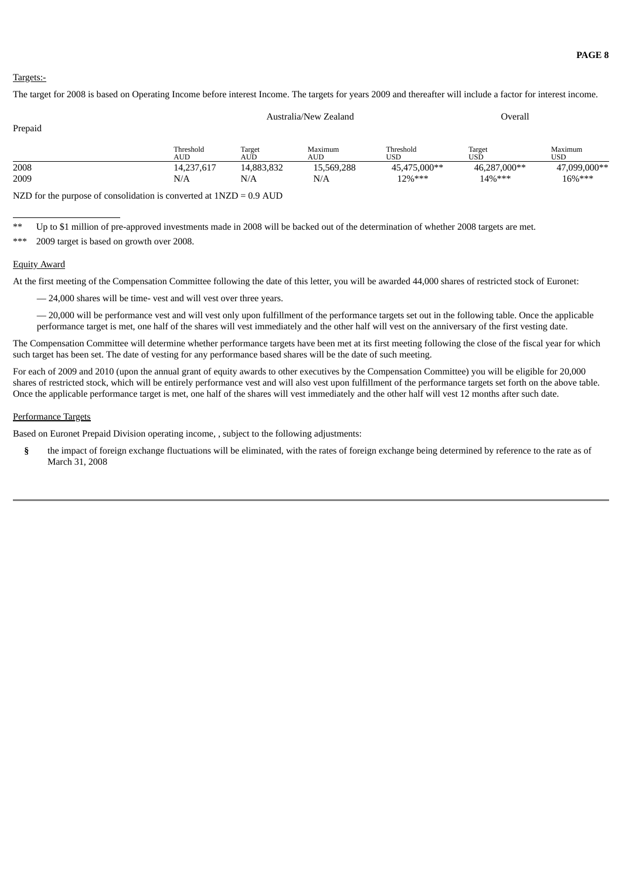Targets:-

The target for 2008 is based on Operating Income before interest Income. The targets for years 2009 and thereafter will include a factor for interest income.

| Prepaid | Australia/New Zealand | | | Overall | | |
|---|---|---|---|---|---|---|
| | Threshold AUD | Target AUD | Maximum AUD | Threshold USD | Target USD | Maximum USD |
| 2008 | 14,237,617 | 14,883,832 | 15,569,288 | 45,475,000** | 46,287,000** | 47,099,000** |
| 2009 | N/A | N/A | N/A | 12%*** | 14%*** | 16%*** |

NZD for the purpose of consolidation is converted at 1NZD = 0.9 AUD

** Up to $1 million of pre-approved investments made in 2008 will be backed out of the determination of whether 2008 targets are met.

*** 2009 target is based on growth over 2008.

Equity Award

At the first meeting of the Compensation Committee following the date of this letter, you will be awarded 44,000 shares of restricted stock of Euronet:

— 24,000 shares will be time- vest and will vest over three years.

— 20,000 will be performance vest and will vest only upon fulfillment of the performance targets set out in the following table. Once the applicable performance target is met, one half of the shares will vest immediately and the other half will vest on the anniversary of the first vesting date.

The Compensation Committee will determine whether performance targets have been met at its first meeting following the close of the fiscal year for which such target has been set. The date of vesting for any performance based shares will be the date of such meeting.

For each of 2009 and 2010 (upon the annual grant of equity awards to other executives by the Compensation Committee) you will be eligible for 20,000 shares of restricted stock, which will be entirely performance vest and will also vest upon fulfillment of the performance targets set forth on the above table. Once the applicable performance target is met, one half of the shares will vest immediately and the other half will vest 12 months after such date.

Performance Targets

Based on Euronet Prepaid Division operating income, , subject to the following adjustments:

§ the impact of foreign exchange fluctuations will be eliminated, with the rates of foreign exchange being determined by reference to the rate as of March 31, 2008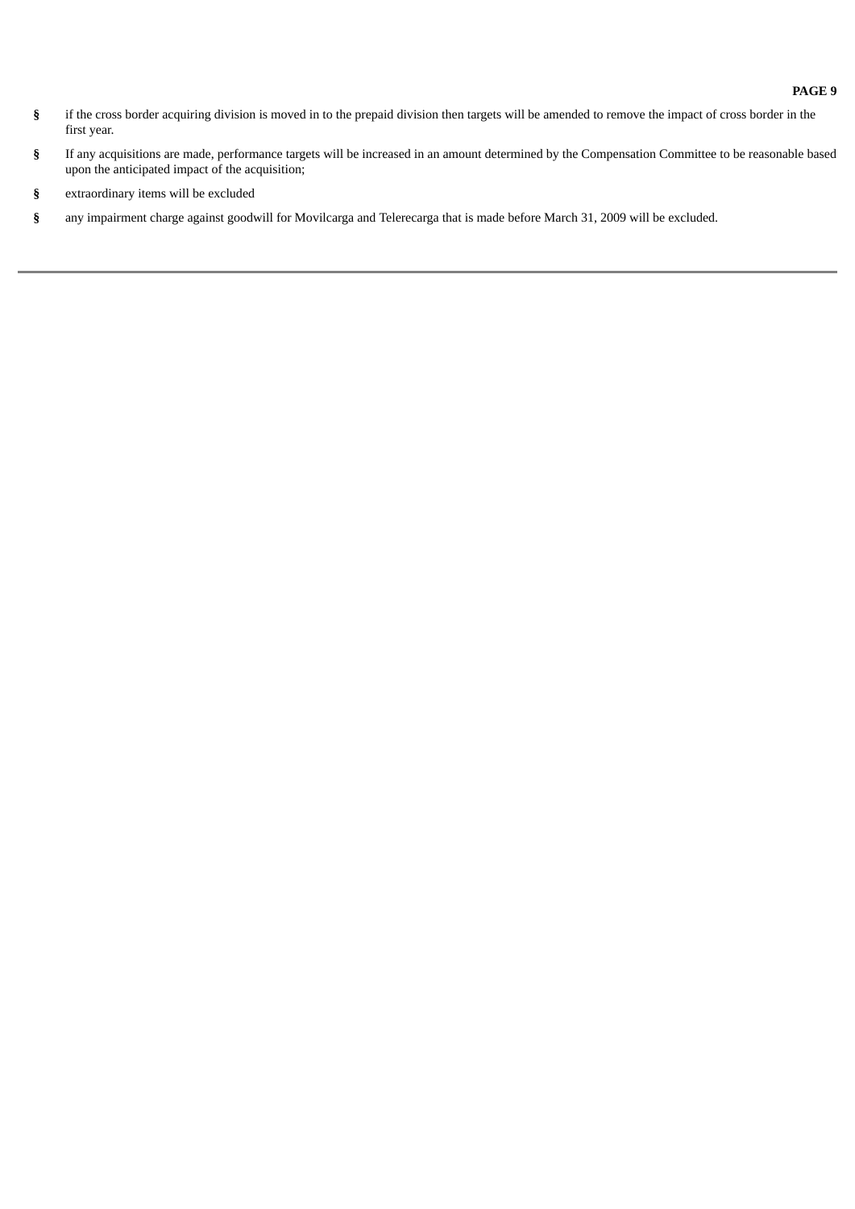- if the cross border acquiring division is moved in to the prepaid division then targets will be amended to remove the impact of cross border in the first year.
- If any acquisitions are made, performance targets will be increased in an amount determined by the Compensation Committee to be reasonable based upon the anticipated impact of the acquisition;
- extraordinary items will be excluded
- any impairment charge against goodwill for Movilcarga and Telerecarga that is made before March 31, 2009 will be excluded.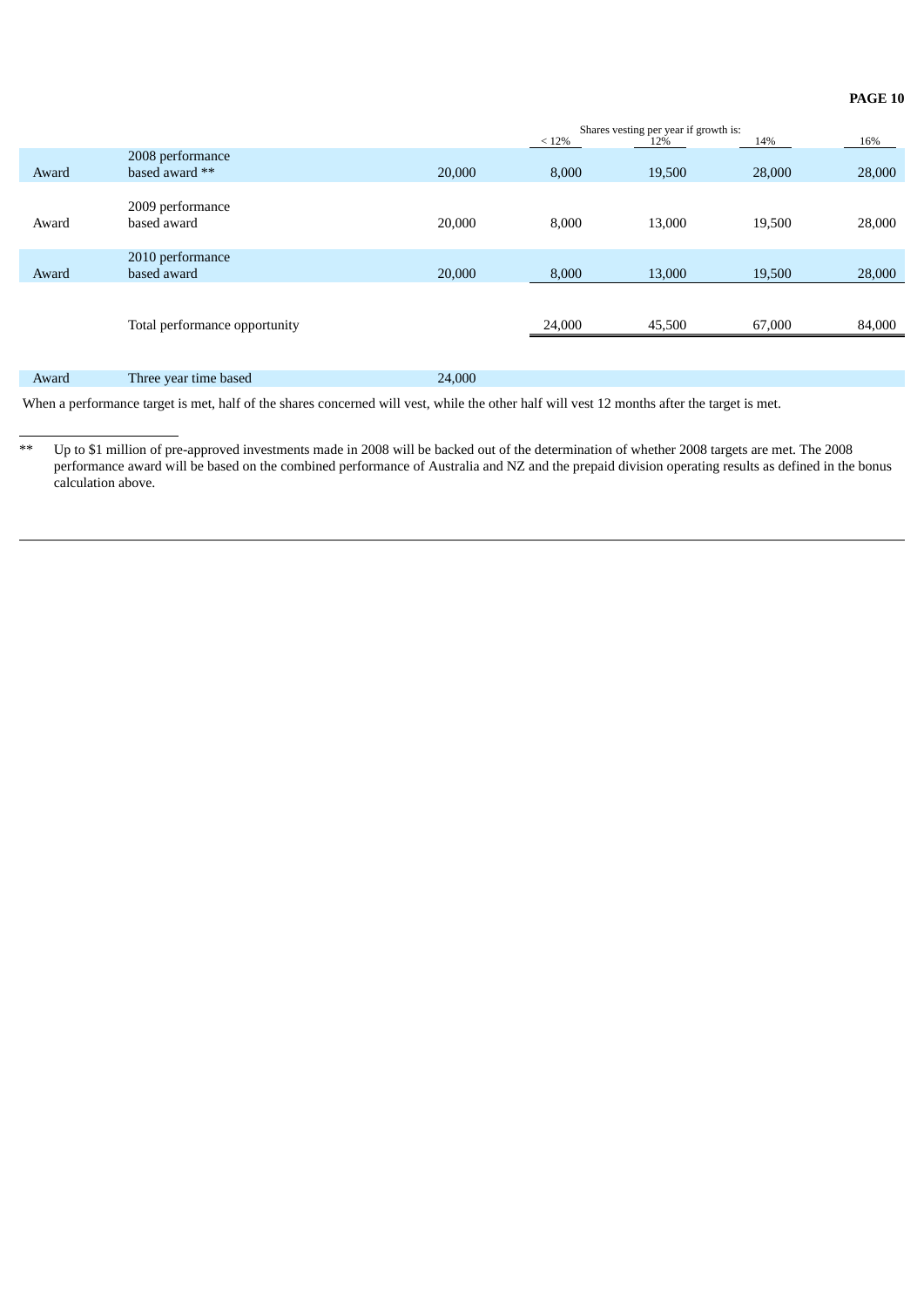| | | | Shares vesting per year if growth is: | | | |
|---|---|---|---|---|---|---|
| | | | < 12% | 12% | 14% | 16% |
| Award | 2008 performance based award ** | 20,000 | 8,000 | 19,500 | 28,000 | 28,000 |
| Award | 2009 performance based award | 20,000 | 8,000 | 13,000 | 19,500 | 28,000 |
| Award | 2010 performance based award | 20,000 | 8,000 | 13,000 | 19,500 | 28,000 |
| | Total performance opportunity | | 24,000 | 45,500 | 67,000 | 84,000 |
| Award | Three year time based | 24,000 | | | | |

When a performance target is met, half of the shares concerned will vest, while the other half will vest 12 months after the target is met.

** Up to $1 million of pre-approved investments made in 2008 will be backed out of the determination of whether 2008 targets are met. The 2008 performance award will be based on the combined performance of Australia and NZ and the prepaid division operating results as defined in the bonus calculation above.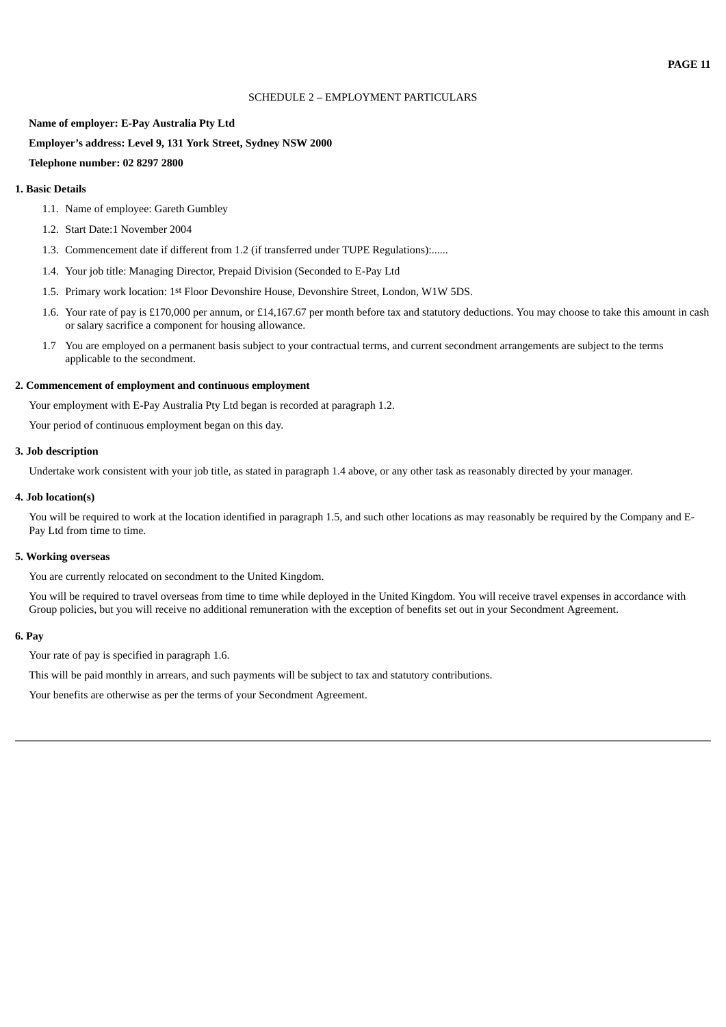SCHEDULE 2 – EMPLOYMENT PARTICULARS

**Name of employer: E-Pay Australia Pty Ltd**

**Employer's address: Level 9, 131 York Street, Sydney NSW 2000**

**Telephone number: 02 8297 2800**

**1. Basic Details**

1.1. Name of employee: Gareth Gumbley

1.2. Start Date:1 November 2004

1.3. Commencement date if different from 1.2 (if transferred under TUPE Regulations):......

1.4. Your job title: Managing Director, Prepaid Division (Seconded to E-Pay Ltd

1.5. Primary work location: 1st Floor Devonshire House, Devonshire Street, London, W1W 5DS.

1.6. Your rate of pay is £170,000 per annum, or £14,167.67 per month before tax and statutory deductions. You may choose to take this amount in cash or salary sacrifice a component for housing allowance.

1.7 You are employed on a permanent basis subject to your contractual terms, and current secondment arrangements are subject to the terms applicable to the secondment.

**2. Commencement of employment and continuous employment**

Your employment with E-Pay Australia Pty Ltd began is recorded at paragraph 1.2.

Your period of continuous employment began on this day.

**3. Job description**

Undertake work consistent with your job title, as stated in paragraph 1.4 above, or any other task as reasonably directed by your manager.

**4. Job location(s)**

You will be required to work at the location identified in paragraph 1.5, and such other locations as may reasonably be required by the Company and E-Pay Ltd from time to time.

**5. Working overseas**

You are currently relocated on secondment to the United Kingdom.

You will be required to travel overseas from time to time while deployed in the United Kingdom. You will receive travel expenses in accordance with Group policies, but you will receive no additional remuneration with the exception of benefits set out in your Secondment Agreement.

**6. Pay**

Your rate of pay is specified in paragraph 1.6.

This will be paid monthly in arrears, and such payments will be subject to tax and statutory contributions.

Your benefits are otherwise as per the terms of your Secondment Agreement.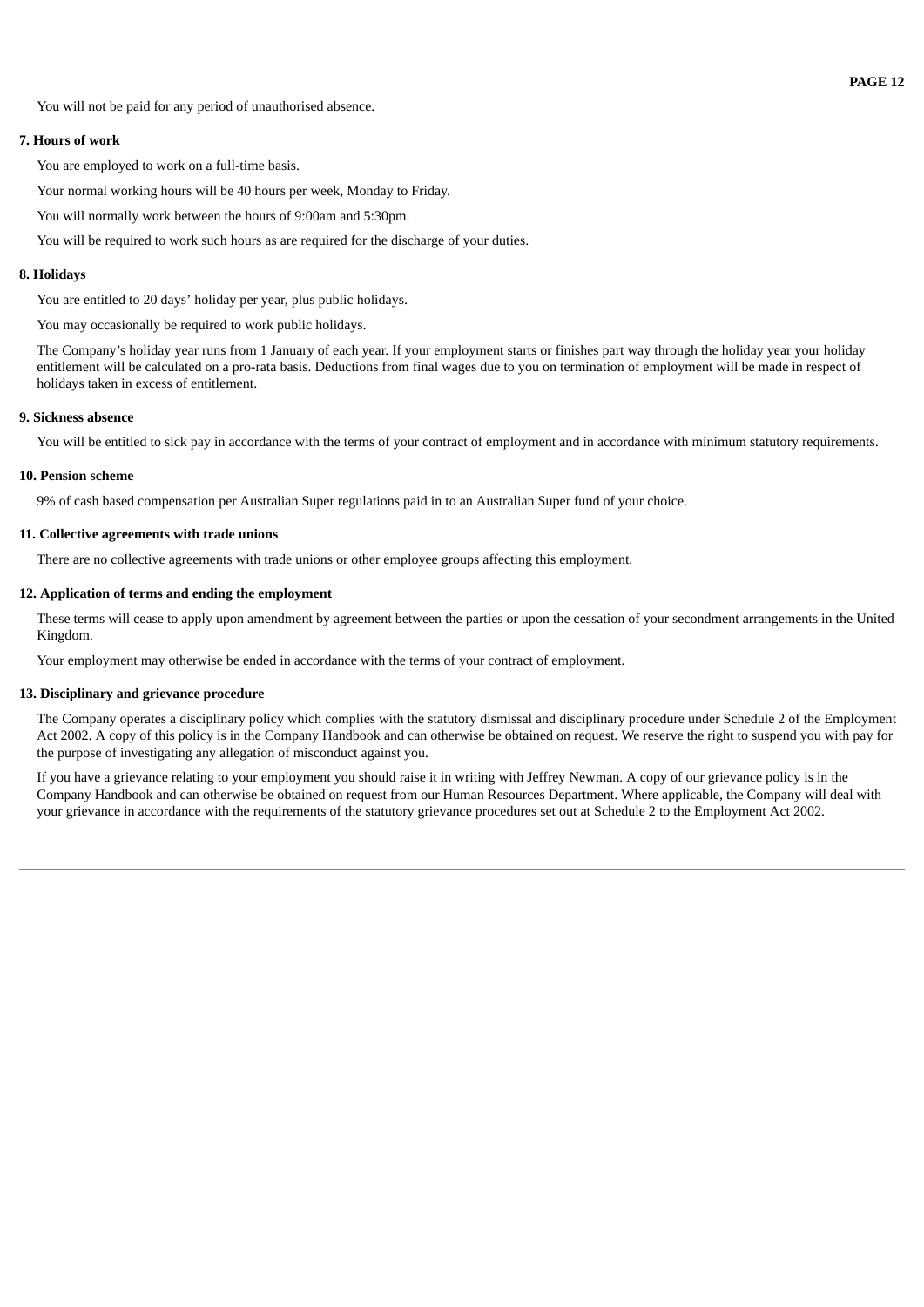You will not be paid for any period of unauthorised absence.

**7. Hours of work**

You are employed to work on a full-time basis.

Your normal working hours will be 40 hours per week, Monday to Friday.

You will normally work between the hours of 9:00am and 5:30pm.

You will be required to work such hours as are required for the discharge of your duties.

**8. Holidays**

You are entitled to 20 days' holiday per year, plus public holidays.

You may occasionally be required to work public holidays.

The Company's holiday year runs from 1 January of each year. If your employment starts or finishes part way through the holiday year your holiday entitlement will be calculated on a pro-rata basis. Deductions from final wages due to you on termination of employment will be made in respect of holidays taken in excess of entitlement.

**9. Sickness absence**

You will be entitled to sick pay in accordance with the terms of your contract of employment and in accordance with minimum statutory requirements.

**10. Pension scheme**

9% of cash based compensation per Australian Super regulations paid in to an Australian Super fund of your choice.

**11. Collective agreements with trade unions**

There are no collective agreements with trade unions or other employee groups affecting this employment.

**12. Application of terms and ending the employment**

These terms will cease to apply upon amendment by agreement between the parties or upon the cessation of your secondment arrangements in the United Kingdom.

Your employment may otherwise be ended in accordance with the terms of your contract of employment.

**13. Disciplinary and grievance procedure**

The Company operates a disciplinary policy which complies with the statutory dismissal and disciplinary procedure under Schedule 2 of the Employment Act 2002. A copy of this policy is in the Company Handbook and can otherwise be obtained on request. We reserve the right to suspend you with pay for the purpose of investigating any allegation of misconduct against you.

If you have a grievance relating to your employment you should raise it in writing with Jeffrey Newman. A copy of our grievance policy is in the Company Handbook and can otherwise be obtained on request from our Human Resources Department. Where applicable, the Company will deal with your grievance in accordance with the requirements of the statutory grievance procedures set out at Schedule 2 to the Employment Act 2002.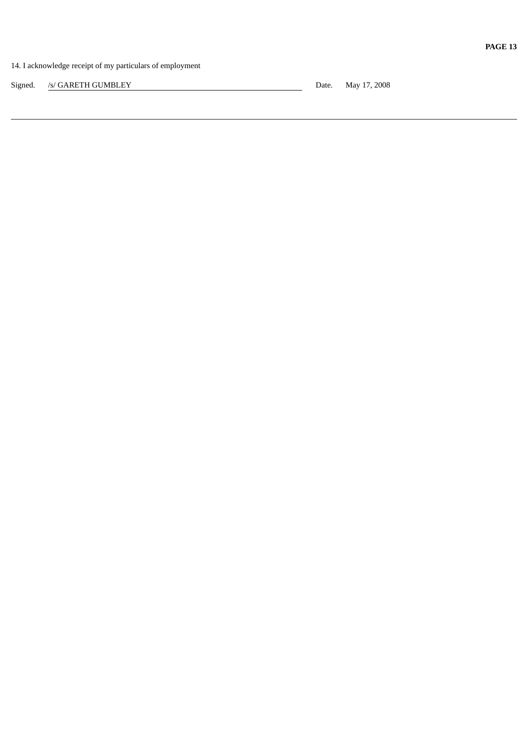14. I acknowledge receipt of my particulars of employment

Signed. /s/ GARETH GUMBLEY Date. May 17, 2008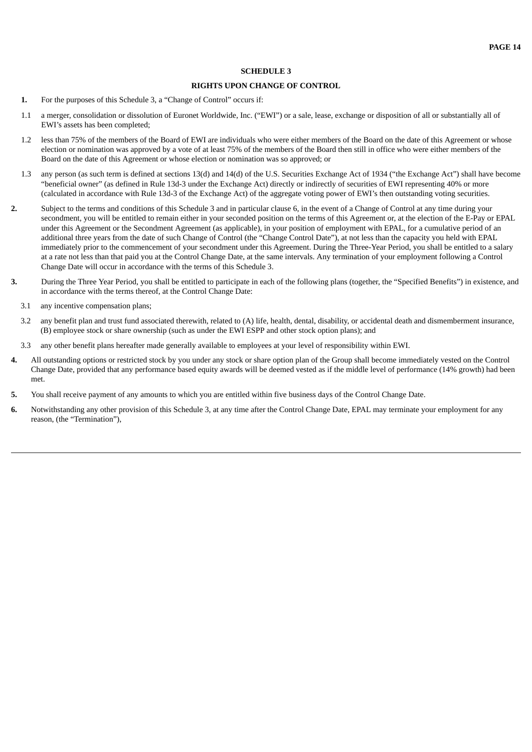## SCHEDULE 3

## RIGHTS UPON CHANGE OF CONTROL

**1.** For the purposes of this Schedule 3, a "Change of Control" occurs if:

1.1 a merger, consolidation or dissolution of Euronet Worldwide, Inc. ("EWI") or a sale, lease, exchange or disposition of all or substantially all of EWI's assets has been completed;

1.2 less than 75% of the members of the Board of EWI are individuals who were either members of the Board on the date of this Agreement or whose election or nomination was approved by a vote of at least 75% of the members of the Board then still in office who were either members of the Board on the date of this Agreement or whose election or nomination was so approved; or

1.3 any person (as such term is defined at sections 13(d) and 14(d) of the U.S. Securities Exchange Act of 1934 ("the Exchange Act") shall have become "beneficial owner" (as defined in Rule 13d-3 under the Exchange Act) directly or indirectly of securities of EWI representing 40% or more (calculated in accordance with Rule 13d-3 of the Exchange Act) of the aggregate voting power of EWI's then outstanding voting securities.

**2.** Subject to the terms and conditions of this Schedule 3 and in particular clause 6, in the event of a Change of Control at any time during your secondment, you will be entitled to remain either in your seconded position on the terms of this Agreement or, at the election of the E-Pay or EPAL under this Agreement or the Secondment Agreement (as applicable), in your position of employment with EPAL, for a cumulative period of an additional three years from the date of such Change of Control (the "Change Control Date"), at not less than the capacity you held with EPAL immediately prior to the commencement of your secondment under this Agreement. During the Three-Year Period, you shall be entitled to a salary at a rate not less than that paid you at the Control Change Date, at the same intervals. Any termination of your employment following a Control Change Date will occur in accordance with the terms of this Schedule 3.

**3.** During the Three Year Period, you shall be entitled to participate in each of the following plans (together, the "Specified Benefits") in existence, and in accordance with the terms thereof, at the Control Change Date:

3.1 any incentive compensation plans;

3.2 any benefit plan and trust fund associated therewith, related to (A) life, health, dental, disability, or accidental death and dismemberment insurance, (B) employee stock or share ownership (such as under the EWI ESPP and other stock option plans); and

3.3 any other benefit plans hereafter made generally available to employees at your level of responsibility within EWI.

**4.** All outstanding options or restricted stock by you under any stock or share option plan of the Group shall become immediately vested on the Control Change Date, provided that any performance based equity awards will be deemed vested as if the middle level of performance (14% growth) had been met.

**5.** You shall receive payment of any amounts to which you are entitled within five business days of the Control Change Date.

**6.** Notwithstanding any other provision of this Schedule 3, at any time after the Control Change Date, EPAL may terminate your employment for any reason, (the "Termination"),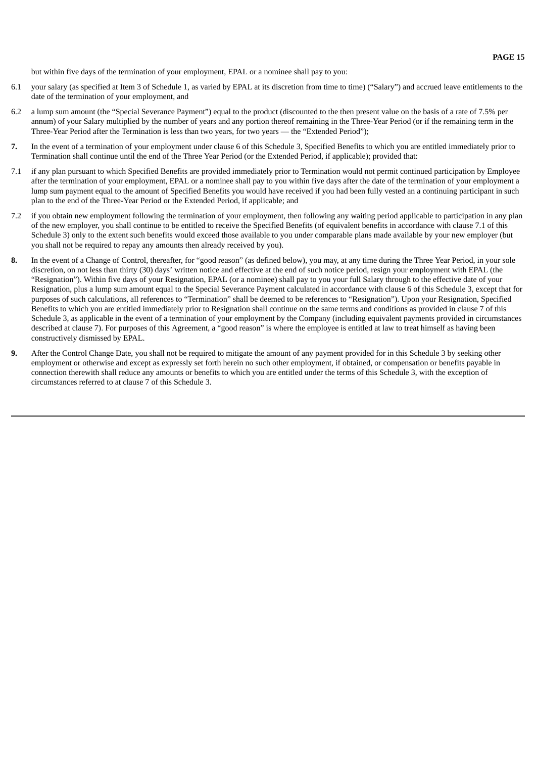but within five days of the termination of your employment, EPAL or a nominee shall pay to you:

6.1 your salary (as specified at Item 3 of Schedule 1, as varied by EPAL at its discretion from time to time) (“Salary”) and accrued leave entitlements to the date of the termination of your employment, and

6.2 a lump sum amount (the “Special Severance Payment”) equal to the product (discounted to the then present value on the basis of a rate of 7.5% per annum) of your Salary multiplied by the number of years and any portion thereof remaining in the Three-Year Period (or if the remaining term in the Three-Year Period after the Termination is less than two years, for two years — the “Extended Period”);

**7.** In the event of a termination of your employment under clause 6 of this Schedule 3, Specified Benefits to which you are entitled immediately prior to Termination shall continue until the end of the Three Year Period (or the Extended Period, if applicable); provided that:

7.1 if any plan pursuant to which Specified Benefits are provided immediately prior to Termination would not permit continued participation by Employee after the termination of your employment, EPAL or a nominee shall pay to you within five days after the date of the termination of your employment a lump sum payment equal to the amount of Specified Benefits you would have received if you had been fully vested an a continuing participant in such plan to the end of the Three-Year Period or the Extended Period, if applicable; and

7.2 if you obtain new employment following the termination of your employment, then following any waiting period applicable to participation in any plan of the new employer, you shall continue to be entitled to receive the Specified Benefits (of equivalent benefits in accordance with clause 7.1 of this Schedule 3) only to the extent such benefits would exceed those available to you under comparable plans made available by your new employer (but you shall not be required to repay any amounts then already received by you).

**8.** In the event of a Change of Control, thereafter, for “good reason” (as defined below), you may, at any time during the Three Year Period, in your sole discretion, on not less than thirty (30) days’ written notice and effective at the end of such notice period, resign your employment with EPAL (the “Resignation”). Within five days of your Resignation, EPAL (or a nominee) shall pay to you your full Salary through to the effective date of your Resignation, plus a lump sum amount equal to the Special Severance Payment calculated in accordance with clause 6 of this Schedule 3, except that for purposes of such calculations, all references to “Termination” shall be deemed to be references to “Resignation”). Upon your Resignation, Specified Benefits to which you are entitled immediately prior to Resignation shall continue on the same terms and conditions as provided in clause 7 of this Schedule 3, as applicable in the event of a termination of your employment by the Company (including equivalent payments provided in circumstances described at clause 7). For purposes of this Agreement, a “good reason” is where the employee is entitled at law to treat himself as having been constructively dismissed by EPAL.

**9.** After the Control Change Date, you shall not be required to mitigate the amount of any payment provided for in this Schedule 3 by seeking other employment or otherwise and except as expressly set forth herein no such other employment, if obtained, or compensation or benefits payable in connection therewith shall reduce any amounts or benefits to which you are entitled under the terms of this Schedule 3, with the exception of circumstances referred to at clause 7 of this Schedule 3.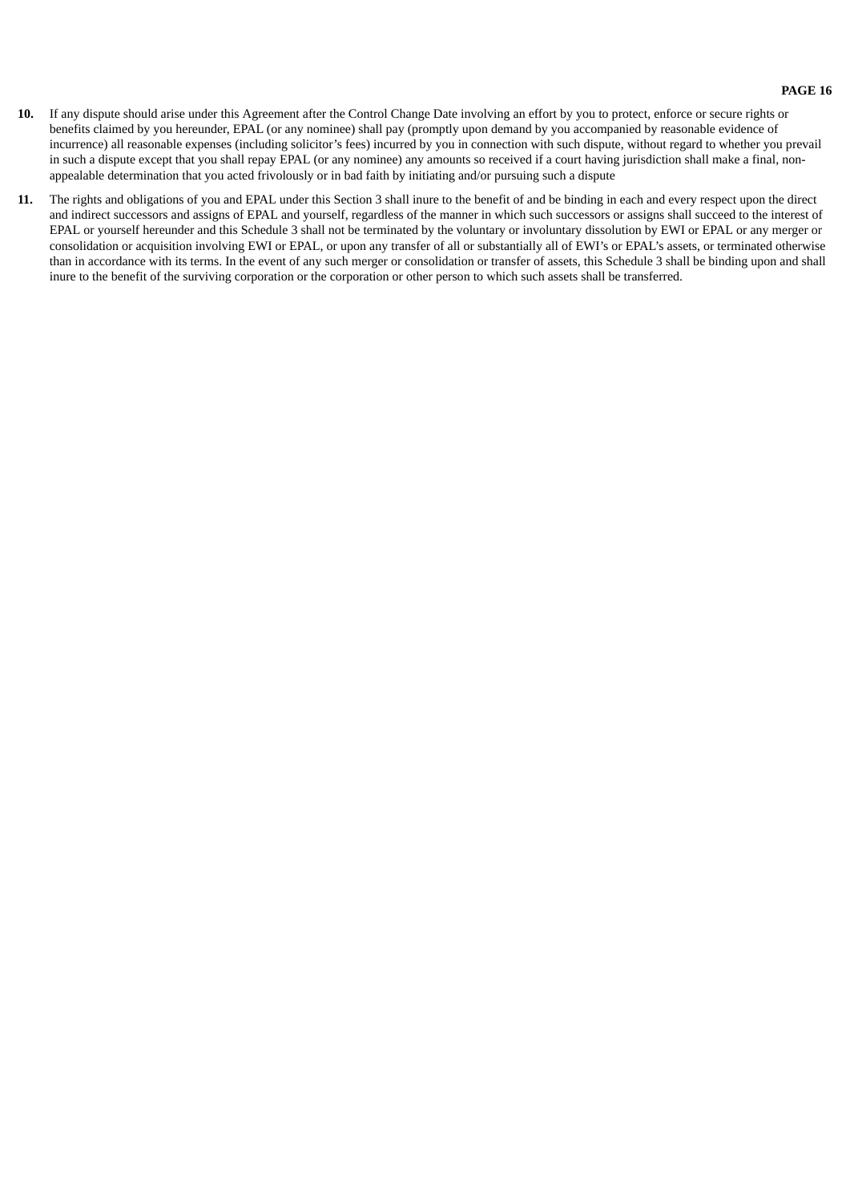**10.** If any dispute should arise under this Agreement after the Control Change Date involving an effort by you to protect, enforce or secure rights or benefits claimed by you hereunder, EPAL (or any nominee) shall pay (promptly upon demand by you accompanied by reasonable evidence of incurrence) all reasonable expenses (including solicitor's fees) incurred by you in connection with such dispute, without regard to whether you prevail in such a dispute except that you shall repay EPAL (or any nominee) any amounts so received if a court having jurisdiction shall make a final, non-appealable determination that you acted frivolously or in bad faith by initiating and/or pursuing such a dispute

**11.** The rights and obligations of you and EPAL under this Section 3 shall inure to the benefit of and be binding in each and every respect upon the direct and indirect successors and assigns of EPAL and yourself, regardless of the manner in which such successors or assigns shall succeed to the interest of EPAL or yourself hereunder and this Schedule 3 shall not be terminated by the voluntary or involuntary dissolution by EWI or EPAL or any merger or consolidation or acquisition involving EWI or EPAL, or upon any transfer of all or substantially all of EWI's or EPAL's assets, or terminated otherwise than in accordance with its terms. In the event of any such merger or consolidation or transfer of assets, this Schedule 3 shall be binding upon and shall inure to the benefit of the surviving corporation or the corporation or other person to which such assets shall be transferred.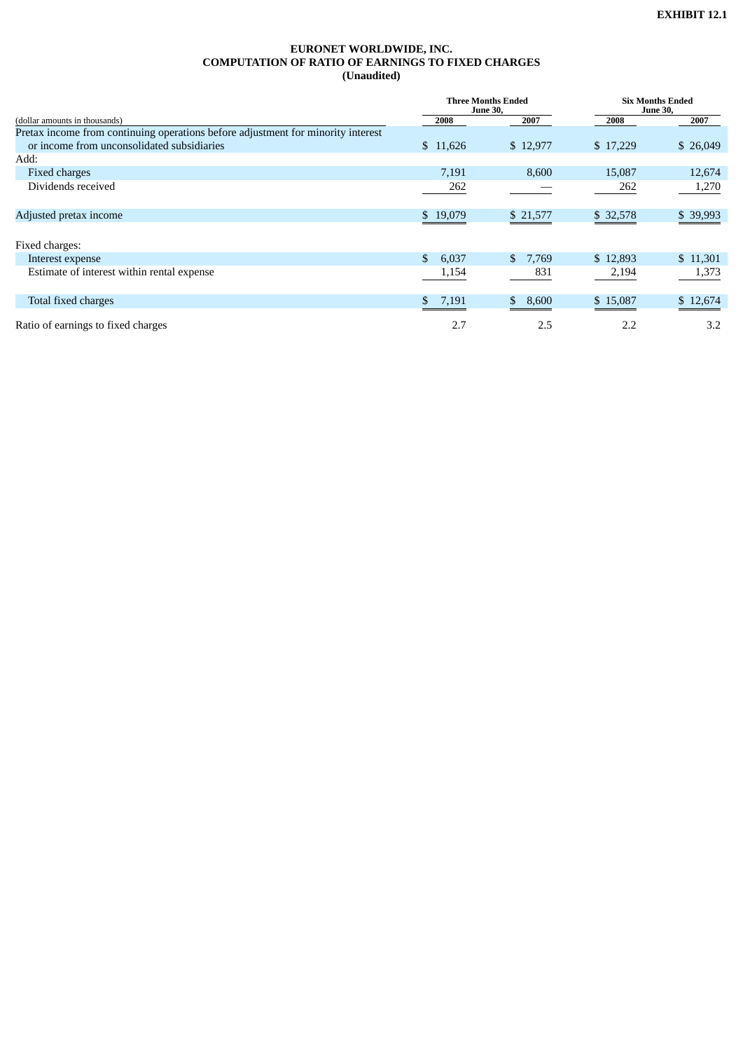**EXHIBIT 12.1**

# EURONET WORLDWIDE, INC.
## COMPUTATION OF RATIO OF EARNINGS TO FIXED CHARGES
### (Unaudited)

| (dollar amounts in thousands) | Three Months Ended June 30, | | Six Months Ended June 30, | |
|---|---|---|---|---|
| | 2008 | 2007 | 2008 | 2007 |
| Pretax income from continuing operations before adjustment for minority interest or income from unconsolidated subsidiaries | $ 11,626 | $ 12,977 | $ 17,229 | $ 26,049 |
| Add: | | | | |
| Fixed charges | 7,191 | 8,600 | 15,087 | 12,674 |
| Dividends received | 262 | — | 262 | 1,270 |
| Adjusted pretax income | $ 19,079 | $ 21,577 | $ 32,578 | $ 39,993 |
| Fixed charges: | | | | |
| Interest expense | $ 6,037 | $ 7,769 | $ 12,893 | $ 11,301 |
| Estimate of interest within rental expense | 1,154 | 831 | 2,194 | 1,373 |
| Total fixed charges | $ 7,191 | $ 8,600 | $ 15,087 | $ 12,674 |
| Ratio of earnings to fixed charges | 2.7 | 2.5 | 2.2 | 3.2 |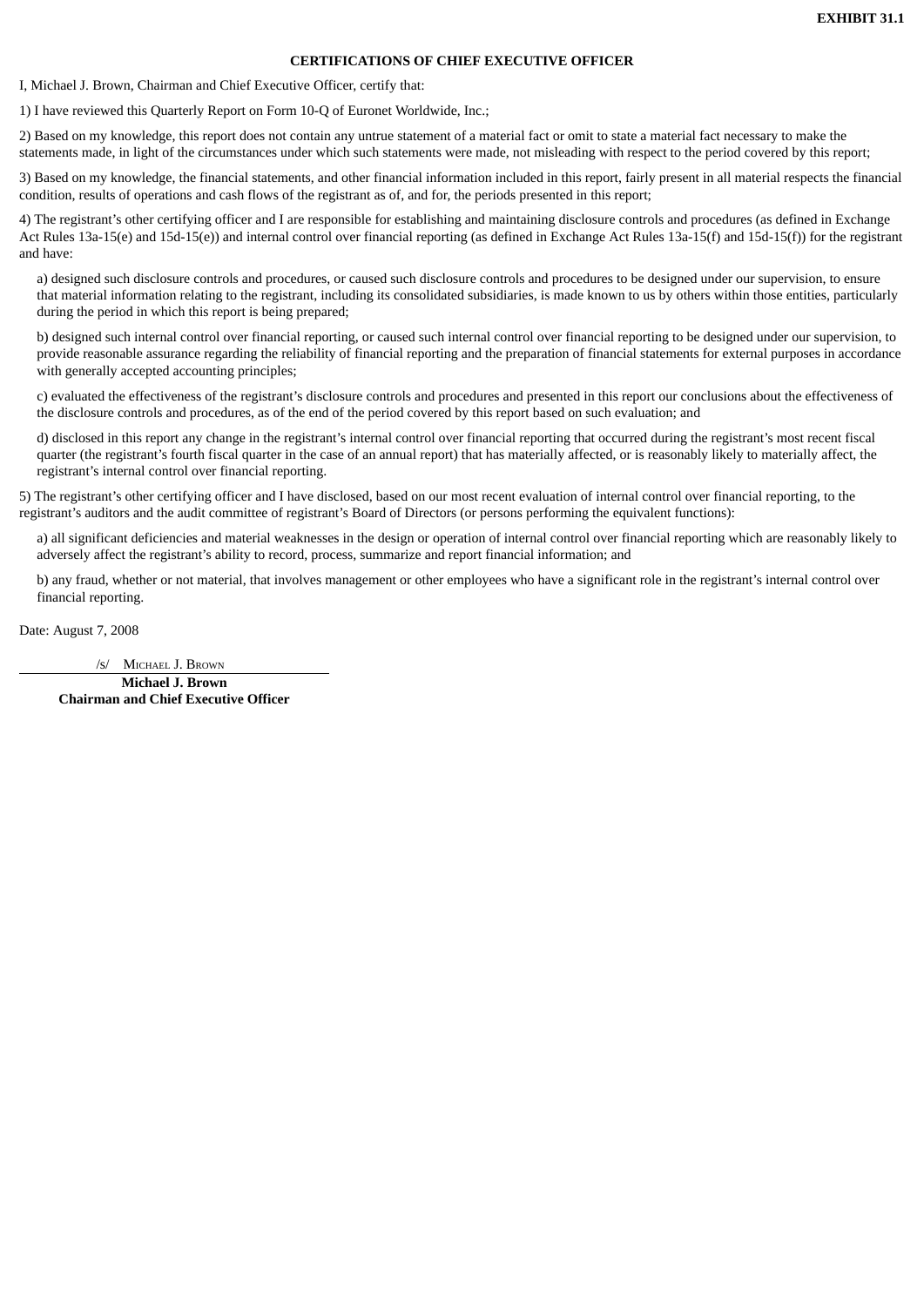**EXHIBIT 31.1**

**CERTIFICATIONS OF CHIEF EXECUTIVE OFFICER**

I, Michael J. Brown, Chairman and Chief Executive Officer, certify that:

1) I have reviewed this Quarterly Report on Form 10-Q of Euronet Worldwide, Inc.;

2) Based on my knowledge, this report does not contain any untrue statement of a material fact or omit to state a material fact necessary to make the statements made, in light of the circumstances under which such statements were made, not misleading with respect to the period covered by this report;

3) Based on my knowledge, the financial statements, and other financial information included in this report, fairly present in all material respects the financial condition, results of operations and cash flows of the registrant as of, and for, the periods presented in this report;

4) The registrant's other certifying officer and I are responsible for establishing and maintaining disclosure controls and procedures (as defined in Exchange Act Rules 13a-15(e) and 15d-15(e)) and internal control over financial reporting (as defined in Exchange Act Rules 13a-15(f) and 15d-15(f)) for the registrant and have:

a) designed such disclosure controls and procedures, or caused such disclosure controls and procedures to be designed under our supervision, to ensure that material information relating to the registrant, including its consolidated subsidiaries, is made known to us by others within those entities, particularly during the period in which this report is being prepared;

b) designed such internal control over financial reporting, or caused such internal control over financial reporting to be designed under our supervision, to provide reasonable assurance regarding the reliability of financial reporting and the preparation of financial statements for external purposes in accordance with generally accepted accounting principles;

c) evaluated the effectiveness of the registrant's disclosure controls and procedures and presented in this report our conclusions about the effectiveness of the disclosure controls and procedures, as of the end of the period covered by this report based on such evaluation; and

d) disclosed in this report any change in the registrant's internal control over financial reporting that occurred during the registrant's most recent fiscal quarter (the registrant's fourth fiscal quarter in the case of an annual report) that has materially affected, or is reasonably likely to materially affect, the registrant's internal control over financial reporting.

5) The registrant's other certifying officer and I have disclosed, based on our most recent evaluation of internal control over financial reporting, to the registrant's auditors and the audit committee of registrant's Board of Directors (or persons performing the equivalent functions):

a) all significant deficiencies and material weaknesses in the design or operation of internal control over financial reporting which are reasonably likely to adversely affect the registrant's ability to record, process, summarize and report financial information; and

b) any fraud, whether or not material, that involves management or other employees who have a significant role in the registrant's internal control over financial reporting.

Date: August 7, 2008

/s/ Michael J. Brown

**Michael J. Brown**
**Chairman and Chief Executive Officer**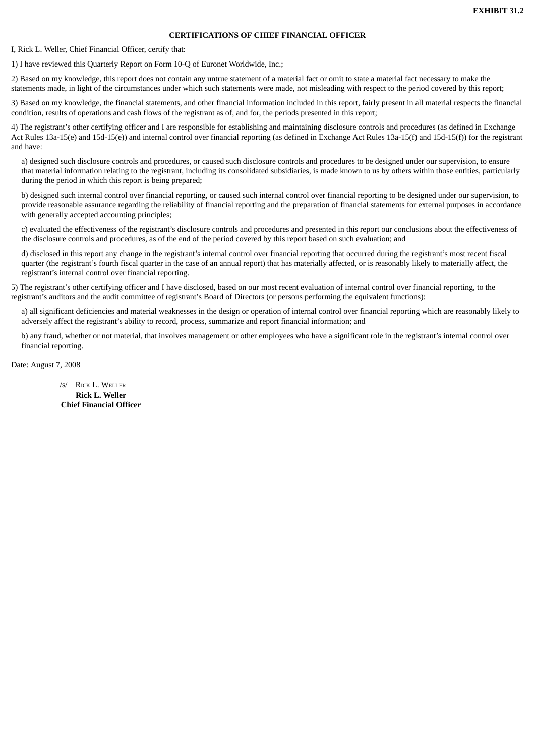**EXHIBIT 31.2**

**CERTIFICATIONS OF CHIEF FINANCIAL OFFICER**

I, Rick L. Weller, Chief Financial Officer, certify that:

1) I have reviewed this Quarterly Report on Form 10-Q of Euronet Worldwide, Inc.;

2) Based on my knowledge, this report does not contain any untrue statement of a material fact or omit to state a material fact necessary to make the statements made, in light of the circumstances under which such statements were made, not misleading with respect to the period covered by this report;

3) Based on my knowledge, the financial statements, and other financial information included in this report, fairly present in all material respects the financial condition, results of operations and cash flows of the registrant as of, and for, the periods presented in this report;

4) The registrant's other certifying officer and I are responsible for establishing and maintaining disclosure controls and procedures (as defined in Exchange Act Rules 13a-15(e) and 15d-15(e)) and internal control over financial reporting (as defined in Exchange Act Rules 13a-15(f) and 15d-15(f)) for the registrant and have:

a) designed such disclosure controls and procedures, or caused such disclosure controls and procedures to be designed under our supervision, to ensure that material information relating to the registrant, including its consolidated subsidiaries, is made known to us by others within those entities, particularly during the period in which this report is being prepared;

b) designed such internal control over financial reporting, or caused such internal control over financial reporting to be designed under our supervision, to provide reasonable assurance regarding the reliability of financial reporting and the preparation of financial statements for external purposes in accordance with generally accepted accounting principles;

c) evaluated the effectiveness of the registrant's disclosure controls and procedures and presented in this report our conclusions about the effectiveness of the disclosure controls and procedures, as of the end of the period covered by this report based on such evaluation; and

d) disclosed in this report any change in the registrant's internal control over financial reporting that occurred during the registrant's most recent fiscal quarter (the registrant's fourth fiscal quarter in the case of an annual report) that has materially affected, or is reasonably likely to materially affect, the registrant's internal control over financial reporting.

5) The registrant's other certifying officer and I have disclosed, based on our most recent evaluation of internal control over financial reporting, to the registrant's auditors and the audit committee of registrant's Board of Directors (or persons performing the equivalent functions):

a) all significant deficiencies and material weaknesses in the design or operation of internal control over financial reporting which are reasonably likely to adversely affect the registrant's ability to record, process, summarize and report financial information; and

b) any fraud, whether or not material, that involves management or other employees who have a significant role in the registrant's internal control over financial reporting.

Date: August 7, 2008

/s/ Rick L. Weller

**Rick L. Weller**
**Chief Financial Officer**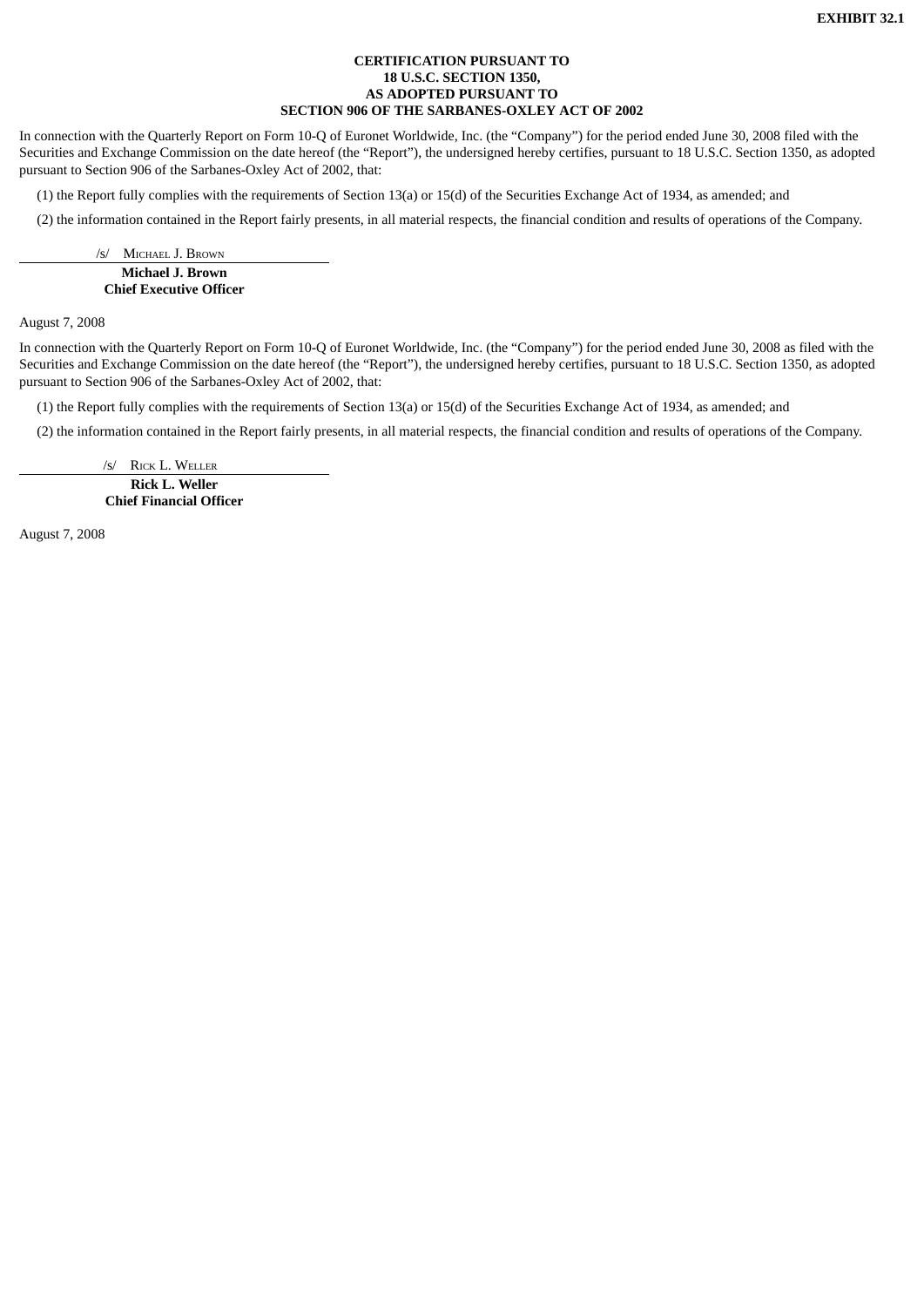**EXHIBIT 32.1**

**CERTIFICATION PURSUANT TO**
**18 U.S.C. SECTION 1350,**
**AS ADOPTED PURSUANT TO**
**SECTION 906 OF THE SARBANES-OXLEY ACT OF 2002**

In connection with the Quarterly Report on Form 10-Q of Euronet Worldwide, Inc. (the "Company") for the period ended June 30, 2008 filed with the Securities and Exchange Commission on the date hereof (the "Report"), the undersigned hereby certifies, pursuant to 18 U.S.C. Section 1350, as adopted pursuant to Section 906 of the Sarbanes-Oxley Act of 2002, that:

(1) the Report fully complies with the requirements of Section 13(a) or 15(d) of the Securities Exchange Act of 1934, as amended; and

(2) the information contained in the Report fairly presents, in all material respects, the financial condition and results of operations of the Company.

/s/ Michael J. Brown

**Michael J. Brown**
**Chief Executive Officer**

August 7, 2008

In connection with the Quarterly Report on Form 10-Q of Euronet Worldwide, Inc. (the "Company") for the period ended June 30, 2008 as filed with the Securities and Exchange Commission on the date hereof (the "Report"), the undersigned hereby certifies, pursuant to 18 U.S.C. Section 1350, as adopted pursuant to Section 906 of the Sarbanes-Oxley Act of 2002, that:

(1) the Report fully complies with the requirements of Section 13(a) or 15(d) of the Securities Exchange Act of 1934, as amended; and

(2) the information contained in the Report fairly presents, in all material respects, the financial condition and results of operations of the Company.

/s/ Rick L. Weller

**Rick L. Weller**
**Chief Financial Officer**

August 7, 2008